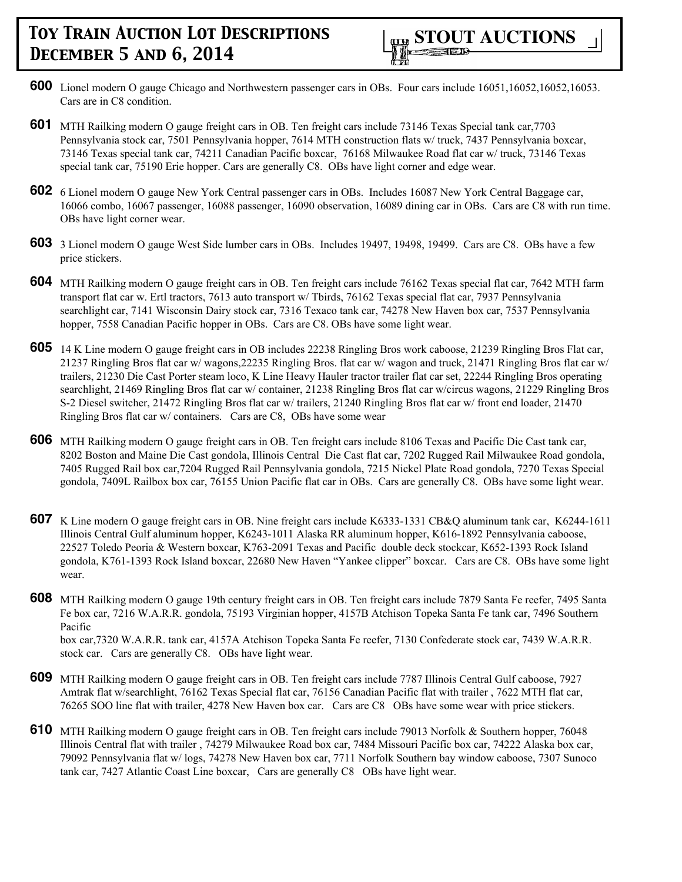# Toy Train Auction Lot Descriptions December 5 and 6, 2014

**STOUT AUCTIONS**

**600** Lionel modern O gauge Chicago and Northwestern passenger cars in OBs. Four cars include 16051,16052,16052,16053. Cars are in C8 condition.

**601** MTH Railking modern O gauge freight cars in OB. Ten freight cars include 73146 Texas Special tank car,7703 Pennsylvania stock car, 7501 Pennsylvania hopper, 7614 MTH construction flats w/ truck, 7437 Pennsylvania boxcar, 73146 Texas special tank car, 74211 Canadian Pacific boxcar, 76168 Milwaukee Road flat car w/ truck, 73146 Texas special tank car, 75190 Erie hopper. Cars are generally C8. OBs have light corner and edge wear.

**602** 6 Lionel modern O gauge New York Central passenger cars in OBs. Includes 16087 New York Central Baggage car, 16066 combo, 16067 passenger, 16088 passenger, 16090 observation, 16089 dining car in OBs. Cars are C8 with run time. OBs have light corner wear.

**603** 3 Lionel modern O gauge West Side lumber cars in OBs. Includes 19497, 19498, 19499. Cars are C8. OBs have a few price stickers.

**604** MTH Railking modern O gauge freight cars in OB. Ten freight cars include 76162 Texas special flat car, 7642 MTH farm transport flat car w. Ertl tractors, 7613 auto transport w/ Tbirds, 76162 Texas special flat car, 7937 Pennsylvania searchlight car, 7141 Wisconsin Dairy stock car, 7316 Texaco tank car, 74278 New Haven box car, 7537 Pennsylvania hopper, 7558 Canadian Pacific hopper in OBs. Cars are C8. OBs have some light wear.

**605** 14 K Line modern O gauge freight cars in OB includes 22238 Ringling Bros work caboose, 21239 Ringling Bros Flat car, 21237 Ringling Bros flat car w/ wagons,22235 Ringling Bros. flat car w/ wagon and truck, 21471 Ringling Bros flat car w/ trailers, 21230 Die Cast Porter steam loco, K Line Heavy Hauler tractor trailer flat car set, 22244 Ringling Bros operating searchlight, 21469 Ringling Bros flat car w/ container, 21238 Ringling Bros flat car w/circus wagons, 21229 Ringling Bros S-2 Diesel switcher, 21472 Ringling Bros flat car w/ trailers, 21240 Ringling Bros flat car w/ front end loader, 21470 Ringling Bros flat car w/ containers. Cars are C8, OBs have some wear

**606** MTH Railking modern O gauge freight cars in OB. Ten freight cars include 8106 Texas and Pacific Die Cast tank car, 8202 Boston and Maine Die Cast gondola, Illinois Central Die Cast flat car, 7202 Rugged Rail Milwaukee Road gondola, 7405 Rugged Rail box car,7204 Rugged Rail Pennsylvania gondola, 7215 Nickel Plate Road gondola, 7270 Texas Special gondola, 7409L Railbox box car, 76155 Union Pacific flat car in OBs. Cars are generally C8. OBs have some light wear.

**607** K Line modern O gauge freight cars in OB. Nine freight cars include K6333-1331 CB&Q aluminum tank car, K6244-1611 Illinois Central Gulf aluminum hopper, K6243-1011 Alaska RR aluminum hopper, K616-1892 Pennsylvania caboose, 22527 Toledo Peoria & Western boxcar, K763-2091 Texas and Pacific double deck stockcar, K652-1393 Rock Island gondola, K761-1393 Rock Island boxcar, 22680 New Haven "Yankee clipper" boxcar. Cars are C8. OBs have some light wear.

**608** MTH Railking modern O gauge 19th century freight cars in OB. Ten freight cars include 7879 Santa Fe reefer, 7495 Santa Fe box car, 7216 W.A.R.R. gondola, 75193 Virginian hopper, 4157B Atchison Topeka Santa Fe tank car, 7496 Southern Pacific
box car,7320 W.A.R.R. tank car, 4157A Atchison Topeka Santa Fe reefer, 7130 Confederate stock car, 7439 W.A.R.R. stock car. Cars are generally C8. OBs have light wear.

**609** MTH Railking modern O gauge freight cars in OB. Ten freight cars include 7787 Illinois Central Gulf caboose, 7927 Amtrak flat w/searchlight, 76162 Texas Special flat car, 76156 Canadian Pacific flat with trailer , 7622 MTH flat car, 76265 SOO line flat with trailer, 4278 New Haven box car. Cars are C8 OBs have some wear with price stickers.

**610** MTH Railking modern O gauge freight cars in OB. Ten freight cars include 79013 Norfolk & Southern hopper, 76048 Illinois Central flat with trailer , 74279 Milwaukee Road box car, 7484 Missouri Pacific box car, 74222 Alaska box car, 79092 Pennsylvania flat w/ logs, 74278 New Haven box car, 7711 Norfolk Southern bay window caboose, 7307 Sunoco tank car, 7427 Atlantic Coast Line boxcar, Cars are generally C8 OBs have light wear.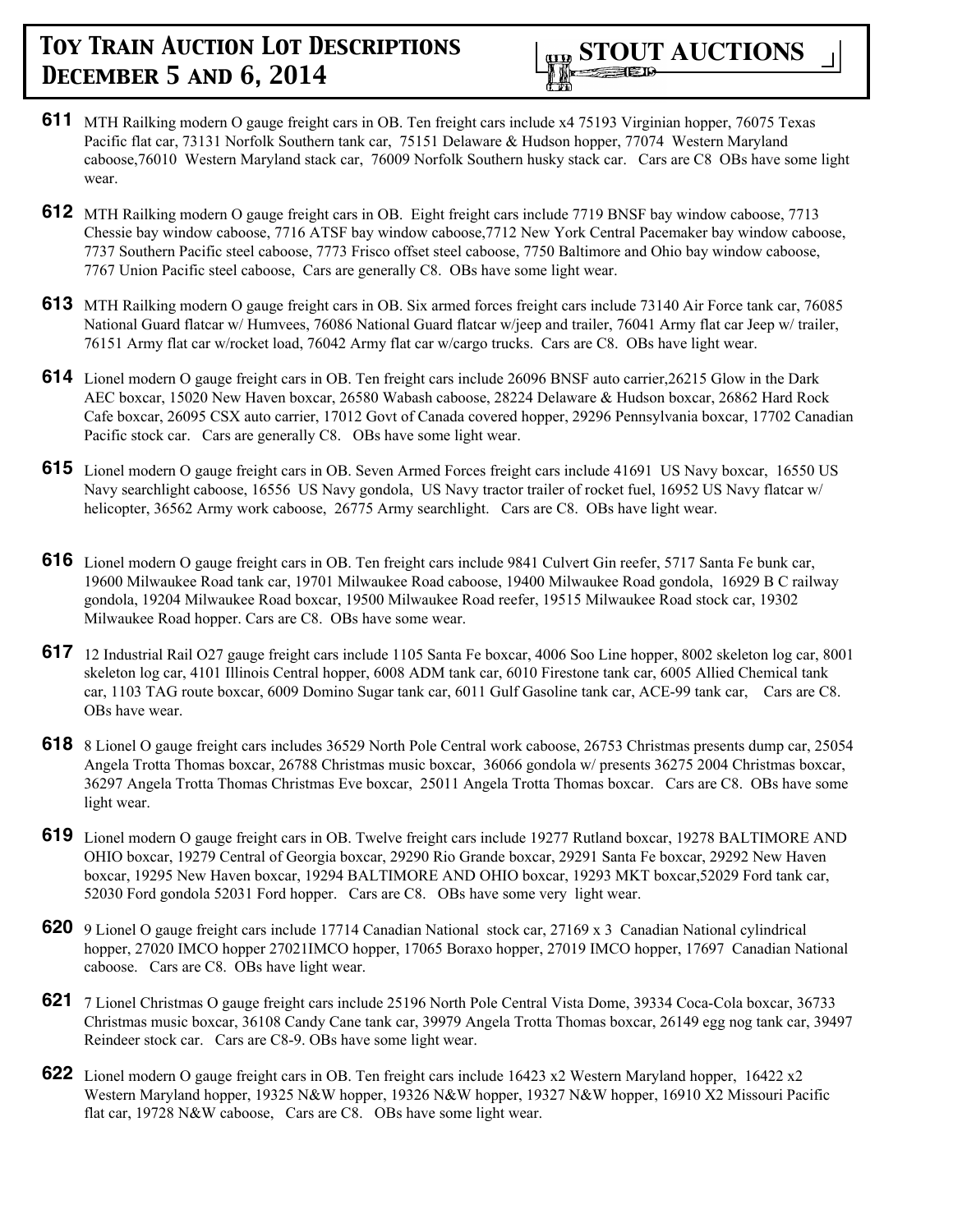**611** MTH Railking modern O gauge freight cars in OB. Ten freight cars include x4 75193 Virginian hopper, 76075 Texas Pacific flat car, 73131 Norfolk Southern tank car, 75151 Delaware & Hudson hopper, 77074 Western Maryland caboose,76010 Western Maryland stack car, 76009 Norfolk Southern husky stack car. Cars are C8 OBs have some light wear.

**612** MTH Railking modern O gauge freight cars in OB. Eight freight cars include 7719 BNSF bay window caboose, 7713 Chessie bay window caboose, 7716 ATSF bay window caboose,7712 New York Central Pacemaker bay window caboose, 7737 Southern Pacific steel caboose, 7773 Frisco offset steel caboose, 7750 Baltimore and Ohio bay window caboose, 7767 Union Pacific steel caboose, Cars are generally C8. OBs have some light wear.

**613** MTH Railking modern O gauge freight cars in OB. Six armed forces freight cars include 73140 Air Force tank car, 76085 National Guard flatcar w/ Humvees, 76086 National Guard flatcar w/jeep and trailer, 76041 Army flat car Jeep w/ trailer, 76151 Army flat car w/rocket load, 76042 Army flat car w/cargo trucks. Cars are C8. OBs have light wear.

**614** Lionel modern O gauge freight cars in OB. Ten freight cars include 26096 BNSF auto carrier,26215 Glow in the Dark AEC boxcar, 15020 New Haven boxcar, 26580 Wabash caboose, 28224 Delaware & Hudson boxcar, 26862 Hard Rock Cafe boxcar, 26095 CSX auto carrier, 17012 Govt of Canada covered hopper, 29296 Pennsylvania boxcar, 17702 Canadian Pacific stock car. Cars are generally C8. OBs have some light wear.

**615** Lionel modern O gauge freight cars in OB. Seven Armed Forces freight cars include 41691 US Navy boxcar, 16550 US Navy searchlight caboose, 16556 US Navy gondola, US Navy tractor trailer of rocket fuel, 16952 US Navy flatcar w/ helicopter, 36562 Army work caboose, 26775 Army searchlight. Cars are C8. OBs have light wear.

**616** Lionel modern O gauge freight cars in OB. Ten freight cars include 9841 Culvert Gin reefer, 5717 Santa Fe bunk car, 19600 Milwaukee Road tank car, 19701 Milwaukee Road caboose, 19400 Milwaukee Road gondola, 16929 B C railway gondola, 19204 Milwaukee Road boxcar, 19500 Milwaukee Road reefer, 19515 Milwaukee Road stock car, 19302 Milwaukee Road hopper. Cars are C8. OBs have some wear.

**617** 12 Industrial Rail O27 gauge freight cars include 1105 Santa Fe boxcar, 4006 Soo Line hopper, 8002 skeleton log car, 8001 skeleton log car, 4101 Illinois Central hopper, 6008 ADM tank car, 6010 Firestone tank car, 6005 Allied Chemical tank car, 1103 TAG route boxcar, 6009 Domino Sugar tank car, 6011 Gulf Gasoline tank car, ACE-99 tank car, Cars are C8. OBs have wear.

**618** 8 Lionel O gauge freight cars includes 36529 North Pole Central work caboose, 26753 Christmas presents dump car, 25054 Angela Trotta Thomas boxcar, 26788 Christmas music boxcar, 36066 gondola w/ presents 36275 2004 Christmas boxcar, 36297 Angela Trotta Thomas Christmas Eve boxcar, 25011 Angela Trotta Thomas boxcar. Cars are C8. OBs have some light wear.

**619** Lionel modern O gauge freight cars in OB. Twelve freight cars include 19277 Rutland boxcar, 19278 BALTIMORE AND OHIO boxcar, 19279 Central of Georgia boxcar, 29290 Rio Grande boxcar, 29291 Santa Fe boxcar, 29292 New Haven boxcar, 19295 New Haven boxcar, 19294 BALTIMORE AND OHIO boxcar, 19293 MKT boxcar,52029 Ford tank car, 52030 Ford gondola 52031 Ford hopper. Cars are C8. OBs have some very light wear.

**620** 9 Lionel O gauge freight cars include 17714 Canadian National stock car, 27169 x 3 Canadian National cylindrical hopper, 27020 IMCO hopper 27021IMCO hopper, 17065 Boraxo hopper, 27019 IMCO hopper, 17697 Canadian National caboose. Cars are C8. OBs have light wear.

**621** 7 Lionel Christmas O gauge freight cars include 25196 North Pole Central Vista Dome, 39334 Coca-Cola boxcar, 36733 Christmas music boxcar, 36108 Candy Cane tank car, 39979 Angela Trotta Thomas boxcar, 26149 egg nog tank car, 39497 Reindeer stock car. Cars are C8-9. OBs have some light wear.

**622** Lionel modern O gauge freight cars in OB. Ten freight cars include 16423 x2 Western Maryland hopper, 16422 x2 Western Maryland hopper, 19325 N&W hopper, 19326 N&W hopper, 19327 N&W hopper, 16910 X2 Missouri Pacific flat car, 19728 N&W caboose, Cars are C8. OBs have some light wear.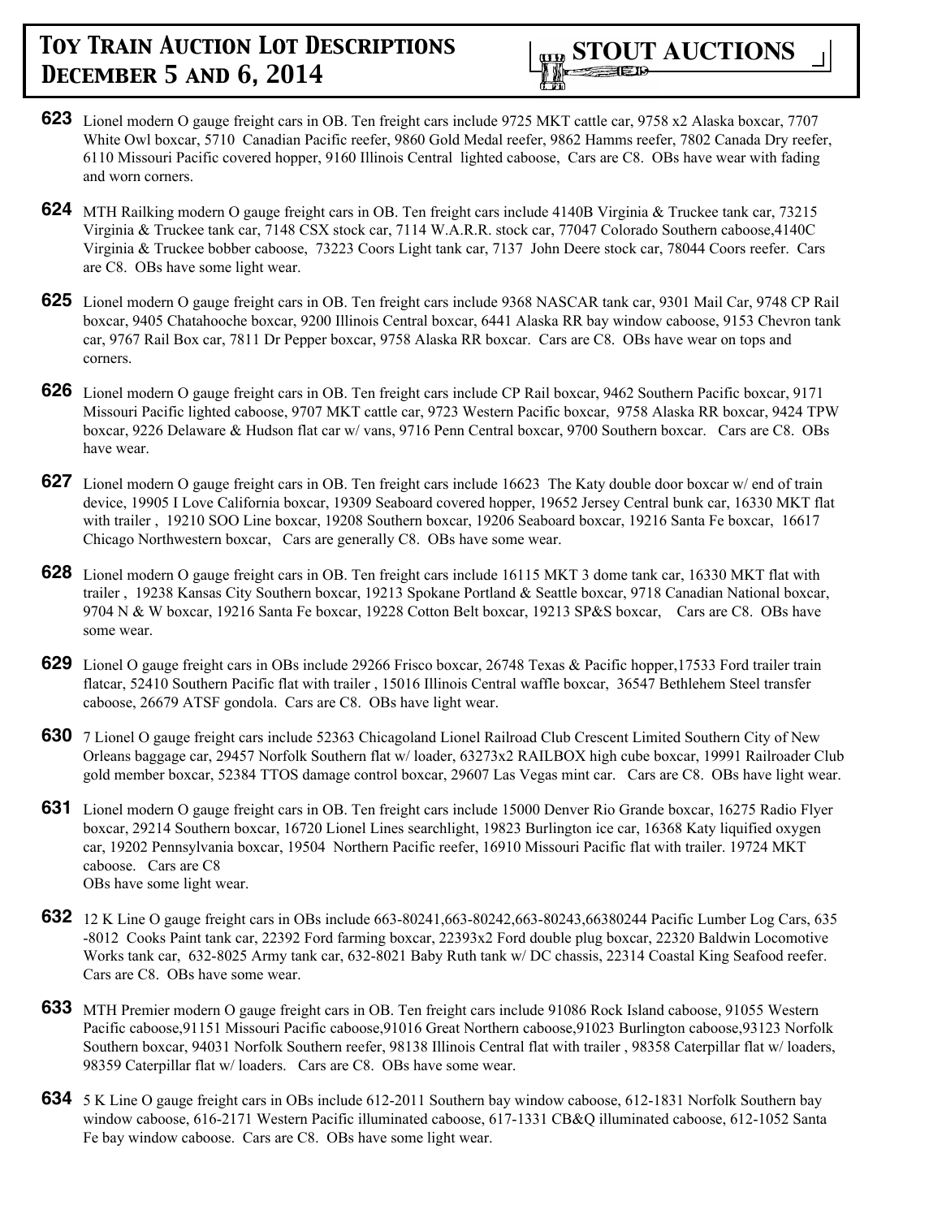**623** Lionel modern O gauge freight cars in OB. Ten freight cars include 9725 MKT cattle car, 9758 x2 Alaska boxcar, 7707 White Owl boxcar, 5710 Canadian Pacific reefer, 9860 Gold Medal reefer, 9862 Hamms reefer, 7802 Canada Dry reefer, 6110 Missouri Pacific covered hopper, 9160 Illinois Central lighted caboose, Cars are C8. OBs have wear with fading and worn corners.

**624** MTH Railking modern O gauge freight cars in OB. Ten freight cars include 4140B Virginia & Truckee tank car, 73215 Virginia & Truckee tank car, 7148 CSX stock car, 7114 W.A.R.R. stock car, 77047 Colorado Southern caboose,4140C Virginia & Truckee bobber caboose, 73223 Coors Light tank car, 7137 John Deere stock car, 78044 Coors reefer. Cars are C8. OBs have some light wear.

**625** Lionel modern O gauge freight cars in OB. Ten freight cars include 9368 NASCAR tank car, 9301 Mail Car, 9748 CP Rail boxcar, 9405 Chatahooche boxcar, 9200 Illinois Central boxcar, 6441 Alaska RR bay window caboose, 9153 Chevron tank car, 9767 Rail Box car, 7811 Dr Pepper boxcar, 9758 Alaska RR boxcar. Cars are C8. OBs have wear on tops and corners.

**626** Lionel modern O gauge freight cars in OB. Ten freight cars include CP Rail boxcar, 9462 Southern Pacific boxcar, 9171 Missouri Pacific lighted caboose, 9707 MKT cattle car, 9723 Western Pacific boxcar, 9758 Alaska RR boxcar, 9424 TPW boxcar, 9226 Delaware & Hudson flat car w/ vans, 9716 Penn Central boxcar, 9700 Southern boxcar. Cars are C8. OBs have wear.

**627** Lionel modern O gauge freight cars in OB. Ten freight cars include 16623 The Katy double door boxcar w/ end of train device, 19905 I Love California boxcar, 19309 Seaboard covered hopper, 19652 Jersey Central bunk car, 16330 MKT flat with trailer , 19210 SOO Line boxcar, 19208 Southern boxcar, 19206 Seaboard boxcar, 19216 Santa Fe boxcar, 16617 Chicago Northwestern boxcar, Cars are generally C8. OBs have some wear.

**628** Lionel modern O gauge freight cars in OB. Ten freight cars include 16115 MKT 3 dome tank car, 16330 MKT flat with trailer , 19238 Kansas City Southern boxcar, 19213 Spokane Portland & Seattle boxcar, 9718 Canadian National boxcar, 9704 N & W boxcar, 19216 Santa Fe boxcar, 19228 Cotton Belt boxcar, 19213 SP&S boxcar, Cars are C8. OBs have some wear.

**629** Lionel O gauge freight cars in OBs include 29266 Frisco boxcar, 26748 Texas & Pacific hopper,17533 Ford trailer train flatcar, 52410 Southern Pacific flat with trailer , 15016 Illinois Central waffle boxcar, 36547 Bethlehem Steel transfer caboose, 26679 ATSF gondola. Cars are C8. OBs have light wear.

**630** 7 Lionel O gauge freight cars include 52363 Chicagoland Lionel Railroad Club Crescent Limited Southern City of New Orleans baggage car, 29457 Norfolk Southern flat w/ loader, 63273x2 RAILBOX high cube boxcar, 19991 Railroader Club gold member boxcar, 52384 TTOS damage control boxcar, 29607 Las Vegas mint car. Cars are C8. OBs have light wear.

**631** Lionel modern O gauge freight cars in OB. Ten freight cars include 15000 Denver Rio Grande boxcar, 16275 Radio Flyer boxcar, 29214 Southern boxcar, 16720 Lionel Lines searchlight, 19823 Burlington ice car, 16368 Katy liquified oxygen car, 19202 Pennsylvania boxcar, 19504 Northern Pacific reefer, 16910 Missouri Pacific flat with trailer. 19724 MKT caboose. Cars are C8
OBs have some light wear.

**632** 12 K Line O gauge freight cars in OBs include 663-80241,663-80242,663-80243,66380244 Pacific Lumber Log Cars, 635 -8012 Cooks Paint tank car, 22392 Ford farming boxcar, 22393x2 Ford double plug boxcar, 22320 Baldwin Locomotive Works tank car, 632-8025 Army tank car, 632-8021 Baby Ruth tank w/ DC chassis, 22314 Coastal King Seafood reefer. Cars are C8. OBs have some wear.

**633** MTH Premier modern O gauge freight cars in OB. Ten freight cars include 91086 Rock Island caboose, 91055 Western Pacific caboose,91151 Missouri Pacific caboose,91016 Great Northern caboose,91023 Burlington caboose,93123 Norfolk Southern boxcar, 94031 Norfolk Southern reefer, 98138 Illinois Central flat with trailer , 98358 Caterpillar flat w/ loaders, 98359 Caterpillar flat w/ loaders. Cars are C8. OBs have some wear.

**634** 5 K Line O gauge freight cars in OBs include 612-2011 Southern bay window caboose, 612-1831 Norfolk Southern bay window caboose, 616-2171 Western Pacific illuminated caboose, 617-1331 CB&Q illuminated caboose, 612-1052 Santa Fe bay window caboose. Cars are C8. OBs have some light wear.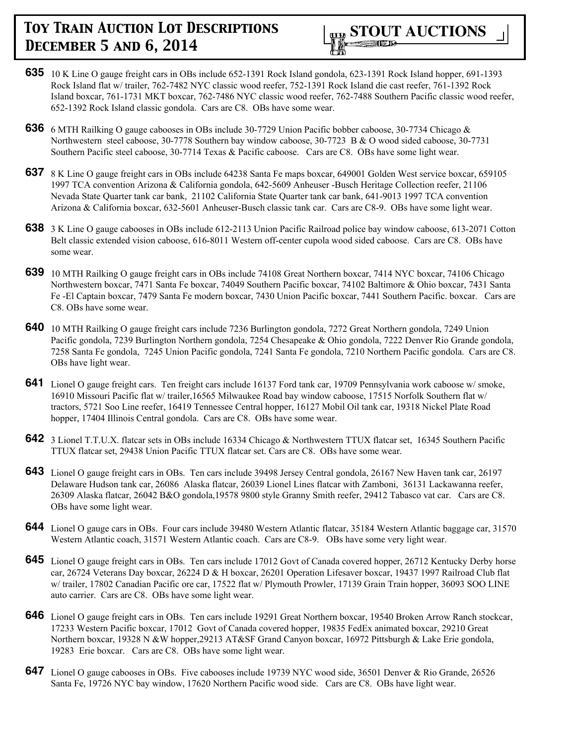**635** 10 K Line O gauge freight cars in OBs include 652-1391 Rock Island gondola, 623-1391 Rock Island hopper, 691-1393 Rock Island flat w/ trailer, 762-7482 NYC classic wood reefer, 752-1391 Rock Island die cast reefer, 761-1392 Rock Island boxcar, 761-1731 MKT boxcar, 762-7486 NYC classic wood reefer, 762-7488 Southern Pacific classic wood reefer, 652-1392 Rock Island classic gondola. Cars are C8. OBs have some wear.

**636** 6 MTH Railking O gauge cabooses in OBs include 30-7729 Union Pacific bobber caboose, 30-7734 Chicago & Northwestern steel caboose, 30-7778 Southern bay window caboose, 30-7723 B & O wood sided caboose, 30-7731 Southern Pacific steel caboose, 30-7714 Texas & Pacific caboose. Cars are C8. OBs have some light wear.

**637** 8 K Line O gauge freight cars in OBs include 64238 Santa Fe maps boxcar, 649001 Golden West service boxcar, 659105 1997 TCA convention Arizona & California gondola, 642-5609 Anheuser -Busch Heritage Collection reefer, 21106 Nevada State Quarter tank car bank, 21102 California State Quarter tank car bank, 641-9013 1997 TCA convention Arizona & California boxcar, 632-5601 Anheuser-Busch classic tank car. Cars are C8-9. OBs have some light wear.

**638** 3 K Line O gauge cabooses in OBs include 612-2113 Union Pacific Railroad police bay window caboose, 613-2071 Cotton Belt classic extended vision caboose, 616-8011 Western off-center cupola wood sided caboose. Cars are C8. OBs have some wear.

**639** 10 MTH Railking O gauge freight cars in OBs include 74108 Great Northern boxcar, 7414 NYC boxcar, 74106 Chicago Northwestern boxcar, 7471 Santa Fe boxcar, 74049 Southern Pacific boxcar, 74102 Baltimore & Ohio boxcar, 7431 Santa Fe -El Captain boxcar, 7479 Santa Fe modern boxcar, 7430 Union Pacific boxcar, 7441 Southern Pacific. boxcar. Cars are C8. OBs have some wear.

**640** 10 MTH Railking O gauge freight cars include 7236 Burlington gondola, 7272 Great Northern gondola, 7249 Union Pacific gondola, 7239 Burlington Northern gondola, 7254 Chesapeake & Ohio gondola, 7222 Denver Rio Grande gondola, 7258 Santa Fe gondola, 7245 Union Pacific gondola, 7241 Santa Fe gondola, 7210 Northern Pacific gondola. Cars are C8. OBs have light wear.

**641** Lionel O gauge freight cars. Ten freight cars include 16137 Ford tank car, 19709 Pennsylvania work caboose w/ smoke, 16910 Missouri Pacific flat w/ trailer,16565 Milwaukee Road bay window caboose, 17515 Norfolk Southern flat w/ tractors, 5721 Soo Line reefer, 16419 Tennessee Central hopper, 16127 Mobil Oil tank car, 19318 Nickel Plate Road hopper, 17404 Illinois Central gondola. Cars are C8. OBs have some wear.

**642** 3 Lionel T.T.U.X. flatcar sets in OBs include 16334 Chicago & Northwestern TTUX flatcar set, 16345 Southern Pacific TTUX flatcar set, 29438 Union Pacific TTUX flatcar set. Cars are C8. OBs have some wear.

**643** Lionel O gauge freight cars in OBs. Ten cars include 39498 Jersey Central gondola, 26167 New Haven tank car, 26197 Delaware Hudson tank car, 26086 Alaska flatcar, 26039 Lionel Lines flatcar with Zamboni, 36131 Lackawanna reefer, 26309 Alaska flatcar, 26042 B&O gondola,19578 9800 style Granny Smith reefer, 29412 Tabasco vat car. Cars are C8. OBs have some light wear.

**644** Lionel O gauge cars in OBs. Four cars include 39480 Western Atlantic flatcar, 35184 Western Atlantic baggage car, 31570 Western Atlantic coach, 31571 Western Atlantic coach. Cars are C8-9. OBs have some very light wear.

**645** Lionel O gauge freight cars in OBs. Ten cars include 17012 Govt of Canada covered hopper, 26712 Kentucky Derby horse car, 26724 Veterans Day boxcar, 26224 D & H boxcar, 26201 Operation Lifesaver boxcar, 19437 1997 Railroad Club flat w/ trailer, 17802 Canadian Pacific ore car, 17522 flat w/ Plymouth Prowler, 17139 Grain Train hopper, 36093 SOO LINE auto carrier. Cars are C8. OBs have some light wear.

**646** Lionel O gauge freight cars in OBs. Ten cars include 19291 Great Northern boxcar, 19540 Broken Arrow Ranch stockcar, 17233 Western Pacific boxcar, 17012 Govt of Canada covered hopper, 19835 FedEx animated boxcar, 29210 Great Northern boxcar, 19328 N &W hopper,29213 AT&SF Grand Canyon boxcar, 16972 Pittsburgh & Lake Erie gondola, 19283 Erie boxcar. Cars are C8. OBs have some light wear.

**647** Lionel O gauge cabooses in OBs. Five cabooses include 19739 NYC wood side, 36501 Denver & Rio Grande, 26526 Santa Fe, 19726 NYC bay window, 17620 Northern Pacific wood side. Cars are C8. OBs have light wear.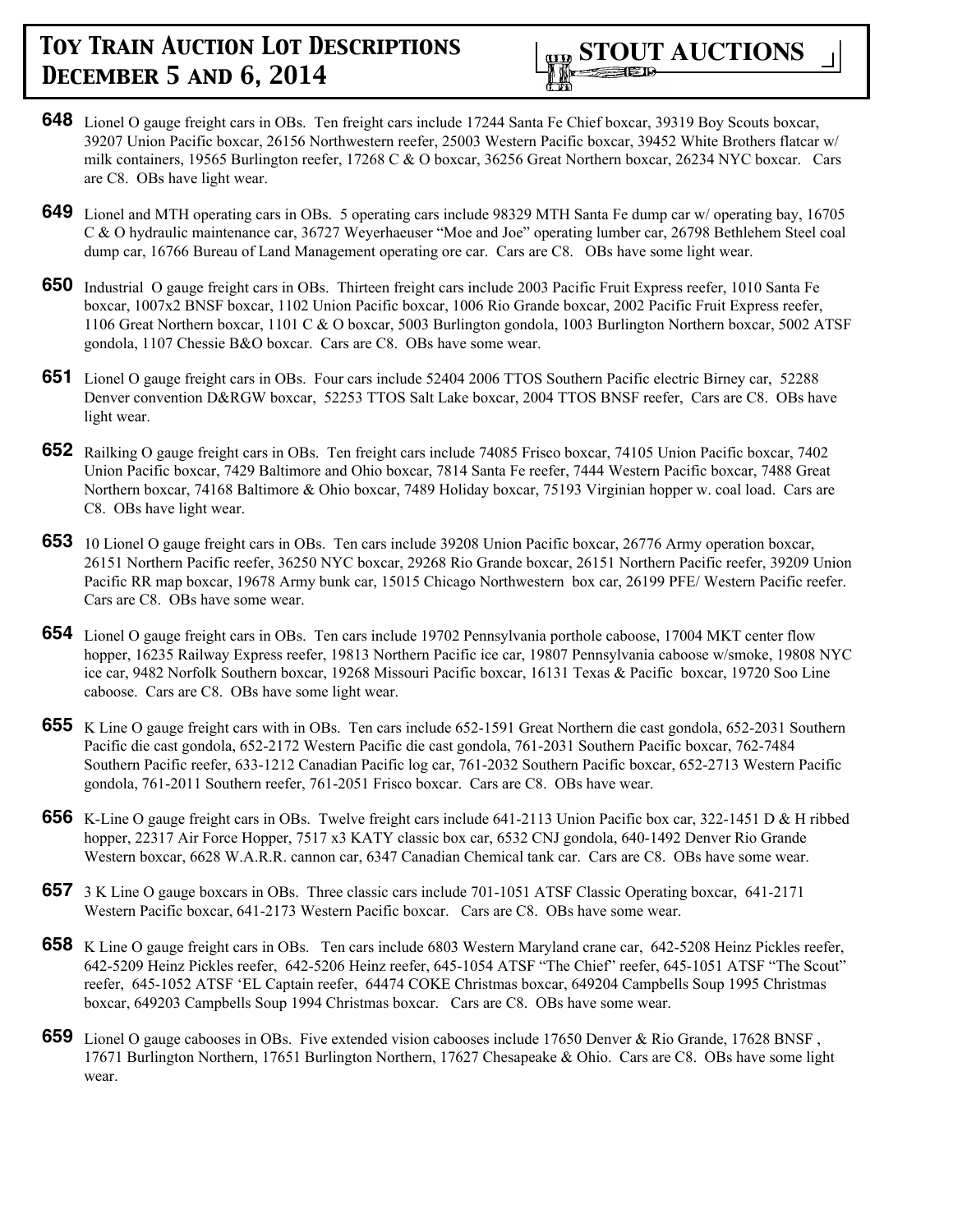**648** Lionel O gauge freight cars in OBs. Ten freight cars include 17244 Santa Fe Chief boxcar, 39319 Boy Scouts boxcar, 39207 Union Pacific boxcar, 26156 Northwestern reefer, 25003 Western Pacific boxcar, 39452 White Brothers flatcar w/ milk containers, 19565 Burlington reefer, 17268 C & O boxcar, 36256 Great Northern boxcar, 26234 NYC boxcar. Cars are C8. OBs have light wear.

**649** Lionel and MTH operating cars in OBs. 5 operating cars include 98329 MTH Santa Fe dump car w/ operating bay, 16705 C & O hydraulic maintenance car, 36727 Weyerhaeuser "Moe and Joe" operating lumber car, 26798 Bethlehem Steel coal dump car, 16766 Bureau of Land Management operating ore car. Cars are C8. OBs have some light wear.

**650** Industrial O gauge freight cars in OBs. Thirteen freight cars include 2003 Pacific Fruit Express reefer, 1010 Santa Fe boxcar, 1007x2 BNSF boxcar, 1102 Union Pacific boxcar, 1006 Rio Grande boxcar, 2002 Pacific Fruit Express reefer, 1106 Great Northern boxcar, 1101 C & O boxcar, 5003 Burlington gondola, 1003 Burlington Northern boxcar, 5002 ATSF gondola, 1107 Chessie B&O boxcar. Cars are C8. OBs have some wear.

**651** Lionel O gauge freight cars in OBs. Four cars include 52404 2006 TTOS Southern Pacific electric Birney car, 52288 Denver convention D&RGW boxcar, 52253 TTOS Salt Lake boxcar, 2004 TTOS BNSF reefer, Cars are C8. OBs have light wear.

**652** Railking O gauge freight cars in OBs. Ten freight cars include 74085 Frisco boxcar, 74105 Union Pacific boxcar, 7402 Union Pacific boxcar, 7429 Baltimore and Ohio boxcar, 7814 Santa Fe reefer, 7444 Western Pacific boxcar, 7488 Great Northern boxcar, 74168 Baltimore & Ohio boxcar, 7489 Holiday boxcar, 75193 Virginian hopper w. coal load. Cars are C8. OBs have light wear.

**653** 10 Lionel O gauge freight cars in OBs. Ten cars include 39208 Union Pacific boxcar, 26776 Army operation boxcar, 26151 Northern Pacific reefer, 36250 NYC boxcar, 29268 Rio Grande boxcar, 26151 Northern Pacific reefer, 39209 Union Pacific RR map boxcar, 19678 Army bunk car, 15015 Chicago Northwestern box car, 26199 PFE/ Western Pacific reefer. Cars are C8. OBs have some wear.

**654** Lionel O gauge freight cars in OBs. Ten cars include 19702 Pennsylvania porthole caboose, 17004 MKT center flow hopper, 16235 Railway Express reefer, 19813 Northern Pacific ice car, 19807 Pennsylvania caboose w/smoke, 19808 NYC ice car, 9482 Norfolk Southern boxcar, 19268 Missouri Pacific boxcar, 16131 Texas & Pacific boxcar, 19720 Soo Line caboose. Cars are C8. OBs have some light wear.

**655** K Line O gauge freight cars with in OBs. Ten cars include 652-1591 Great Northern die cast gondola, 652-2031 Southern Pacific die cast gondola, 652-2172 Western Pacific die cast gondola, 761-2031 Southern Pacific boxcar, 762-7484 Southern Pacific reefer, 633-1212 Canadian Pacific log car, 761-2032 Southern Pacific boxcar, 652-2713 Western Pacific gondola, 761-2011 Southern reefer, 761-2051 Frisco boxcar. Cars are C8. OBs have wear.

**656** K-Line O gauge freight cars in OBs. Twelve freight cars include 641-2113 Union Pacific box car, 322-1451 D & H ribbed hopper, 22317 Air Force Hopper, 7517 x3 KATY classic box car, 6532 CNJ gondola, 640-1492 Denver Rio Grande Western boxcar, 6628 W.A.R.R. cannon car, 6347 Canadian Chemical tank car. Cars are C8. OBs have some wear.

**657** 3 K Line O gauge boxcars in OBs. Three classic cars include 701-1051 ATSF Classic Operating boxcar, 641-2171 Western Pacific boxcar, 641-2173 Western Pacific boxcar. Cars are C8. OBs have some wear.

**658** K Line O gauge freight cars in OBs. Ten cars include 6803 Western Maryland crane car, 642-5208 Heinz Pickles reefer, 642-5209 Heinz Pickles reefer, 642-5206 Heinz reefer, 645-1054 ATSF "The Chief" reefer, 645-1051 ATSF "The Scout" reefer, 645-1052 ATSF 'EL Captain reefer, 64474 COKE Christmas boxcar, 649204 Campbells Soup 1995 Christmas boxcar, 649203 Campbells Soup 1994 Christmas boxcar. Cars are C8. OBs have some wear.

**659** Lionel O gauge cabooses in OBs. Five extended vision cabooses include 17650 Denver & Rio Grande, 17628 BNSF , 17671 Burlington Northern, 17651 Burlington Northern, 17627 Chesapeake & Ohio. Cars are C8. OBs have some light wear.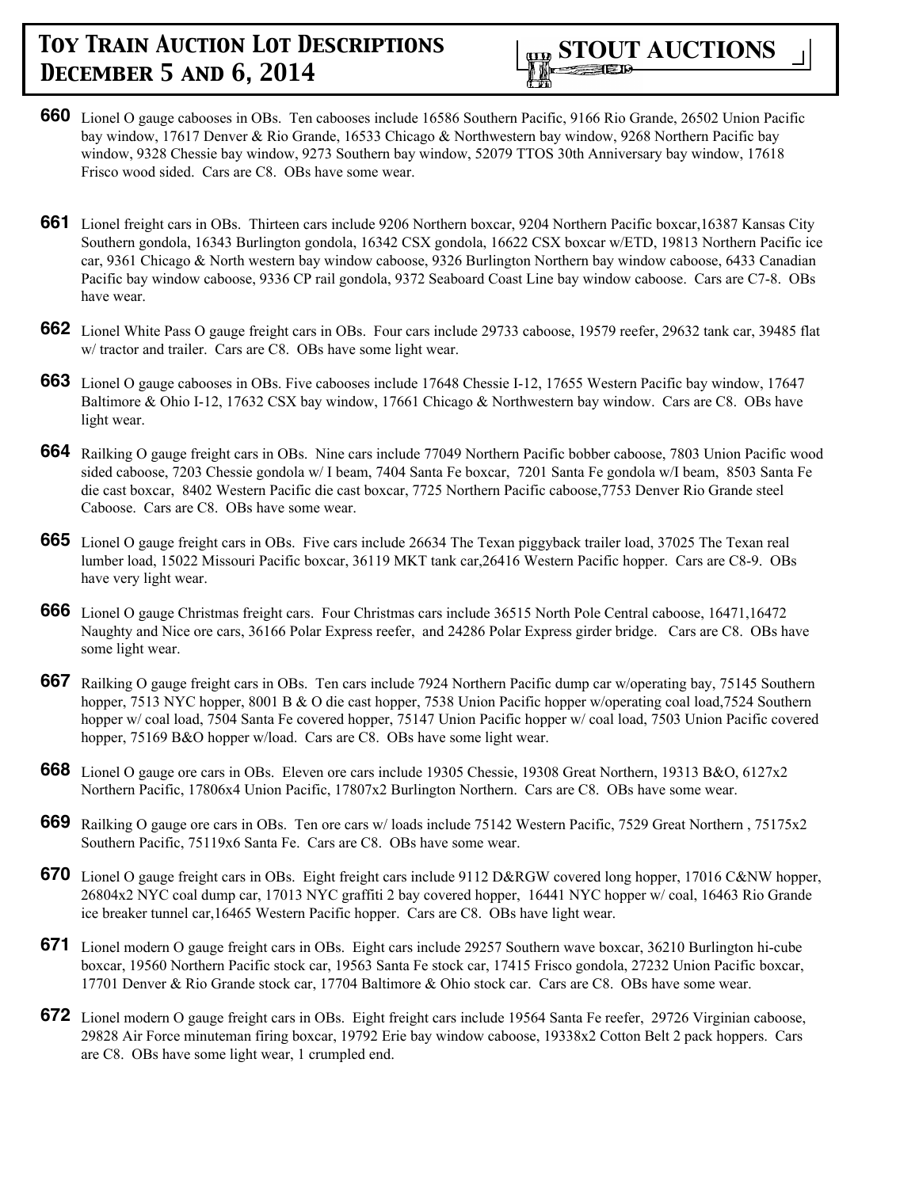**660** Lionel O gauge cabooses in OBs. Ten cabooses include 16586 Southern Pacific, 9166 Rio Grande, 26502 Union Pacific bay window, 17617 Denver & Rio Grande, 16533 Chicago & Northwestern bay window, 9268 Northern Pacific bay window, 9328 Chessie bay window, 9273 Southern bay window, 52079 TTOS 30th Anniversary bay window, 17618 Frisco wood sided. Cars are C8. OBs have some wear.

**661** Lionel freight cars in OBs. Thirteen cars include 9206 Northern boxcar, 9204 Northern Pacific boxcar,16387 Kansas City Southern gondola, 16343 Burlington gondola, 16342 CSX gondola, 16622 CSX boxcar w/ETD, 19813 Northern Pacific ice car, 9361 Chicago & North western bay window caboose, 9326 Burlington Northern bay window caboose, 6433 Canadian Pacific bay window caboose, 9336 CP rail gondola, 9372 Seaboard Coast Line bay window caboose. Cars are C7-8. OBs have wear.

**662** Lionel White Pass O gauge freight cars in OBs. Four cars include 29733 caboose, 19579 reefer, 29632 tank car, 39485 flat w/ tractor and trailer. Cars are C8. OBs have some light wear.

**663** Lionel O gauge cabooses in OBs. Five cabooses include 17648 Chessie I-12, 17655 Western Pacific bay window, 17647 Baltimore & Ohio I-12, 17632 CSX bay window, 17661 Chicago & Northwestern bay window. Cars are C8. OBs have light wear.

**664** Railking O gauge freight cars in OBs. Nine cars include 77049 Northern Pacific bobber caboose, 7803 Union Pacific wood sided caboose, 7203 Chessie gondola w/ I beam, 7404 Santa Fe boxcar, 7201 Santa Fe gondola w/I beam, 8503 Santa Fe die cast boxcar, 8402 Western Pacific die cast boxcar, 7725 Northern Pacific caboose,7753 Denver Rio Grande steel Caboose. Cars are C8. OBs have some wear.

**665** Lionel O gauge freight cars in OBs. Five cars include 26634 The Texan piggyback trailer load, 37025 The Texan real lumber load, 15022 Missouri Pacific boxcar, 36119 MKT tank car,26416 Western Pacific hopper. Cars are C8-9. OBs have very light wear.

**666** Lionel O gauge Christmas freight cars. Four Christmas cars include 36515 North Pole Central caboose, 16471,16472 Naughty and Nice ore cars, 36166 Polar Express reefer, and 24286 Polar Express girder bridge. Cars are C8. OBs have some light wear.

**667** Railking O gauge freight cars in OBs. Ten cars include 7924 Northern Pacific dump car w/operating bay, 75145 Southern hopper, 7513 NYC hopper, 8001 B & O die cast hopper, 7538 Union Pacific hopper w/operating coal load,7524 Southern hopper w/ coal load, 7504 Santa Fe covered hopper, 75147 Union Pacific hopper w/ coal load, 7503 Union Pacific covered hopper, 75169 B&O hopper w/load. Cars are C8. OBs have some light wear.

**668** Lionel O gauge ore cars in OBs. Eleven ore cars include 19305 Chessie, 19308 Great Northern, 19313 B&O, 6127x2 Northern Pacific, 17806x4 Union Pacific, 17807x2 Burlington Northern. Cars are C8. OBs have some wear.

**669** Railking O gauge ore cars in OBs. Ten ore cars w/ loads include 75142 Western Pacific, 7529 Great Northern , 75175x2 Southern Pacific, 75119x6 Santa Fe. Cars are C8. OBs have some wear.

**670** Lionel O gauge freight cars in OBs. Eight freight cars include 9112 D&RGW covered long hopper, 17016 C&NW hopper, 26804x2 NYC coal dump car, 17013 NYC graffiti 2 bay covered hopper, 16441 NYC hopper w/ coal, 16463 Rio Grande ice breaker tunnel car,16465 Western Pacific hopper. Cars are C8. OBs have light wear.

**671** Lionel modern O gauge freight cars in OBs. Eight cars include 29257 Southern wave boxcar, 36210 Burlington hi-cube boxcar, 19560 Northern Pacific stock car, 19563 Santa Fe stock car, 17415 Frisco gondola, 27232 Union Pacific boxcar, 17701 Denver & Rio Grande stock car, 17704 Baltimore & Ohio stock car. Cars are C8. OBs have some wear.

**672** Lionel modern O gauge freight cars in OBs. Eight freight cars include 19564 Santa Fe reefer, 29726 Virginian caboose, 29828 Air Force minuteman firing boxcar, 19792 Erie bay window caboose, 19338x2 Cotton Belt 2 pack hoppers. Cars are C8. OBs have some light wear, 1 crumpled end.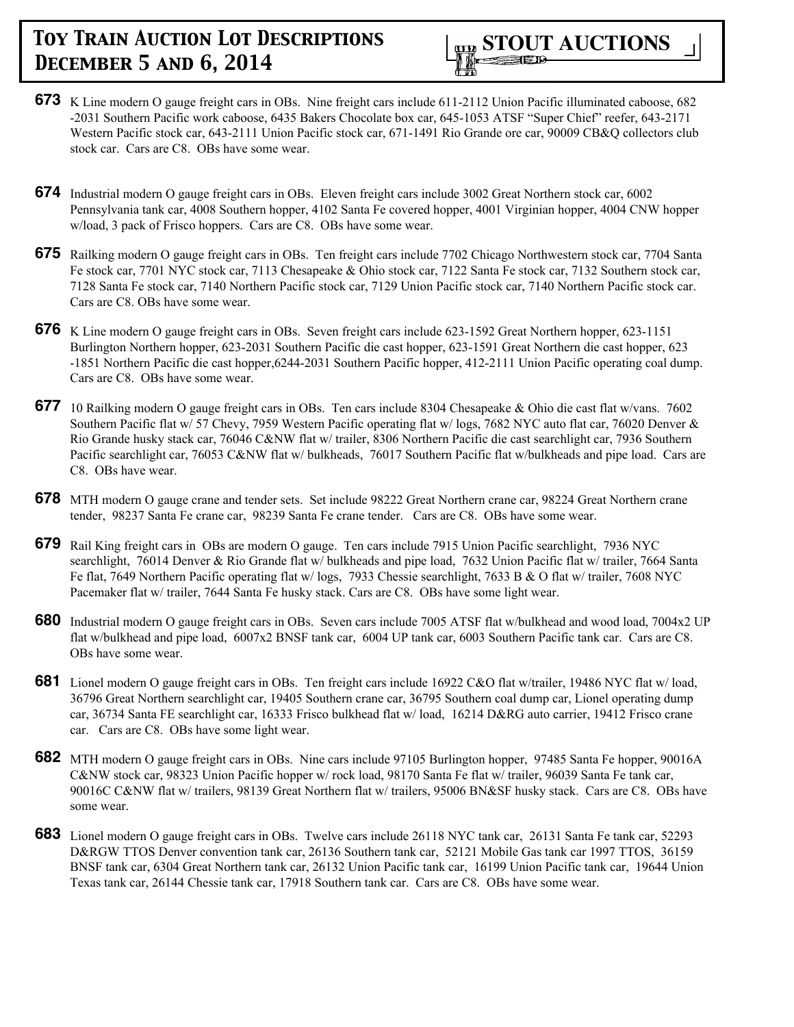**673** K Line modern O gauge freight cars in OBs. Nine freight cars include 611-2112 Union Pacific illuminated caboose, 682 -2031 Southern Pacific work caboose, 6435 Bakers Chocolate box car, 645-1053 ATSF "Super Chief" reefer, 643-2171 Western Pacific stock car, 643-2111 Union Pacific stock car, 671-1491 Rio Grande ore car, 90009 CB&Q collectors club stock car. Cars are C8. OBs have some wear.

**674** Industrial modern O gauge freight cars in OBs. Eleven freight cars include 3002 Great Northern stock car, 6002 Pennsylvania tank car, 4008 Southern hopper, 4102 Santa Fe covered hopper, 4001 Virginian hopper, 4004 CNW hopper w/load, 3 pack of Frisco hoppers. Cars are C8. OBs have some wear.

**675** Railking modern O gauge freight cars in OBs. Ten freight cars include 7702 Chicago Northwestern stock car, 7704 Santa Fe stock car, 7701 NYC stock car, 7113 Chesapeake & Ohio stock car, 7122 Santa Fe stock car, 7132 Southern stock car, 7128 Santa Fe stock car, 7140 Northern Pacific stock car, 7129 Union Pacific stock car, 7140 Northern Pacific stock car. Cars are C8. OBs have some wear.

**676** K Line modern O gauge freight cars in OBs. Seven freight cars include 623-1592 Great Northern hopper, 623-1151 Burlington Northern hopper, 623-2031 Southern Pacific die cast hopper, 623-1591 Great Northern die cast hopper, 623 -1851 Northern Pacific die cast hopper,6244-2031 Southern Pacific hopper, 412-2111 Union Pacific operating coal dump. Cars are C8. OBs have some wear.

**677** 10 Railking modern O gauge freight cars in OBs. Ten cars include 8304 Chesapeake & Ohio die cast flat w/vans. 7602 Southern Pacific flat w/ 57 Chevy, 7959 Western Pacific operating flat w/ logs, 7682 NYC auto flat car, 76020 Denver & Rio Grande husky stack car, 76046 C&NW flat w/ trailer, 8306 Northern Pacific die cast searchlight car, 7936 Southern Pacific searchlight car, 76053 C&NW flat w/ bulkheads, 76017 Southern Pacific flat w/bulkheads and pipe load. Cars are C8. OBs have wear.

**678** MTH modern O gauge crane and tender sets. Set include 98222 Great Northern crane car, 98224 Great Northern crane tender, 98237 Santa Fe crane car, 98239 Santa Fe crane tender. Cars are C8. OBs have some wear.

**679** Rail King freight cars in OBs are modern O gauge. Ten cars include 7915 Union Pacific searchlight, 7936 NYC searchlight, 76014 Denver & Rio Grande flat w/ bulkheads and pipe load, 7632 Union Pacific flat w/ trailer, 7664 Santa Fe flat, 7649 Northern Pacific operating flat w/ logs, 7933 Chessie searchlight, 7633 B & O flat w/ trailer, 7608 NYC Pacemaker flat w/ trailer, 7644 Santa Fe husky stack. Cars are C8. OBs have some light wear.

**680** Industrial modern O gauge freight cars in OBs. Seven cars include 7005 ATSF flat w/bulkhead and wood load, 7004x2 UP flat w/bulkhead and pipe load, 6007x2 BNSF tank car, 6004 UP tank car, 6003 Southern Pacific tank car. Cars are C8. OBs have some wear.

**681** Lionel modern O gauge freight cars in OBs. Ten freight cars include 16922 C&O flat w/trailer, 19486 NYC flat w/ load, 36796 Great Northern searchlight car, 19405 Southern crane car, 36795 Southern coal dump car, Lionel operating dump car, 36734 Santa FE searchlight car, 16333 Frisco bulkhead flat w/ load, 16214 D&RG auto carrier, 19412 Frisco crane car. Cars are C8. OBs have some light wear.

**682** MTH modern O gauge freight cars in OBs. Nine cars include 97105 Burlington hopper, 97485 Santa Fe hopper, 90016A C&NW stock car, 98323 Union Pacific hopper w/ rock load, 98170 Santa Fe flat w/ trailer, 96039 Santa Fe tank car, 90016C C&NW flat w/ trailers, 98139 Great Northern flat w/ trailers, 95006 BN&SF husky stack. Cars are C8. OBs have some wear.

**683** Lionel modern O gauge freight cars in OBs. Twelve cars include 26118 NYC tank car, 26131 Santa Fe tank car, 52293 D&RGW TTOS Denver convention tank car, 26136 Southern tank car, 52121 Mobile Gas tank car 1997 TTOS, 36159 BNSF tank car, 6304 Great Northern tank car, 26132 Union Pacific tank car, 16199 Union Pacific tank car, 19644 Union Texas tank car, 26144 Chessie tank car, 17918 Southern tank car. Cars are C8. OBs have some wear.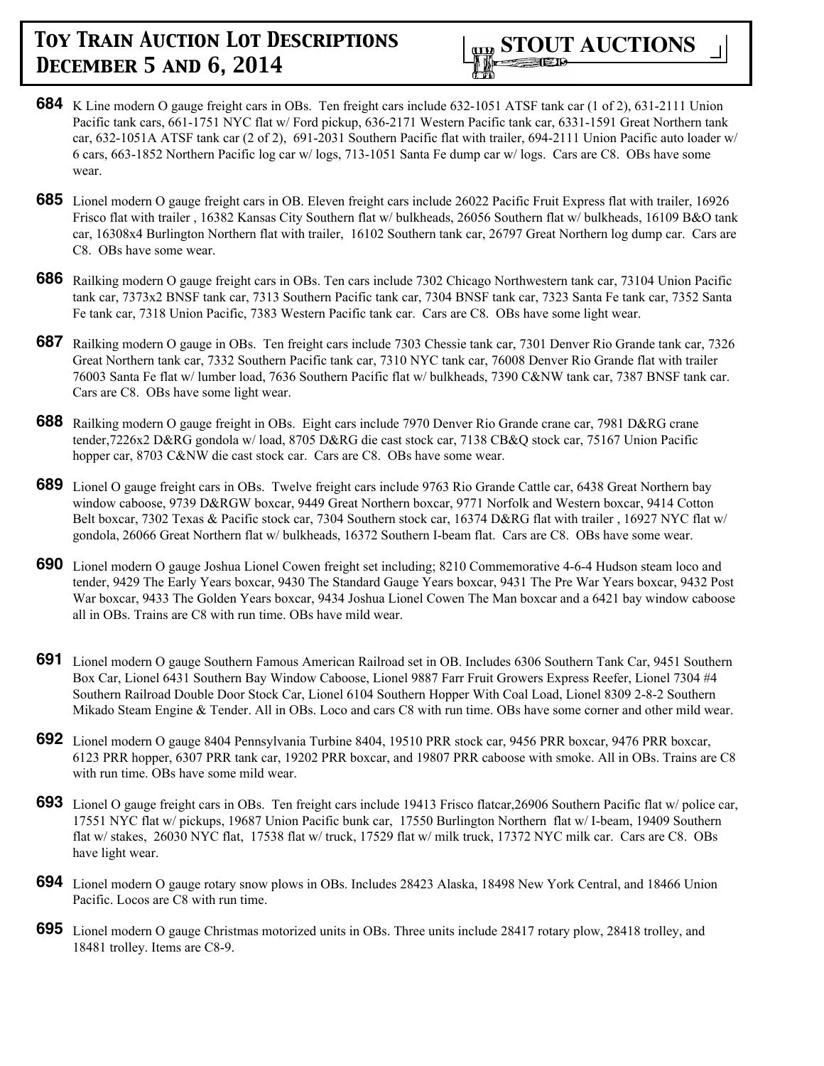**684** K Line modern O gauge freight cars in OBs. Ten freight cars include 632-1051 ATSF tank car (1 of 2), 631-2111 Union Pacific tank cars, 661-1751 NYC flat w/ Ford pickup, 636-2171 Western Pacific tank car, 6331-1591 Great Northern tank car, 632-1051A ATSF tank car (2 of 2), 691-2031 Southern Pacific flat with trailer, 694-2111 Union Pacific auto loader w/ 6 cars, 663-1852 Northern Pacific log car w/ logs, 713-1051 Santa Fe dump car w/ logs. Cars are C8. OBs have some wear.

**685** Lionel modern O gauge freight cars in OB. Eleven freight cars include 26022 Pacific Fruit Express flat with trailer, 16926 Frisco flat with trailer , 16382 Kansas City Southern flat w/ bulkheads, 26056 Southern flat w/ bulkheads, 16109 B&O tank car, 16308x4 Burlington Northern flat with trailer, 16102 Southern tank car, 26797 Great Northern log dump car. Cars are C8. OBs have some wear.

**686** Railking modern O gauge freight cars in OBs. Ten cars include 7302 Chicago Northwestern tank car, 73104 Union Pacific tank car, 7373x2 BNSF tank car, 7313 Southern Pacific tank car, 7304 BNSF tank car, 7323 Santa Fe tank car, 7352 Santa Fe tank car, 7318 Union Pacific, 7383 Western Pacific tank car. Cars are C8. OBs have some light wear.

**687** Railking modern O gauge in OBs. Ten freight cars include 7303 Chessie tank car, 7301 Denver Rio Grande tank car, 7326 Great Northern tank car, 7332 Southern Pacific tank car, 7310 NYC tank car, 76008 Denver Rio Grande flat with trailer 76003 Santa Fe flat w/ lumber load, 7636 Southern Pacific flat w/ bulkheads, 7390 C&NW tank car, 7387 BNSF tank car. Cars are C8. OBs have some light wear.

**688** Railking modern O gauge freight in OBs. Eight cars include 7970 Denver Rio Grande crane car, 7981 D&RG crane tender,7226x2 D&RG gondola w/ load, 8705 D&RG die cast stock car, 7138 CB&Q stock car, 75167 Union Pacific hopper car, 8703 C&NW die cast stock car. Cars are C8. OBs have some wear.

**689** Lionel O gauge freight cars in OBs. Twelve freight cars include 9763 Rio Grande Cattle car, 6438 Great Northern bay window caboose, 9739 D&RGW boxcar, 9449 Great Northern boxcar, 9771 Norfolk and Western boxcar, 9414 Cotton Belt boxcar, 7302 Texas & Pacific stock car, 7304 Southern stock car, 16374 D&RG flat with trailer , 16927 NYC flat w/ gondola, 26066 Great Northern flat w/ bulkheads, 16372 Southern I-beam flat. Cars are C8. OBs have some wear.

**690** Lionel modern O gauge Joshua Lionel Cowen freight set including; 8210 Commemorative 4-6-4 Hudson steam loco and tender, 9429 The Early Years boxcar, 9430 The Standard Gauge Years boxcar, 9431 The Pre War Years boxcar, 9432 Post War boxcar, 9433 The Golden Years boxcar, 9434 Joshua Lionel Cowen The Man boxcar and a 6421 bay window caboose all in OBs. Trains are C8 with run time. OBs have mild wear.

**691** Lionel modern O gauge Southern Famous American Railroad set in OB. Includes 6306 Southern Tank Car, 9451 Southern Box Car, Lionel 6431 Southern Bay Window Caboose, Lionel 9887 Farr Fruit Growers Express Reefer, Lionel 7304 #4 Southern Railroad Double Door Stock Car, Lionel 6104 Southern Hopper With Coal Load, Lionel 8309 2-8-2 Southern Mikado Steam Engine & Tender. All in OBs. Loco and cars C8 with run time. OBs have some corner and other mild wear.

**692** Lionel modern O gauge 8404 Pennsylvania Turbine 8404, 19510 PRR stock car, 9456 PRR boxcar, 9476 PRR boxcar, 6123 PRR hopper, 6307 PRR tank car, 19202 PRR boxcar, and 19807 PRR caboose with smoke. All in OBs. Trains are C8 with run time. OBs have some mild wear.

**693** Lionel O gauge freight cars in OBs. Ten freight cars include 19413 Frisco flatcar,26906 Southern Pacific flat w/ police car, 17551 NYC flat w/ pickups, 19687 Union Pacific bunk car, 17550 Burlington Northern flat w/ I-beam, 19409 Southern flat w/ stakes, 26030 NYC flat, 17538 flat w/ truck, 17529 flat w/ milk truck, 17372 NYC milk car. Cars are C8. OBs have light wear.

**694** Lionel modern O gauge rotary snow plows in OBs. Includes 28423 Alaska, 18498 New York Central, and 18466 Union Pacific. Locos are C8 with run time.

**695** Lionel modern O gauge Christmas motorized units in OBs. Three units include 28417 rotary plow, 28418 trolley, and 18481 trolley. Items are C8-9.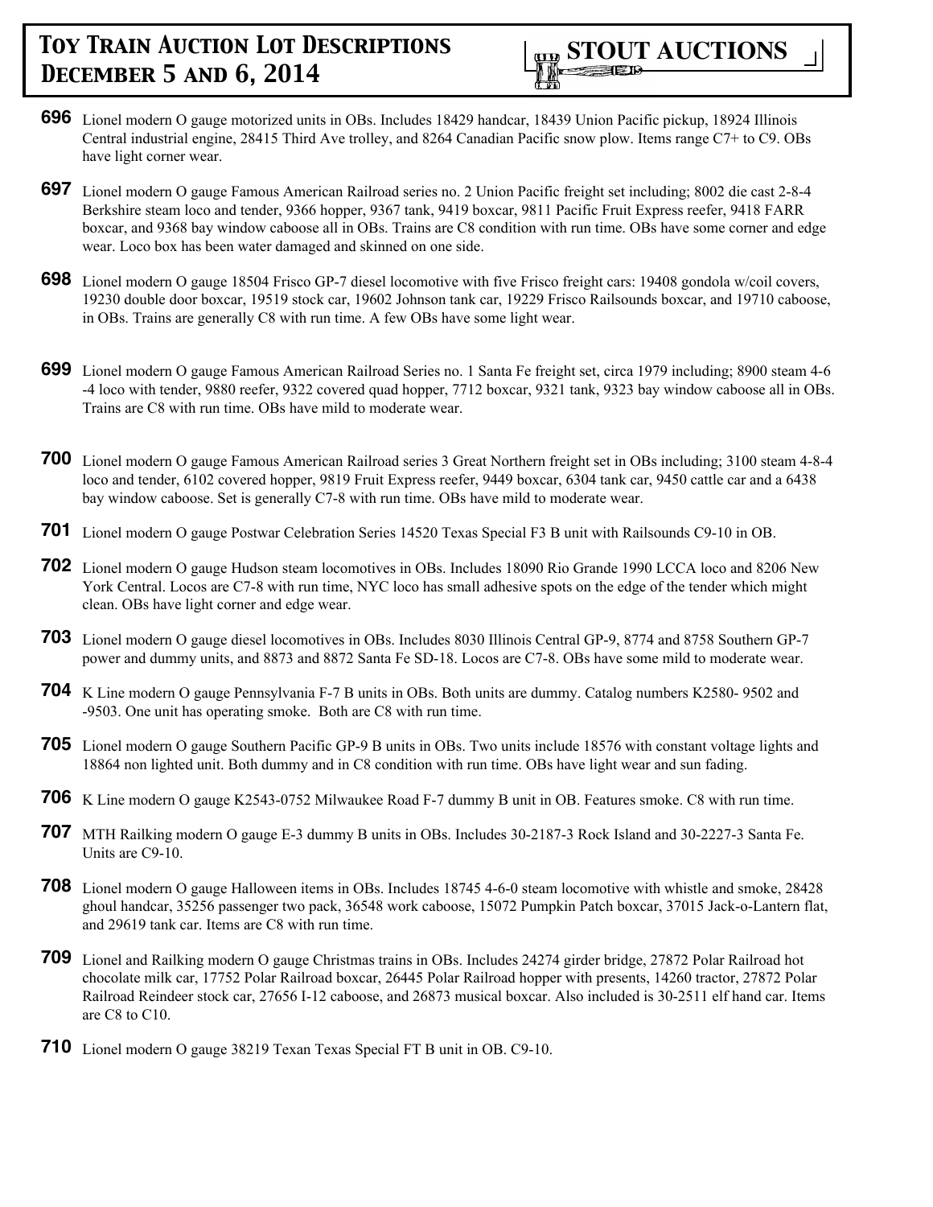**696** Lionel modern O gauge motorized units in OBs. Includes 18429 handcar, 18439 Union Pacific pickup, 18924 Illinois Central industrial engine, 28415 Third Ave trolley, and 8264 Canadian Pacific snow plow. Items range C7+ to C9. OBs have light corner wear.

**697** Lionel modern O gauge Famous American Railroad series no. 2 Union Pacific freight set including; 8002 die cast 2-8-4 Berkshire steam loco and tender, 9366 hopper, 9367 tank, 9419 boxcar, 9811 Pacific Fruit Express reefer, 9418 FARR boxcar, and 9368 bay window caboose all in OBs. Trains are C8 condition with run time. OBs have some corner and edge wear. Loco box has been water damaged and skinned on one side.

**698** Lionel modern O gauge 18504 Frisco GP-7 diesel locomotive with five Frisco freight cars: 19408 gondola w/coil covers, 19230 double door boxcar, 19519 stock car, 19602 Johnson tank car, 19229 Frisco Railsounds boxcar, and 19710 caboose, in OBs. Trains are generally C8 with run time. A few OBs have some light wear.

**699** Lionel modern O gauge Famous American Railroad Series no. 1 Santa Fe freight set, circa 1979 including; 8900 steam 4-6-4 loco with tender, 9880 reefer, 9322 covered quad hopper, 7712 boxcar, 9321 tank, 9323 bay window caboose all in OBs. Trains are C8 with run time. OBs have mild to moderate wear.

**700** Lionel modern O gauge Famous American Railroad series 3 Great Northern freight set in OBs including; 3100 steam 4-8-4 loco and tender, 6102 covered hopper, 9819 Fruit Express reefer, 9449 boxcar, 6304 tank car, 9450 cattle car and a 6438 bay window caboose. Set is generally C7-8 with run time. OBs have mild to moderate wear.

**701** Lionel modern O gauge Postwar Celebration Series 14520 Texas Special F3 B unit with Railsounds C9-10 in OB.

**702** Lionel modern O gauge Hudson steam locomotives in OBs. Includes 18090 Rio Grande 1990 LCCA loco and 8206 New York Central. Locos are C7-8 with run time, NYC loco has small adhesive spots on the edge of the tender which might clean. OBs have light corner and edge wear.

**703** Lionel modern O gauge diesel locomotives in OBs. Includes 8030 Illinois Central GP-9, 8774 and 8758 Southern GP-7 power and dummy units, and 8873 and 8872 Santa Fe SD-18. Locos are C7-8. OBs have some mild to moderate wear.

**704** K Line modern O gauge Pennsylvania F-7 B units in OBs. Both units are dummy. Catalog numbers K2580- 9502 and -9503. One unit has operating smoke. Both are C8 with run time.

**705** Lionel modern O gauge Southern Pacific GP-9 B units in OBs. Two units include 18576 with constant voltage lights and 18864 non lighted unit. Both dummy and in C8 condition with run time. OBs have light wear and sun fading.

**706** K Line modern O gauge K2543-0752 Milwaukee Road F-7 dummy B unit in OB. Features smoke. C8 with run time.

**707** MTH Railking modern O gauge E-3 dummy B units in OBs. Includes 30-2187-3 Rock Island and 30-2227-3 Santa Fe. Units are C9-10.

**708** Lionel modern O gauge Halloween items in OBs. Includes 18745 4-6-0 steam locomotive with whistle and smoke, 28428 ghoul handcar, 35256 passenger two pack, 36548 work caboose, 15072 Pumpkin Patch boxcar, 37015 Jack-o-Lantern flat, and 29619 tank car. Items are C8 with run time.

**709** Lionel and Railking modern O gauge Christmas trains in OBs. Includes 24274 girder bridge, 27872 Polar Railroad hot chocolate milk car, 17752 Polar Railroad boxcar, 26445 Polar Railroad hopper with presents, 14260 tractor, 27872 Polar Railroad Reindeer stock car, 27656 I-12 caboose, and 26873 musical boxcar. Also included is 30-2511 elf hand car. Items are C8 to C10.

**710** Lionel modern O gauge 38219 Texan Texas Special FT B unit in OB. C9-10.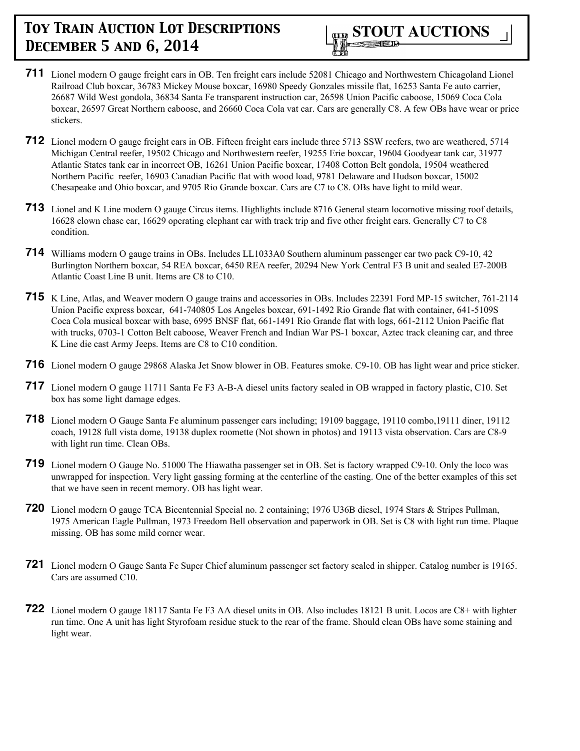**711** Lionel modern O gauge freight cars in OB. Ten freight cars include 52081 Chicago and Northwestern Chicagoland Lionel Railroad Club boxcar, 36783 Mickey Mouse boxcar, 16980 Speedy Gonzales missile flat, 16253 Santa Fe auto carrier, 26687 Wild West gondola, 36834 Santa Fe transparent instruction car, 26598 Union Pacific caboose, 15069 Coca Cola boxcar, 26597 Great Northern caboose, and 26660 Coca Cola vat car. Cars are generally C8. A few OBs have wear or price stickers.

**712** Lionel modern O gauge freight cars in OB. Fifteen freight cars include three 5713 SSW reefers, two are weathered, 5714 Michigan Central reefer, 19502 Chicago and Northwestern reefer, 19255 Erie boxcar, 19604 Goodyear tank car, 31977 Atlantic States tank car in incorrect OB, 16261 Union Pacific boxcar, 17408 Cotton Belt gondola, 19504 weathered Northern Pacific reefer, 16903 Canadian Pacific flat with wood load, 9781 Delaware and Hudson boxcar, 15002 Chesapeake and Ohio boxcar, and 9705 Rio Grande boxcar. Cars are C7 to C8. OBs have light to mild wear.

**713** Lionel and K Line modern O gauge Circus items. Highlights include 8716 General steam locomotive missing roof details, 16628 clown chase car, 16629 operating elephant car with track trip and five other freight cars. Generally C7 to C8 condition.

**714** Williams modern O gauge trains in OBs. Includes LL1033A0 Southern aluminum passenger car two pack C9-10, 42 Burlington Northern boxcar, 54 REA boxcar, 6450 REA reefer, 20294 New York Central F3 B unit and sealed E7-200B Atlantic Coast Line B unit. Items are C8 to C10.

**715** K Line, Atlas, and Weaver modern O gauge trains and accessories in OBs. Includes 22391 Ford MP-15 switcher, 761-2114 Union Pacific express boxcar, 641-740805 Los Angeles boxcar, 691-1492 Rio Grande flat with container, 641-5109S Coca Cola musical boxcar with base, 6995 BNSF flat, 661-1491 Rio Grande flat with logs, 661-2112 Union Pacific flat with trucks, 0703-1 Cotton Belt caboose, Weaver French and Indian War PS-1 boxcar, Aztec track cleaning car, and three K Line die cast Army Jeeps. Items are C8 to C10 condition.

**716** Lionel modern O gauge 29868 Alaska Jet Snow blower in OB. Features smoke. C9-10. OB has light wear and price sticker.

**717** Lionel modern O gauge 11711 Santa Fe F3 A-B-A diesel units factory sealed in OB wrapped in factory plastic, C10. Set box has some light damage edges.

**718** Lionel modern O Gauge Santa Fe aluminum passenger cars including; 19109 baggage, 19110 combo,19111 diner, 19112 coach, 19128 full vista dome, 19138 duplex roomette (Not shown in photos) and 19113 vista observation. Cars are C8-9 with light run time. Clean OBs.

**719** Lionel modern O Gauge No. 51000 The Hiawatha passenger set in OB. Set is factory wrapped C9-10. Only the loco was unwrapped for inspection. Very light gassing forming at the centerline of the casting. One of the better examples of this set that we have seen in recent memory. OB has light wear.

**720** Lionel modern O gauge TCA Bicentennial Special no. 2 containing; 1976 U36B diesel, 1974 Stars & Stripes Pullman, 1975 American Eagle Pullman, 1973 Freedom Bell observation and paperwork in OB. Set is C8 with light run time. Plaque missing. OB has some mild corner wear.

**721** Lionel modern O Gauge Santa Fe Super Chief aluminum passenger set factory sealed in shipper. Catalog number is 19165. Cars are assumed C10.

**722** Lionel modern O gauge 18117 Santa Fe F3 AA diesel units in OB. Also includes 18121 B unit. Locos are C8+ with lighter run time. One A unit has light Styrofoam residue stuck to the rear of the frame. Should clean OBs have some staining and light wear.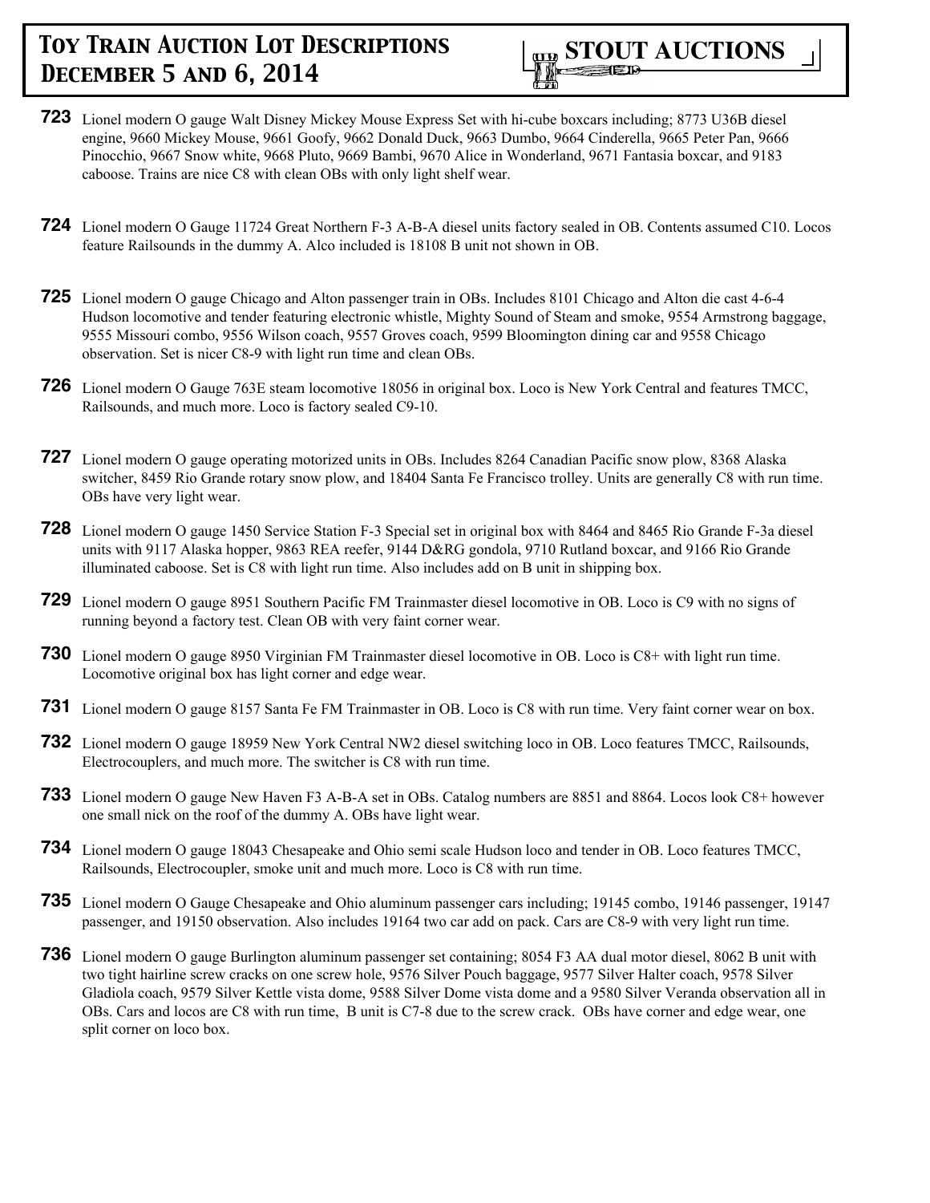**723** Lionel modern O gauge Walt Disney Mickey Mouse Express Set with hi-cube boxcars including; 8773 U36B diesel engine, 9660 Mickey Mouse, 9661 Goofy, 9662 Donald Duck, 9663 Dumbo, 9664 Cinderella, 9665 Peter Pan, 9666 Pinocchio, 9667 Snow white, 9668 Pluto, 9669 Bambi, 9670 Alice in Wonderland, 9671 Fantasia boxcar, and 9183 caboose. Trains are nice C8 with clean OBs with only light shelf wear.

**724** Lionel modern O Gauge 11724 Great Northern F-3 A-B-A diesel units factory sealed in OB. Contents assumed C10. Locos feature Railsounds in the dummy A. Alco included is 18108 B unit not shown in OB.

**725** Lionel modern O gauge Chicago and Alton passenger train in OBs. Includes 8101 Chicago and Alton die cast 4-6-4 Hudson locomotive and tender featuring electronic whistle, Mighty Sound of Steam and smoke, 9554 Armstrong baggage, 9555 Missouri combo, 9556 Wilson coach, 9557 Groves coach, 9599 Bloomington dining car and 9558 Chicago observation. Set is nicer C8-9 with light run time and clean OBs.

**726** Lionel modern O Gauge 763E steam locomotive 18056 in original box. Loco is New York Central and features TMCC, Railsounds, and much more. Loco is factory sealed C9-10.

**727** Lionel modern O gauge operating motorized units in OBs. Includes 8264 Canadian Pacific snow plow, 8368 Alaska switcher, 8459 Rio Grande rotary snow plow, and 18404 Santa Fe Francisco trolley. Units are generally C8 with run time. OBs have very light wear.

**728** Lionel modern O gauge 1450 Service Station F-3 Special set in original box with 8464 and 8465 Rio Grande F-3a diesel units with 9117 Alaska hopper, 9863 REA reefer, 9144 D&RG gondola, 9710 Rutland boxcar, and 9166 Rio Grande illuminated caboose. Set is C8 with light run time. Also includes add on B unit in shipping box.

**729** Lionel modern O gauge 8951 Southern Pacific FM Trainmaster diesel locomotive in OB. Loco is C9 with no signs of running beyond a factory test. Clean OB with very faint corner wear.

**730** Lionel modern O gauge 8950 Virginian FM Trainmaster diesel locomotive in OB. Loco is C8+ with light run time. Locomotive original box has light corner and edge wear.

**731** Lionel modern O gauge 8157 Santa Fe FM Trainmaster in OB. Loco is C8 with run time. Very faint corner wear on box.

**732** Lionel modern O gauge 18959 New York Central NW2 diesel switching loco in OB. Loco features TMCC, Railsounds, Electrocouplers, and much more. The switcher is C8 with run time.

**733** Lionel modern O gauge New Haven F3 A-B-A set in OBs. Catalog numbers are 8851 and 8864. Locos look C8+ however one small nick on the roof of the dummy A. OBs have light wear.

**734** Lionel modern O gauge 18043 Chesapeake and Ohio semi scale Hudson loco and tender in OB. Loco features TMCC, Railsounds, Electrocoupler, smoke unit and much more. Loco is C8 with run time.

**735** Lionel modern O Gauge Chesapeake and Ohio aluminum passenger cars including; 19145 combo, 19146 passenger, 19147 passenger, and 19150 observation. Also includes 19164 two car add on pack. Cars are C8-9 with very light run time.

**736** Lionel modern O gauge Burlington aluminum passenger set containing; 8054 F3 AA dual motor diesel, 8062 B unit with two tight hairline screw cracks on one screw hole, 9576 Silver Pouch baggage, 9577 Silver Halter coach, 9578 Silver Gladiola coach, 9579 Silver Kettle vista dome, 9588 Silver Dome vista dome and a 9580 Silver Veranda observation all in OBs. Cars and locos are C8 with run time, B unit is C7-8 due to the screw crack. OBs have corner and edge wear, one split corner on loco box.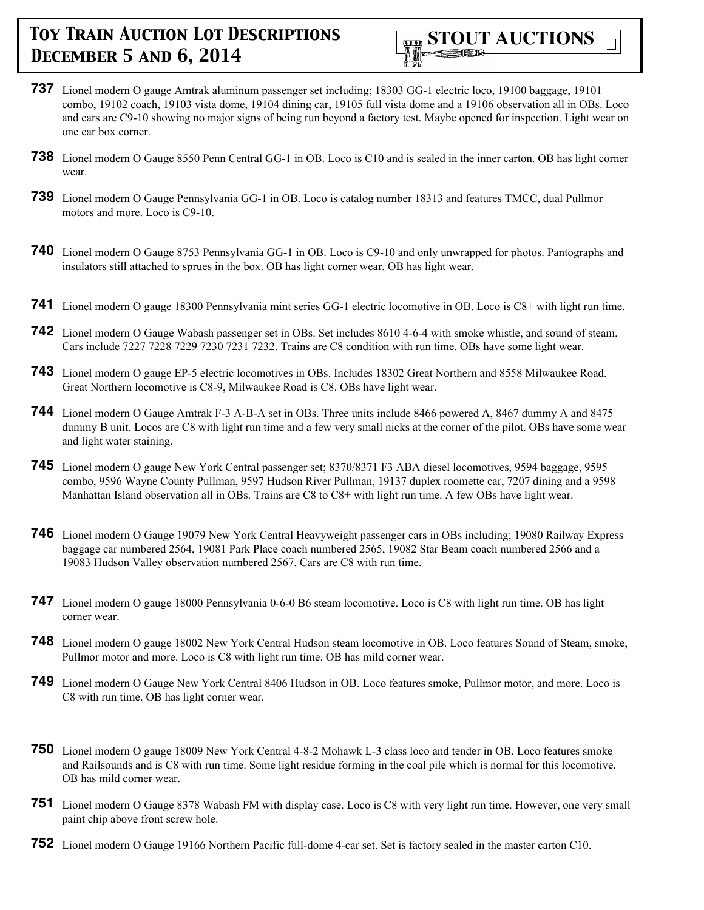**737** Lionel modern O gauge Amtrak aluminum passenger set including; 18303 GG-1 electric loco, 19100 baggage, 19101 combo, 19102 coach, 19103 vista dome, 19104 dining car, 19105 full vista dome and a 19106 observation all in OBs. Loco and cars are C9-10 showing no major signs of being run beyond a factory test. Maybe opened for inspection. Light wear on one car box corner.

**738** Lionel modern O Gauge 8550 Penn Central GG-1 in OB. Loco is C10 and is sealed in the inner carton. OB has light corner wear.

**739** Lionel modern O Gauge Pennsylvania GG-1 in OB. Loco is catalog number 18313 and features TMCC, dual Pullmor motors and more. Loco is C9-10.

**740** Lionel modern O Gauge 8753 Pennsylvania GG-1 in OB. Loco is C9-10 and only unwrapped for photos. Pantographs and insulators still attached to sprues in the box. OB has light corner wear. OB has light wear.

**741** Lionel modern O gauge 18300 Pennsylvania mint series GG-1 electric locomotive in OB. Loco is C8+ with light run time.

**742** Lionel modern O Gauge Wabash passenger set in OBs. Set includes 8610 4-6-4 with smoke whistle, and sound of steam. Cars include 7227 7228 7229 7230 7231 7232. Trains are C8 condition with run time. OBs have some light wear.

**743** Lionel modern O gauge EP-5 electric locomotives in OBs. Includes 18302 Great Northern and 8558 Milwaukee Road. Great Northern locomotive is C8-9, Milwaukee Road is C8. OBs have light wear.

**744** Lionel modern O Gauge Amtrak F-3 A-B-A set in OBs. Three units include 8466 powered A, 8467 dummy A and 8475 dummy B unit. Locos are C8 with light run time and a few very small nicks at the corner of the pilot. OBs have some wear and light water staining.

**745** Lionel modern O gauge New York Central passenger set; 8370/8371 F3 ABA diesel locomotives, 9594 baggage, 9595 combo, 9596 Wayne County Pullman, 9597 Hudson River Pullman, 19137 duplex roomette car, 7207 dining and a 9598 Manhattan Island observation all in OBs. Trains are C8 to C8+ with light run time. A few OBs have light wear.

**746** Lionel modern O Gauge 19079 New York Central Heavyweight passenger cars in OBs including; 19080 Railway Express baggage car numbered 2564, 19081 Park Place coach numbered 2565, 19082 Star Beam coach numbered 2566 and a 19083 Hudson Valley observation numbered 2567. Cars are C8 with run time.

**747** Lionel modern O gauge 18000 Pennsylvania 0-6-0 B6 steam locomotive. Loco is C8 with light run time. OB has light corner wear.

**748** Lionel modern O gauge 18002 New York Central Hudson steam locomotive in OB. Loco features Sound of Steam, smoke, Pullmor motor and more. Loco is C8 with light run time. OB has mild corner wear.

**749** Lionel modern O Gauge New York Central 8406 Hudson in OB. Loco features smoke, Pullmor motor, and more. Loco is C8 with run time. OB has light corner wear.

**750** Lionel modern O gauge 18009 New York Central 4-8-2 Mohawk L-3 class loco and tender in OB. Loco features smoke and Railsounds and is C8 with run time. Some light residue forming in the coal pile which is normal for this locomotive. OB has mild corner wear.

**751** Lionel modern O Gauge 8378 Wabash FM with display case. Loco is C8 with very light run time. However, one very small paint chip above front screw hole.

**752** Lionel modern O Gauge 19166 Northern Pacific full-dome 4-car set. Set is factory sealed in the master carton C10.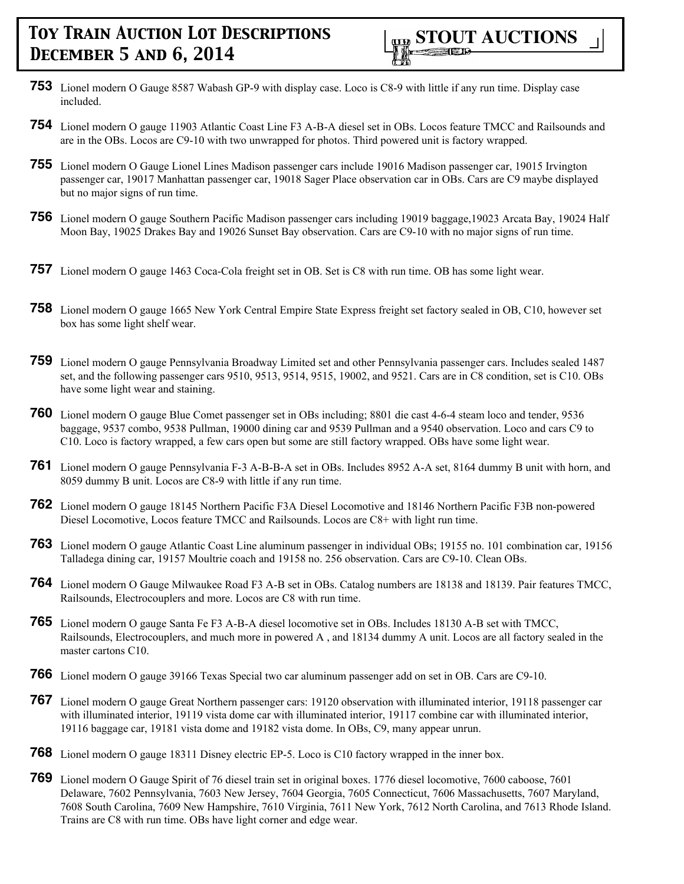**753** Lionel modern O Gauge 8587 Wabash GP-9 with display case. Loco is C8-9 with little if any run time. Display case included.

**754** Lionel modern O gauge 11903 Atlantic Coast Line F3 A-B-A diesel set in OBs. Locos feature TMCC and Railsounds and are in the OBs. Locos are C9-10 with two unwrapped for photos. Third powered unit is factory wrapped.

**755** Lionel modern O Gauge Lionel Lines Madison passenger cars include 19016 Madison passenger car, 19015 Irvington passenger car, 19017 Manhattan passenger car, 19018 Sager Place observation car in OBs. Cars are C9 maybe displayed but no major signs of run time.

**756** Lionel modern O gauge Southern Pacific Madison passenger cars including 19019 baggage,19023 Arcata Bay, 19024 Half Moon Bay, 19025 Drakes Bay and 19026 Sunset Bay observation. Cars are C9-10 with no major signs of run time.

**757** Lionel modern O gauge 1463 Coca-Cola freight set in OB. Set is C8 with run time. OB has some light wear.

**758** Lionel modern O gauge 1665 New York Central Empire State Express freight set factory sealed in OB, C10, however set box has some light shelf wear.

**759** Lionel modern O gauge Pennsylvania Broadway Limited set and other Pennsylvania passenger cars. Includes sealed 1487 set, and the following passenger cars 9510, 9513, 9514, 9515, 19002, and 9521. Cars are in C8 condition, set is C10. OBs have some light wear and staining.

**760** Lionel modern O gauge Blue Comet passenger set in OBs including; 8801 die cast 4-6-4 steam loco and tender, 9536 baggage, 9537 combo, 9538 Pullman, 19000 dining car and 9539 Pullman and a 9540 observation. Loco and cars C9 to C10. Loco is factory wrapped, a few cars open but some are still factory wrapped. OBs have some light wear.

**761** Lionel modern O gauge Pennsylvania F-3 A-B-B-A set in OBs. Includes 8952 A-A set, 8164 dummy B unit with horn, and 8059 dummy B unit. Locos are C8-9 with little if any run time.

**762** Lionel modern O gauge 18145 Northern Pacific F3A Diesel Locomotive and 18146 Northern Pacific F3B non-powered Diesel Locomotive, Locos feature TMCC and Railsounds. Locos are C8+ with light run time.

**763** Lionel modern O gauge Atlantic Coast Line aluminum passenger in individual OBs; 19155 no. 101 combination car, 19156 Talladega dining car, 19157 Moultrie coach and 19158 no. 256 observation. Cars are C9-10. Clean OBs.

**764** Lionel modern O Gauge Milwaukee Road F3 A-B set in OBs. Catalog numbers are 18138 and 18139. Pair features TMCC, Railsounds, Electrocouplers and more. Locos are C8 with run time.

**765** Lionel modern O gauge Santa Fe F3 A-B-A diesel locomotive set in OBs. Includes 18130 A-B set with TMCC, Railsounds, Electrocouplers, and much more in powered A , and 18134 dummy A unit. Locos are all factory sealed in the master cartons C10.

**766** Lionel modern O gauge 39166 Texas Special two car aluminum passenger add on set in OB. Cars are C9-10.

**767** Lionel modern O gauge Great Northern passenger cars: 19120 observation with illuminated interior, 19118 passenger car with illuminated interior, 19119 vista dome car with illuminated interior, 19117 combine car with illuminated interior, 19116 baggage car, 19181 vista dome and 19182 vista dome. In OBs, C9, many appear unrun.

**768** Lionel modern O gauge 18311 Disney electric EP-5. Loco is C10 factory wrapped in the inner box.

**769** Lionel modern O Gauge Spirit of 76 diesel train set in original boxes. 1776 diesel locomotive, 7600 caboose, 7601 Delaware, 7602 Pennsylvania, 7603 New Jersey, 7604 Georgia, 7605 Connecticut, 7606 Massachusetts, 7607 Maryland, 7608 South Carolina, 7609 New Hampshire, 7610 Virginia, 7611 New York, 7612 North Carolina, and 7613 Rhode Island. Trains are C8 with run time. OBs have light corner and edge wear.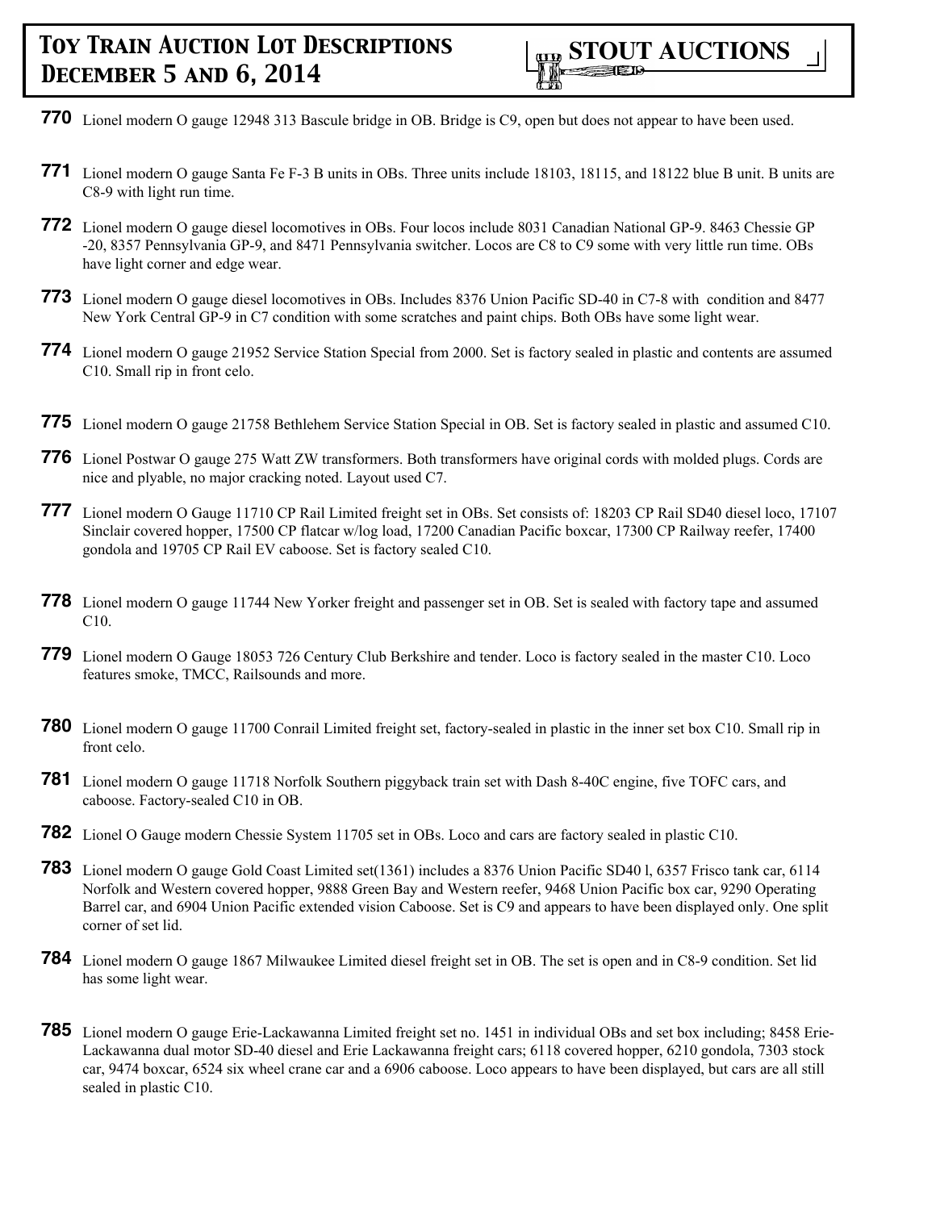**770** Lionel modern O gauge 12948 313 Bascule bridge in OB. Bridge is C9, open but does not appear to have been used.

**771** Lionel modern O gauge Santa Fe F-3 B units in OBs. Three units include 18103, 18115, and 18122 blue B unit. B units are C8-9 with light run time.

**772** Lionel modern O gauge diesel locomotives in OBs. Four locos include 8031 Canadian National GP-9. 8463 Chessie GP -20, 8357 Pennsylvania GP-9, and 8471 Pennsylvania switcher. Locos are C8 to C9 some with very little run time. OBs have light corner and edge wear.

**773** Lionel modern O gauge diesel locomotives in OBs. Includes 8376 Union Pacific SD-40 in C7-8 with condition and 8477 New York Central GP-9 in C7 condition with some scratches and paint chips. Both OBs have some light wear.

**774** Lionel modern O gauge 21952 Service Station Special from 2000. Set is factory sealed in plastic and contents are assumed C10. Small rip in front celo.

**775** Lionel modern O gauge 21758 Bethlehem Service Station Special in OB. Set is factory sealed in plastic and assumed C10.

**776** Lionel Postwar O gauge 275 Watt ZW transformers. Both transformers have original cords with molded plugs. Cords are nice and plyable, no major cracking noted. Layout used C7.

**777** Lionel modern O Gauge 11710 CP Rail Limited freight set in OBs. Set consists of: 18203 CP Rail SD40 diesel loco, 17107 Sinclair covered hopper, 17500 CP flatcar w/log load, 17200 Canadian Pacific boxcar, 17300 CP Railway reefer, 17400 gondola and 19705 CP Rail EV caboose. Set is factory sealed C10.

**778** Lionel modern O gauge 11744 New Yorker freight and passenger set in OB. Set is sealed with factory tape and assumed C10.

**779** Lionel modern O Gauge 18053 726 Century Club Berkshire and tender. Loco is factory sealed in the master C10. Loco features smoke, TMCC, Railsounds and more.

**780** Lionel modern O gauge 11700 Conrail Limited freight set, factory-sealed in plastic in the inner set box C10. Small rip in front celo.

**781** Lionel modern O gauge 11718 Norfolk Southern piggyback train set with Dash 8-40C engine, five TOFC cars, and caboose. Factory-sealed C10 in OB.

**782** Lionel O Gauge modern Chessie System 11705 set in OBs. Loco and cars are factory sealed in plastic C10.

**783** Lionel modern O gauge Gold Coast Limited set(1361) includes a 8376 Union Pacific SD40 l, 6357 Frisco tank car, 6114 Norfolk and Western covered hopper, 9888 Green Bay and Western reefer, 9468 Union Pacific box car, 9290 Operating Barrel car, and 6904 Union Pacific extended vision Caboose. Set is C9 and appears to have been displayed only. One split corner of set lid.

**784** Lionel modern O gauge 1867 Milwaukee Limited diesel freight set in OB. The set is open and in C8-9 condition. Set lid has some light wear.

**785** Lionel modern O gauge Erie-Lackawanna Limited freight set no. 1451 in individual OBs and set box including; 8458 Erie-Lackawanna dual motor SD-40 diesel and Erie Lackawanna freight cars; 6118 covered hopper, 6210 gondola, 7303 stock car, 9474 boxcar, 6524 six wheel crane car and a 6906 caboose. Loco appears to have been displayed, but cars are all still sealed in plastic C10.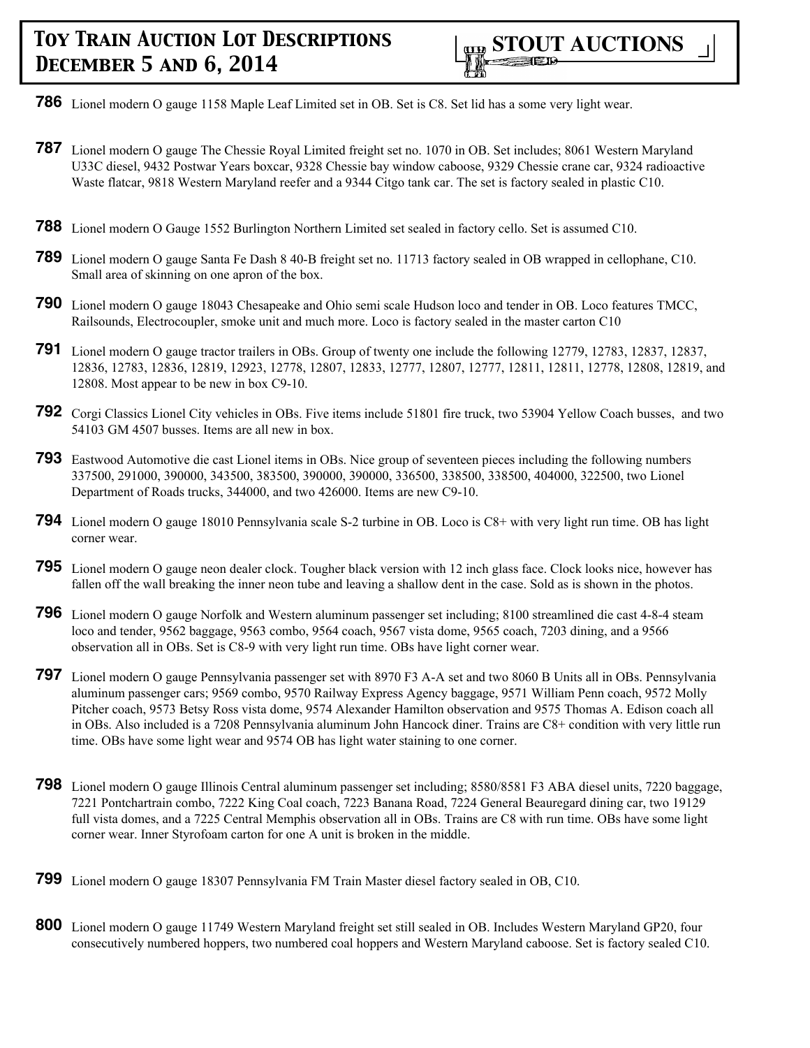**786** Lionel modern O gauge 1158 Maple Leaf Limited set in OB. Set is C8. Set lid has a some very light wear.

**787** Lionel modern O gauge The Chessie Royal Limited freight set no. 1070 in OB. Set includes; 8061 Western Maryland U33C diesel, 9432 Postwar Years boxcar, 9328 Chessie bay window caboose, 9329 Chessie crane car, 9324 radioactive Waste flatcar, 9818 Western Maryland reefer and a 9344 Citgo tank car. The set is factory sealed in plastic C10.

**788** Lionel modern O Gauge 1552 Burlington Northern Limited set sealed in factory cello. Set is assumed C10.

**789** Lionel modern O gauge Santa Fe Dash 8 40-B freight set no. 11713 factory sealed in OB wrapped in cellophane, C10. Small area of skinning on one apron of the box.

**790** Lionel modern O gauge 18043 Chesapeake and Ohio semi scale Hudson loco and tender in OB. Loco features TMCC, Railsounds, Electrocoupler, smoke unit and much more. Loco is factory sealed in the master carton C10

**791** Lionel modern O gauge tractor trailers in OBs. Group of twenty one include the following 12779, 12783, 12837, 12837, 12836, 12783, 12836, 12819, 12923, 12778, 12807, 12833, 12777, 12807, 12777, 12811, 12811, 12778, 12808, 12819, and 12808. Most appear to be new in box C9-10.

**792** Corgi Classics Lionel City vehicles in OBs. Five items include 51801 fire truck, two 53904 Yellow Coach busses, and two 54103 GM 4507 busses. Items are all new in box.

**793** Eastwood Automotive die cast Lionel items in OBs. Nice group of seventeen pieces including the following numbers 337500, 291000, 390000, 343500, 383500, 390000, 390000, 336500, 338500, 338500, 404000, 322500, two Lionel Department of Roads trucks, 344000, and two 426000. Items are new C9-10.

**794** Lionel modern O gauge 18010 Pennsylvania scale S-2 turbine in OB. Loco is C8+ with very light run time. OB has light corner wear.

**795** Lionel modern O gauge neon dealer clock. Tougher black version with 12 inch glass face. Clock looks nice, however has fallen off the wall breaking the inner neon tube and leaving a shallow dent in the case. Sold as is shown in the photos.

**796** Lionel modern O gauge Norfolk and Western aluminum passenger set including; 8100 streamlined die cast 4-8-4 steam loco and tender, 9562 baggage, 9563 combo, 9564 coach, 9567 vista dome, 9565 coach, 7203 dining, and a 9566 observation all in OBs. Set is C8-9 with very light run time. OBs have light corner wear.

**797** Lionel modern O gauge Pennsylvania passenger set with 8970 F3 A-A set and two 8060 B Units all in OBs. Pennsylvania aluminum passenger cars; 9569 combo, 9570 Railway Express Agency baggage, 9571 William Penn coach, 9572 Molly Pitcher coach, 9573 Betsy Ross vista dome, 9574 Alexander Hamilton observation and 9575 Thomas A. Edison coach all in OBs. Also included is a 7208 Pennsylvania aluminum John Hancock diner. Trains are C8+ condition with very little run time. OBs have some light wear and 9574 OB has light water staining to one corner.

**798** Lionel modern O gauge Illinois Central aluminum passenger set including; 8580/8581 F3 ABA diesel units, 7220 baggage, 7221 Pontchartrain combo, 7222 King Coal coach, 7223 Banana Road, 7224 General Beauregard dining car, two 19129 full vista domes, and a 7225 Central Memphis observation all in OBs. Trains are C8 with run time. OBs have some light corner wear. Inner Styrofoam carton for one A unit is broken in the middle.

**799** Lionel modern O gauge 18307 Pennsylvania FM Train Master diesel factory sealed in OB, C10.

**800** Lionel modern O gauge 11749 Western Maryland freight set still sealed in OB. Includes Western Maryland GP20, four consecutively numbered hoppers, two numbered coal hoppers and Western Maryland caboose. Set is factory sealed C10.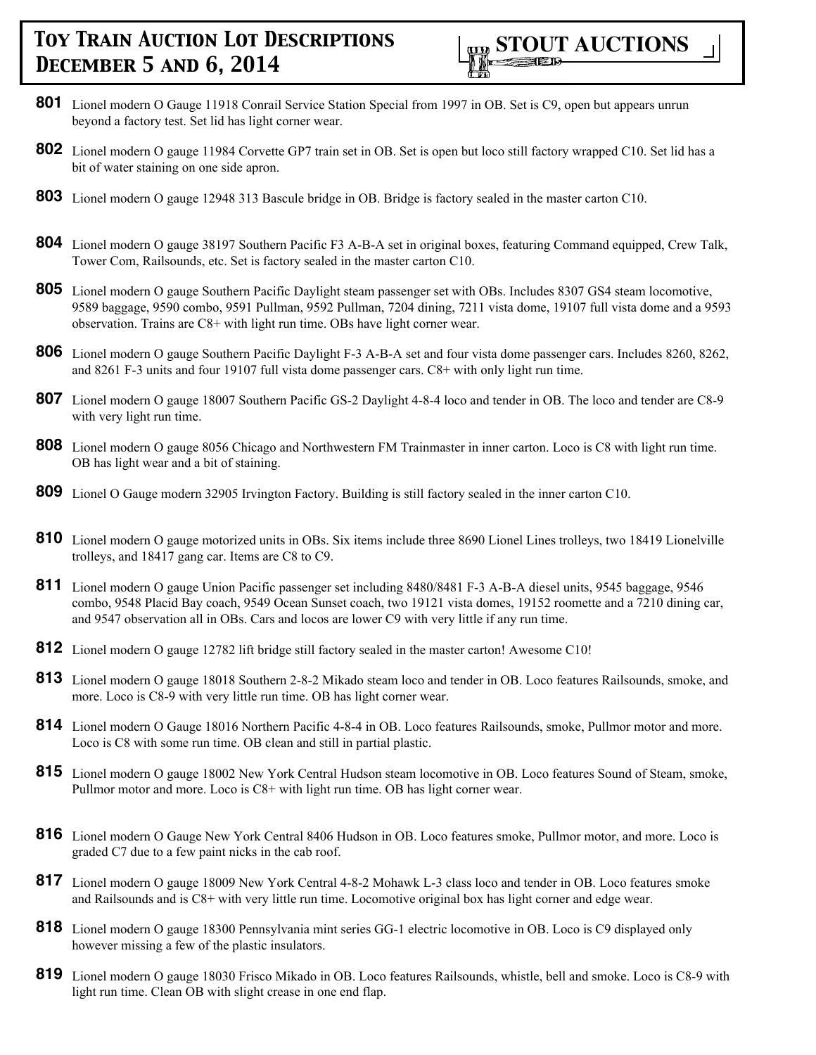**801** Lionel modern O Gauge 11918 Conrail Service Station Special from 1997 in OB. Set is C9, open but appears unrun beyond a factory test. Set lid has light corner wear.

**802** Lionel modern O gauge 11984 Corvette GP7 train set in OB. Set is open but loco still factory wrapped C10. Set lid has a bit of water staining on one side apron.

**803** Lionel modern O gauge 12948 313 Bascule bridge in OB. Bridge is factory sealed in the master carton C10.

**804** Lionel modern O gauge 38197 Southern Pacific F3 A-B-A set in original boxes, featuring Command equipped, Crew Talk, Tower Com, Railsounds, etc. Set is factory sealed in the master carton C10.

**805** Lionel modern O gauge Southern Pacific Daylight steam passenger set with OBs. Includes 8307 GS4 steam locomotive, 9589 baggage, 9590 combo, 9591 Pullman, 9592 Pullman, 7204 dining, 7211 vista dome, 19107 full vista dome and a 9593 observation. Trains are C8+ with light run time. OBs have light corner wear.

**806** Lionel modern O gauge Southern Pacific Daylight F-3 A-B-A set and four vista dome passenger cars. Includes 8260, 8262, and 8261 F-3 units and four 19107 full vista dome passenger cars. C8+ with only light run time.

**807** Lionel modern O gauge 18007 Southern Pacific GS-2 Daylight 4-8-4 loco and tender in OB. The loco and tender are C8-9 with very light run time.

**808** Lionel modern O gauge 8056 Chicago and Northwestern FM Trainmaster in inner carton. Loco is C8 with light run time. OB has light wear and a bit of staining.

**809** Lionel O Gauge modern 32905 Irvington Factory. Building is still factory sealed in the inner carton C10.

**810** Lionel modern O gauge motorized units in OBs. Six items include three 8690 Lionel Lines trolleys, two 18419 Lionelville trolleys, and 18417 gang car. Items are C8 to C9.

**811** Lionel modern O gauge Union Pacific passenger set including 8480/8481 F-3 A-B-A diesel units, 9545 baggage, 9546 combo, 9548 Placid Bay coach, 9549 Ocean Sunset coach, two 19121 vista domes, 19152 roomette and a 7210 dining car, and 9547 observation all in OBs. Cars and locos are lower C9 with very little if any run time.

**812** Lionel modern O gauge 12782 lift bridge still factory sealed in the master carton! Awesome C10!

**813** Lionel modern O gauge 18018 Southern 2-8-2 Mikado steam loco and tender in OB. Loco features Railsounds, smoke, and more. Loco is C8-9 with very little run time. OB has light corner wear.

**814** Lionel modern O Gauge 18016 Northern Pacific 4-8-4 in OB. Loco features Railsounds, smoke, Pullmor motor and more. Loco is C8 with some run time. OB clean and still in partial plastic.

**815** Lionel modern O gauge 18002 New York Central Hudson steam locomotive in OB. Loco features Sound of Steam, smoke, Pullmor motor and more. Loco is C8+ with light run time. OB has light corner wear.

**816** Lionel modern O Gauge New York Central 8406 Hudson in OB. Loco features smoke, Pullmor motor, and more. Loco is graded C7 due to a few paint nicks in the cab roof.

**817** Lionel modern O gauge 18009 New York Central 4-8-2 Mohawk L-3 class loco and tender in OB. Loco features smoke and Railsounds and is C8+ with very little run time. Locomotive original box has light corner and edge wear.

**818** Lionel modern O gauge 18300 Pennsylvania mint series GG-1 electric locomotive in OB. Loco is C9 displayed only however missing a few of the plastic insulators.

**819** Lionel modern O gauge 18030 Frisco Mikado in OB. Loco features Railsounds, whistle, bell and smoke. Loco is C8-9 with light run time. Clean OB with slight crease in one end flap.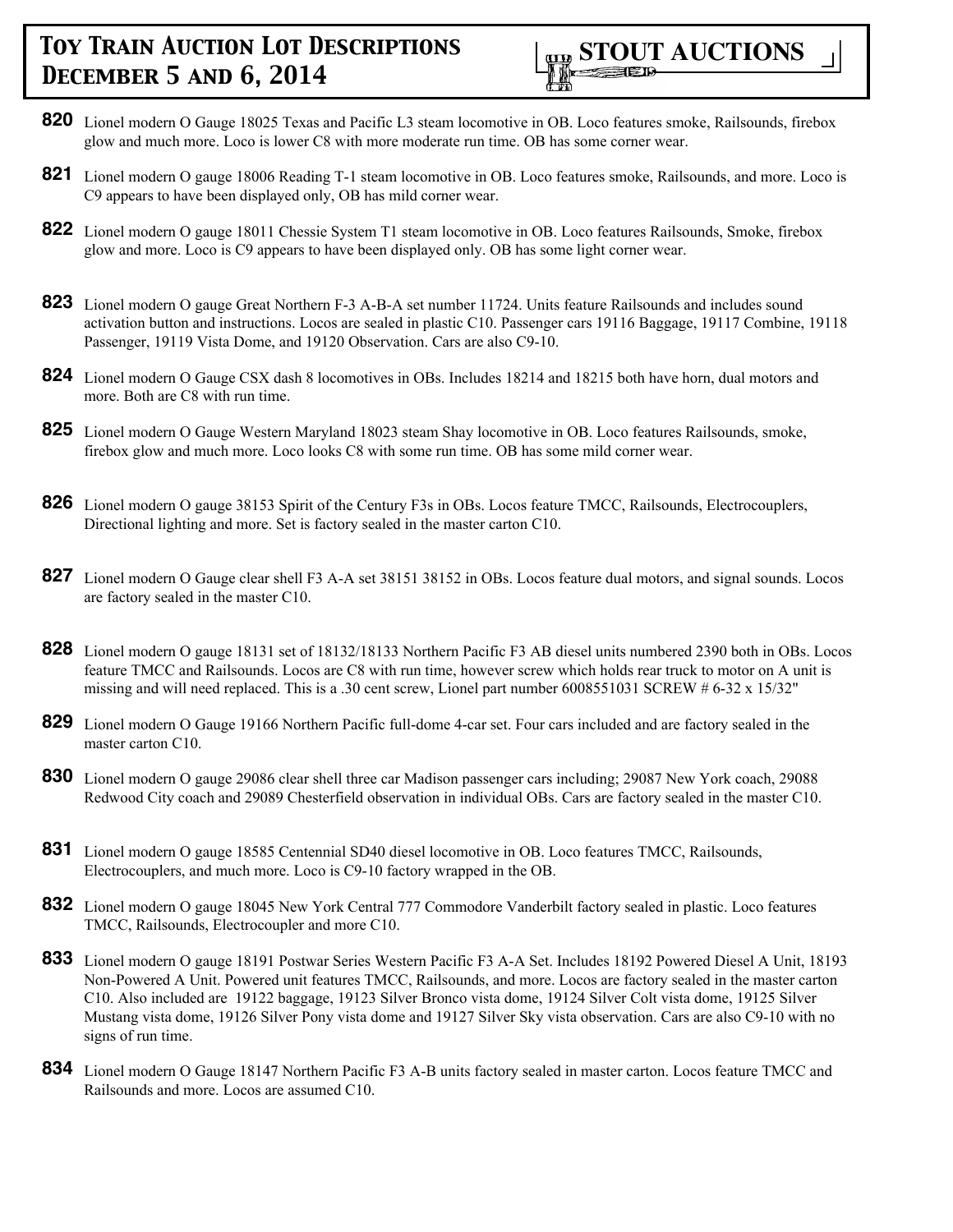**820** Lionel modern O Gauge 18025 Texas and Pacific L3 steam locomotive in OB. Loco features smoke, Railsounds, firebox glow and much more. Loco is lower C8 with more moderate run time. OB has some corner wear.

**821** Lionel modern O gauge 18006 Reading T-1 steam locomotive in OB. Loco features smoke, Railsounds, and more. Loco is C9 appears to have been displayed only, OB has mild corner wear.

**822** Lionel modern O gauge 18011 Chessie System T1 steam locomotive in OB. Loco features Railsounds, Smoke, firebox glow and more. Loco is C9 appears to have been displayed only. OB has some light corner wear.

**823** Lionel modern O gauge Great Northern F-3 A-B-A set number 11724. Units feature Railsounds and includes sound activation button and instructions. Locos are sealed in plastic C10. Passenger cars 19116 Baggage, 19117 Combine, 19118 Passenger, 19119 Vista Dome, and 19120 Observation. Cars are also C9-10.

**824** Lionel modern O Gauge CSX dash 8 locomotives in OBs. Includes 18214 and 18215 both have horn, dual motors and more. Both are C8 with run time.

**825** Lionel modern O Gauge Western Maryland 18023 steam Shay locomotive in OB. Loco features Railsounds, smoke, firebox glow and much more. Loco looks C8 with some run time. OB has some mild corner wear.

**826** Lionel modern O gauge 38153 Spirit of the Century F3s in OBs. Locos feature TMCC, Railsounds, Electrocouplers, Directional lighting and more. Set is factory sealed in the master carton C10.

**827** Lionel modern O Gauge clear shell F3 A-A set 38151 38152 in OBs. Locos feature dual motors, and signal sounds. Locos are factory sealed in the master C10.

**828** Lionel modern O gauge 18131 set of 18132/18133 Northern Pacific F3 AB diesel units numbered 2390 both in OBs. Locos feature TMCC and Railsounds. Locos are C8 with run time, however screw which holds rear truck to motor on A unit is missing and will need replaced. This is a .30 cent screw, Lionel part number 6008551031 SCREW # 6-32 x 15/32"

**829** Lionel modern O Gauge 19166 Northern Pacific full-dome 4-car set. Four cars included and are factory sealed in the master carton C10.

**830** Lionel modern O gauge 29086 clear shell three car Madison passenger cars including; 29087 New York coach, 29088 Redwood City coach and 29089 Chesterfield observation in individual OBs. Cars are factory sealed in the master C10.

**831** Lionel modern O gauge 18585 Centennial SD40 diesel locomotive in OB. Loco features TMCC, Railsounds, Electrocouplers, and much more. Loco is C9-10 factory wrapped in the OB.

**832** Lionel modern O gauge 18045 New York Central 777 Commodore Vanderbilt factory sealed in plastic. Loco features TMCC, Railsounds, Electrocoupler and more C10.

**833** Lionel modern O gauge 18191 Postwar Series Western Pacific F3 A-A Set. Includes 18192 Powered Diesel A Unit, 18193 Non-Powered A Unit. Powered unit features TMCC, Railsounds, and more. Locos are factory sealed in the master carton C10. Also included are 19122 baggage, 19123 Silver Bronco vista dome, 19124 Silver Colt vista dome, 19125 Silver Mustang vista dome, 19126 Silver Pony vista dome and 19127 Silver Sky vista observation. Cars are also C9-10 with no signs of run time.

**834** Lionel modern O Gauge 18147 Northern Pacific F3 A-B units factory sealed in master carton. Locos feature TMCC and Railsounds and more. Locos are assumed C10.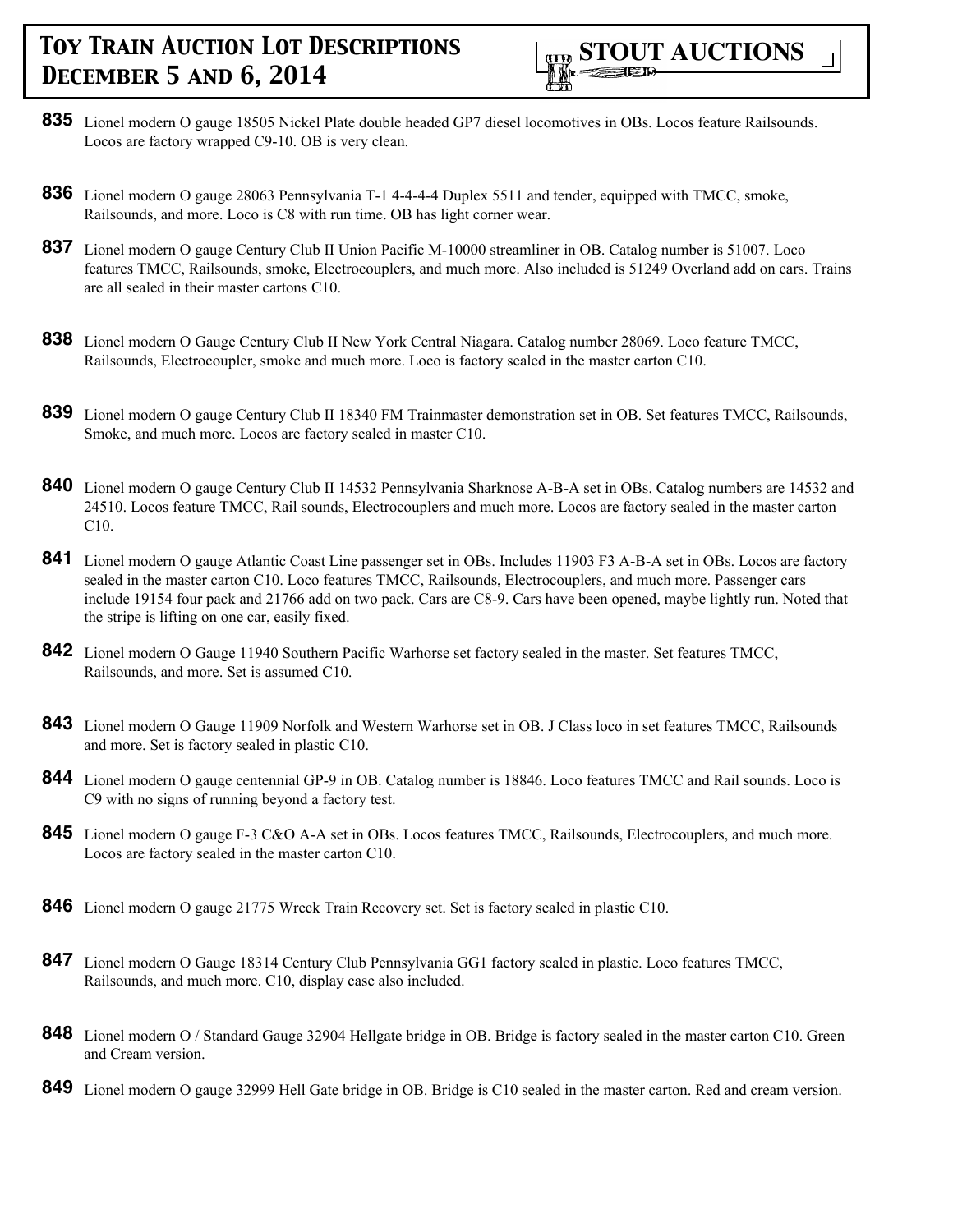**835** Lionel modern O gauge 18505 Nickel Plate double headed GP7 diesel locomotives in OBs. Locos feature Railsounds. Locos are factory wrapped C9-10. OB is very clean.

**836** Lionel modern O gauge 28063 Pennsylvania T-1 4-4-4-4 Duplex 5511 and tender, equipped with TMCC, smoke, Railsounds, and more. Loco is C8 with run time. OB has light corner wear.

**837** Lionel modern O gauge Century Club II Union Pacific M-10000 streamliner in OB. Catalog number is 51007. Loco features TMCC, Railsounds, smoke, Electrocouplers, and much more. Also included is 51249 Overland add on cars. Trains are all sealed in their master cartons C10.

**838** Lionel modern O Gauge Century Club II New York Central Niagara. Catalog number 28069. Loco feature TMCC, Railsounds, Electrocoupler, smoke and much more. Loco is factory sealed in the master carton C10.

**839** Lionel modern O gauge Century Club II 18340 FM Trainmaster demonstration set in OB. Set features TMCC, Railsounds, Smoke, and much more. Locos are factory sealed in master C10.

**840** Lionel modern O gauge Century Club II 14532 Pennsylvania Sharknose A-B-A set in OBs. Catalog numbers are 14532 and 24510. Locos feature TMCC, Rail sounds, Electrocouplers and much more. Locos are factory sealed in the master carton C10.

**841** Lionel modern O gauge Atlantic Coast Line passenger set in OBs. Includes 11903 F3 A-B-A set in OBs. Locos are factory sealed in the master carton C10. Loco features TMCC, Railsounds, Electrocouplers, and much more. Passenger cars include 19154 four pack and 21766 add on two pack. Cars are C8-9. Cars have been opened, maybe lightly run. Noted that the stripe is lifting on one car, easily fixed.

**842** Lionel modern O Gauge 11940 Southern Pacific Warhorse set factory sealed in the master. Set features TMCC, Railsounds, and more. Set is assumed C10.

**843** Lionel modern O Gauge 11909 Norfolk and Western Warhorse set in OB. J Class loco in set features TMCC, Railsounds and more. Set is factory sealed in plastic C10.

**844** Lionel modern O gauge centennial GP-9 in OB. Catalog number is 18846. Loco features TMCC and Rail sounds. Loco is C9 with no signs of running beyond a factory test.

**845** Lionel modern O gauge F-3 C&O A-A set in OBs. Locos features TMCC, Railsounds, Electrocouplers, and much more. Locos are factory sealed in the master carton C10.

**846** Lionel modern O gauge 21775 Wreck Train Recovery set. Set is factory sealed in plastic C10.

**847** Lionel modern O Gauge 18314 Century Club Pennsylvania GG1 factory sealed in plastic. Loco features TMCC, Railsounds, and much more. C10, display case also included.

**848** Lionel modern O / Standard Gauge 32904 Hellgate bridge in OB. Bridge is factory sealed in the master carton C10. Green and Cream version.

**849** Lionel modern O gauge 32999 Hell Gate bridge in OB. Bridge is C10 sealed in the master carton. Red and cream version.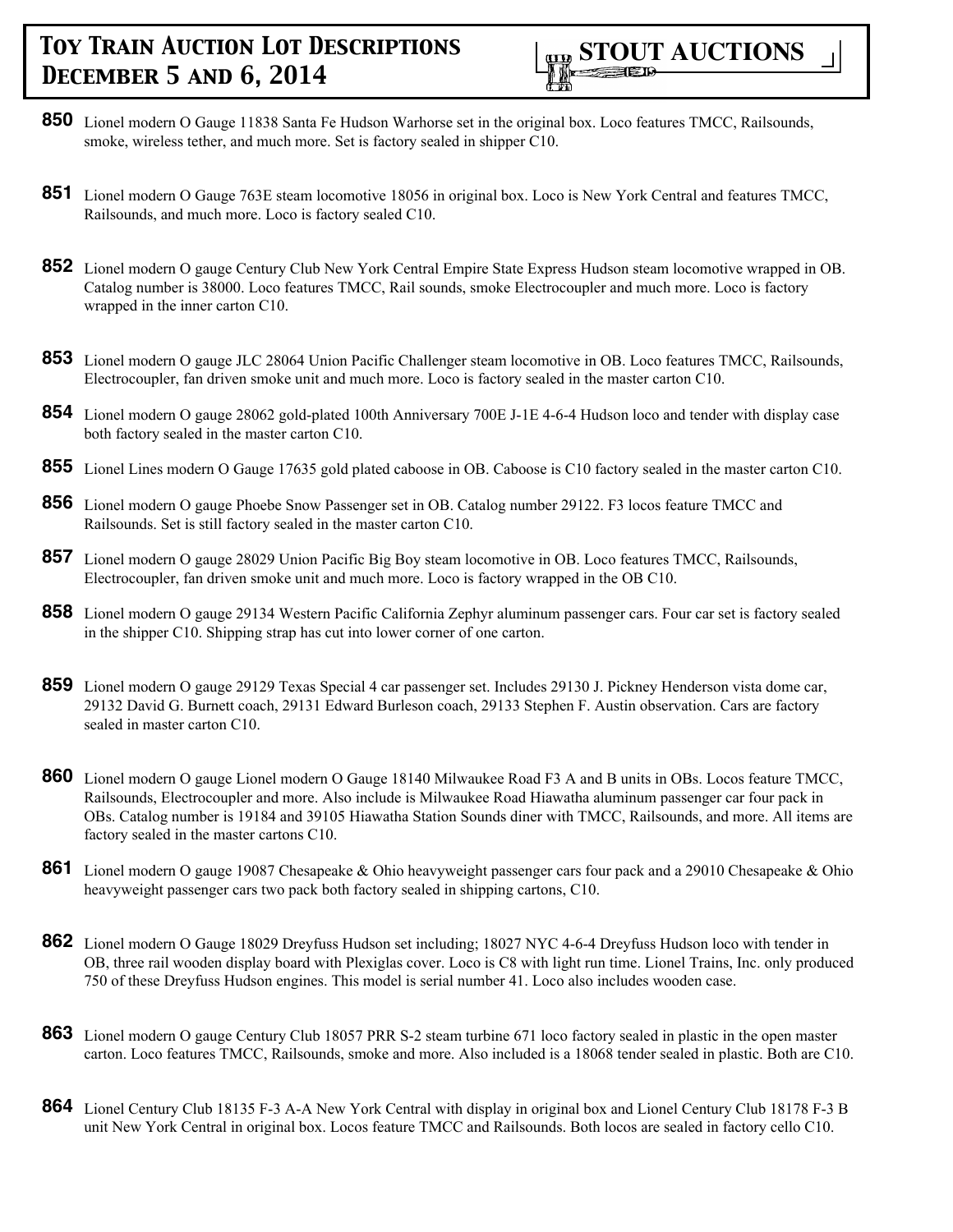**850** Lionel modern O Gauge 11838 Santa Fe Hudson Warhorse set in the original box. Loco features TMCC, Railsounds, smoke, wireless tether, and much more. Set is factory sealed in shipper C10.

**851** Lionel modern O Gauge 763E steam locomotive 18056 in original box. Loco is New York Central and features TMCC, Railsounds, and much more. Loco is factory sealed C10.

**852** Lionel modern O gauge Century Club New York Central Empire State Express Hudson steam locomotive wrapped in OB. Catalog number is 38000. Loco features TMCC, Rail sounds, smoke Electrocoupler and much more. Loco is factory wrapped in the inner carton C10.

**853** Lionel modern O gauge JLC 28064 Union Pacific Challenger steam locomotive in OB. Loco features TMCC, Railsounds, Electrocoupler, fan driven smoke unit and much more. Loco is factory sealed in the master carton C10.

**854** Lionel modern O gauge 28062 gold-plated 100th Anniversary 700E J-1E 4-6-4 Hudson loco and tender with display case both factory sealed in the master carton C10.

**855** Lionel Lines modern O Gauge 17635 gold plated caboose in OB. Caboose is C10 factory sealed in the master carton C10.

**856** Lionel modern O gauge Phoebe Snow Passenger set in OB. Catalog number 29122. F3 locos feature TMCC and Railsounds. Set is still factory sealed in the master carton C10.

**857** Lionel modern O gauge 28029 Union Pacific Big Boy steam locomotive in OB. Loco features TMCC, Railsounds, Electrocoupler, fan driven smoke unit and much more. Loco is factory wrapped in the OB C10.

**858** Lionel modern O gauge 29134 Western Pacific California Zephyr aluminum passenger cars. Four car set is factory sealed in the shipper C10. Shipping strap has cut into lower corner of one carton.

**859** Lionel modern O gauge 29129 Texas Special 4 car passenger set. Includes 29130 J. Pickney Henderson vista dome car, 29132 David G. Burnett coach, 29131 Edward Burleson coach, 29133 Stephen F. Austin observation. Cars are factory sealed in master carton C10.

**860** Lionel modern O gauge Lionel modern O Gauge 18140 Milwaukee Road F3 A and B units in OBs. Locos feature TMCC, Railsounds, Electrocoupler and more. Also include is Milwaukee Road Hiawatha aluminum passenger car four pack in OBs. Catalog number is 19184 and 39105 Hiawatha Station Sounds diner with TMCC, Railsounds, and more. All items are factory sealed in the master cartons C10.

**861** Lionel modern O gauge 19087 Chesapeake & Ohio heavyweight passenger cars four pack and a 29010 Chesapeake & Ohio heavyweight passenger cars two pack both factory sealed in shipping cartons, C10.

**862** Lionel modern O Gauge 18029 Dreyfuss Hudson set including; 18027 NYC 4-6-4 Dreyfuss Hudson loco with tender in OB, three rail wooden display board with Plexiglas cover. Loco is C8 with light run time. Lionel Trains, Inc. only produced 750 of these Dreyfuss Hudson engines. This model is serial number 41. Loco also includes wooden case.

**863** Lionel modern O gauge Century Club 18057 PRR S-2 steam turbine 671 loco factory sealed in plastic in the open master carton. Loco features TMCC, Railsounds, smoke and more. Also included is a 18068 tender sealed in plastic. Both are C10.

**864** Lionel Century Club 18135 F-3 A-A New York Central with display in original box and Lionel Century Club 18178 F-3 B unit New York Central in original box. Locos feature TMCC and Railsounds. Both locos are sealed in factory cello C10.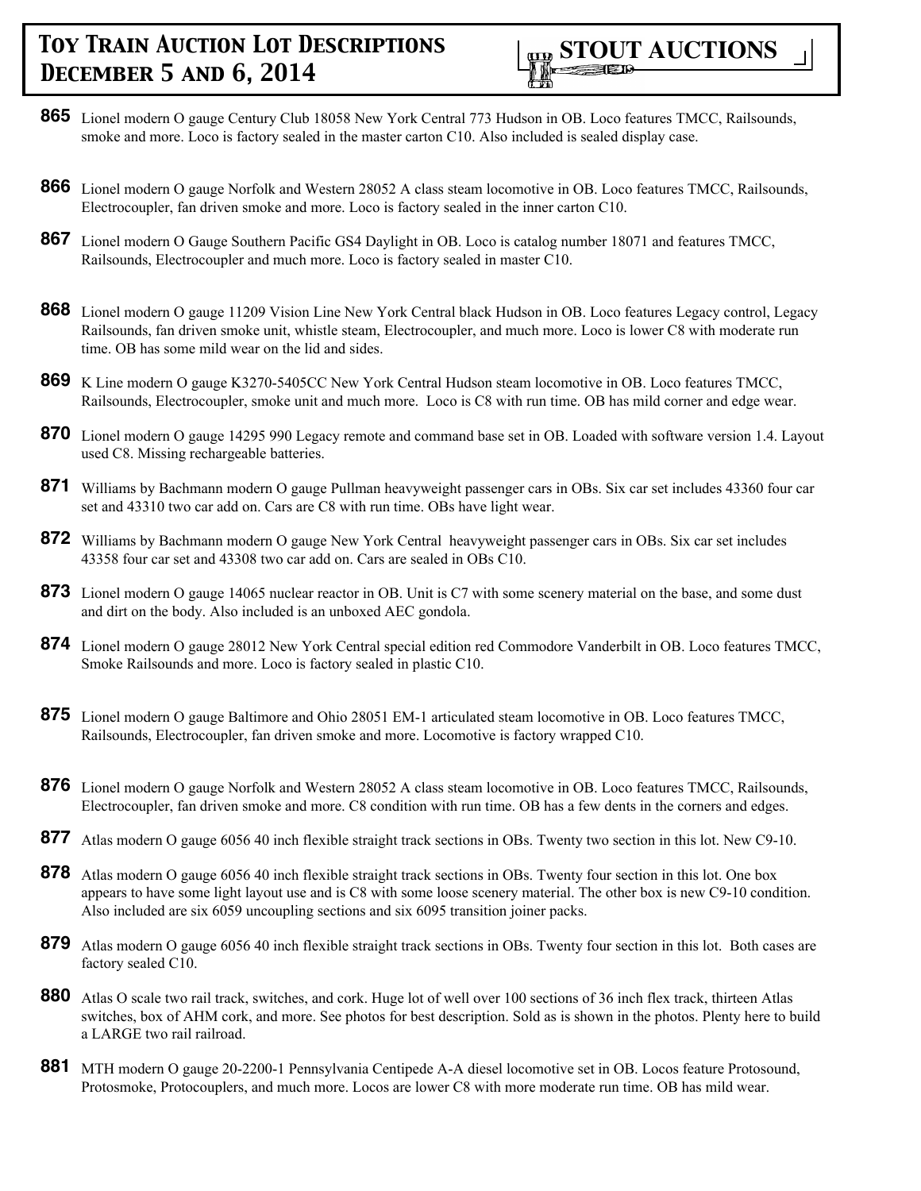**865** Lionel modern O gauge Century Club 18058 New York Central 773 Hudson in OB. Loco features TMCC, Railsounds, smoke and more. Loco is factory sealed in the master carton C10. Also included is sealed display case.

**866** Lionel modern O gauge Norfolk and Western 28052 A class steam locomotive in OB. Loco features TMCC, Railsounds, Electrocoupler, fan driven smoke and more. Loco is factory sealed in the inner carton C10.

**867** Lionel modern O Gauge Southern Pacific GS4 Daylight in OB. Loco is catalog number 18071 and features TMCC, Railsounds, Electrocoupler and much more. Loco is factory sealed in master C10.

**868** Lionel modern O gauge 11209 Vision Line New York Central black Hudson in OB. Loco features Legacy control, Legacy Railsounds, fan driven smoke unit, whistle steam, Electrocoupler, and much more. Loco is lower C8 with moderate run time. OB has some mild wear on the lid and sides.

**869** K Line modern O gauge K3270-5405CC New York Central Hudson steam locomotive in OB. Loco features TMCC, Railsounds, Electrocoupler, smoke unit and much more. Loco is C8 with run time. OB has mild corner and edge wear.

**870** Lionel modern O gauge 14295 990 Legacy remote and command base set in OB. Loaded with software version 1.4. Layout used C8. Missing rechargeable batteries.

**871** Williams by Bachmann modern O gauge Pullman heavyweight passenger cars in OBs. Six car set includes 43360 four car set and 43310 two car add on. Cars are C8 with run time. OBs have light wear.

**872** Williams by Bachmann modern O gauge New York Central heavyweight passenger cars in OBs. Six car set includes 43358 four car set and 43308 two car add on. Cars are sealed in OBs C10.

**873** Lionel modern O gauge 14065 nuclear reactor in OB. Unit is C7 with some scenery material on the base, and some dust and dirt on the body. Also included is an unboxed AEC gondola.

**874** Lionel modern O gauge 28012 New York Central special edition red Commodore Vanderbilt in OB. Loco features TMCC, Smoke Railsounds and more. Loco is factory sealed in plastic C10.

**875** Lionel modern O gauge Baltimore and Ohio 28051 EM-1 articulated steam locomotive in OB. Loco features TMCC, Railsounds, Electrocoupler, fan driven smoke and more. Locomotive is factory wrapped C10.

**876** Lionel modern O gauge Norfolk and Western 28052 A class steam locomotive in OB. Loco features TMCC, Railsounds, Electrocoupler, fan driven smoke and more. C8 condition with run time. OB has a few dents in the corners and edges.

**877** Atlas modern O gauge 6056 40 inch flexible straight track sections in OBs. Twenty two section in this lot. New C9-10.

**878** Atlas modern O gauge 6056 40 inch flexible straight track sections in OBs. Twenty four section in this lot. One box appears to have some light layout use and is C8 with some loose scenery material. The other box is new C9-10 condition. Also included are six 6059 uncoupling sections and six 6095 transition joiner packs.

**879** Atlas modern O gauge 6056 40 inch flexible straight track sections in OBs. Twenty four section in this lot. Both cases are factory sealed C10.

**880** Atlas O scale two rail track, switches, and cork. Huge lot of well over 100 sections of 36 inch flex track, thirteen Atlas switches, box of AHM cork, and more. See photos for best description. Sold as is shown in the photos. Plenty here to build a LARGE two rail railroad.

**881** MTH modern O gauge 20-2200-1 Pennsylvania Centipede A-A diesel locomotive set in OB. Locos feature Protosound, Protosmoke, Protocouplers, and much more. Locos are lower C8 with more moderate run time. OB has mild wear.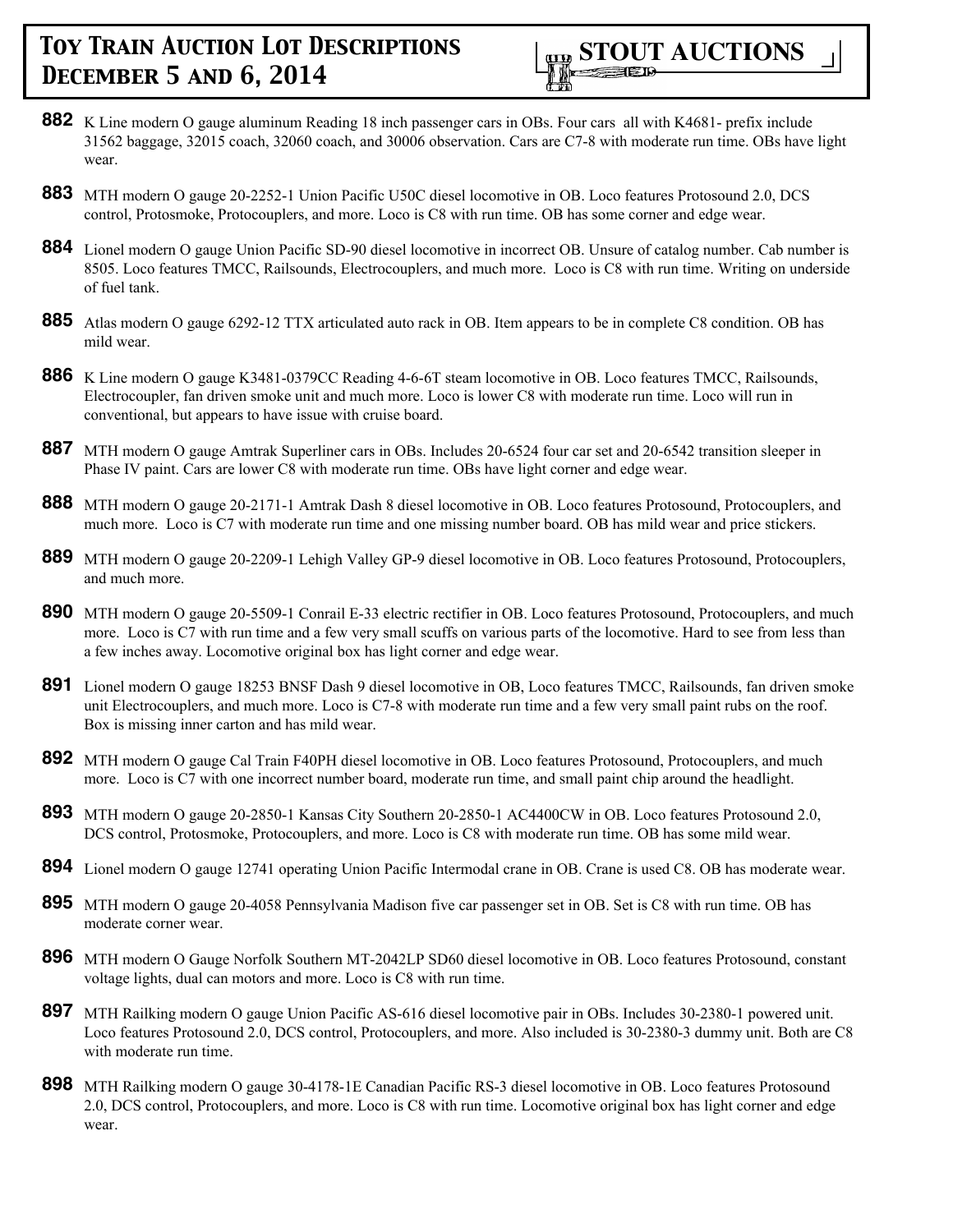**882** K Line modern O gauge aluminum Reading 18 inch passenger cars in OBs. Four cars all with K4681- prefix include 31562 baggage, 32015 coach, 32060 coach, and 30006 observation. Cars are C7-8 with moderate run time. OBs have light wear.

**883** MTH modern O gauge 20-2252-1 Union Pacific U50C diesel locomotive in OB. Loco features Protosound 2.0, DCS control, Protosmoke, Protocouplers, and more. Loco is C8 with run time. OB has some corner and edge wear.

**884** Lionel modern O gauge Union Pacific SD-90 diesel locomotive in incorrect OB. Unsure of catalog number. Cab number is 8505. Loco features TMCC, Railsounds, Electrocouplers, and much more. Loco is C8 with run time. Writing on underside of fuel tank.

**885** Atlas modern O gauge 6292-12 TTX articulated auto rack in OB. Item appears to be in complete C8 condition. OB has mild wear.

**886** K Line modern O gauge K3481-0379CC Reading 4-6-6T steam locomotive in OB. Loco features TMCC, Railsounds, Electrocoupler, fan driven smoke unit and much more. Loco is lower C8 with moderate run time. Loco will run in conventional, but appears to have issue with cruise board.

**887** MTH modern O gauge Amtrak Superliner cars in OBs. Includes 20-6524 four car set and 20-6542 transition sleeper in Phase IV paint. Cars are lower C8 with moderate run time. OBs have light corner and edge wear.

**888** MTH modern O gauge 20-2171-1 Amtrak Dash 8 diesel locomotive in OB. Loco features Protosound, Protocouplers, and much more. Loco is C7 with moderate run time and one missing number board. OB has mild wear and price stickers.

**889** MTH modern O gauge 20-2209-1 Lehigh Valley GP-9 diesel locomotive in OB. Loco features Protosound, Protocouplers, and much more.

**890** MTH modern O gauge 20-5509-1 Conrail E-33 electric rectifier in OB. Loco features Protosound, Protocouplers, and much more. Loco is C7 with run time and a few very small scuffs on various parts of the locomotive. Hard to see from less than a few inches away. Locomotive original box has light corner and edge wear.

**891** Lionel modern O gauge 18253 BNSF Dash 9 diesel locomotive in OB, Loco features TMCC, Railsounds, fan driven smoke unit Electrocouplers, and much more. Loco is C7-8 with moderate run time and a few very small paint rubs on the roof. Box is missing inner carton and has mild wear.

**892** MTH modern O gauge Cal Train F40PH diesel locomotive in OB. Loco features Protosound, Protocouplers, and much more. Loco is C7 with one incorrect number board, moderate run time, and small paint chip around the headlight.

**893** MTH modern O gauge 20-2850-1 Kansas City Southern 20-2850-1 AC4400CW in OB. Loco features Protosound 2.0, DCS control, Protosmoke, Protocouplers, and more. Loco is C8 with moderate run time. OB has some mild wear.

**894** Lionel modern O gauge 12741 operating Union Pacific Intermodal crane in OB. Crane is used C8. OB has moderate wear.

**895** MTH modern O gauge 20-4058 Pennsylvania Madison five car passenger set in OB. Set is C8 with run time. OB has moderate corner wear.

**896** MTH modern O Gauge Norfolk Southern MT-2042LP SD60 diesel locomotive in OB. Loco features Protosound, constant voltage lights, dual can motors and more. Loco is C8 with run time.

**897** MTH Railking modern O gauge Union Pacific AS-616 diesel locomotive pair in OBs. Includes 30-2380-1 powered unit. Loco features Protosound 2.0, DCS control, Protocouplers, and more. Also included is 30-2380-3 dummy unit. Both are C8 with moderate run time.

**898** MTH Railking modern O gauge 30-4178-1E Canadian Pacific RS-3 diesel locomotive in OB. Loco features Protosound 2.0, DCS control, Protocouplers, and more. Loco is C8 with run time. Locomotive original box has light corner and edge wear.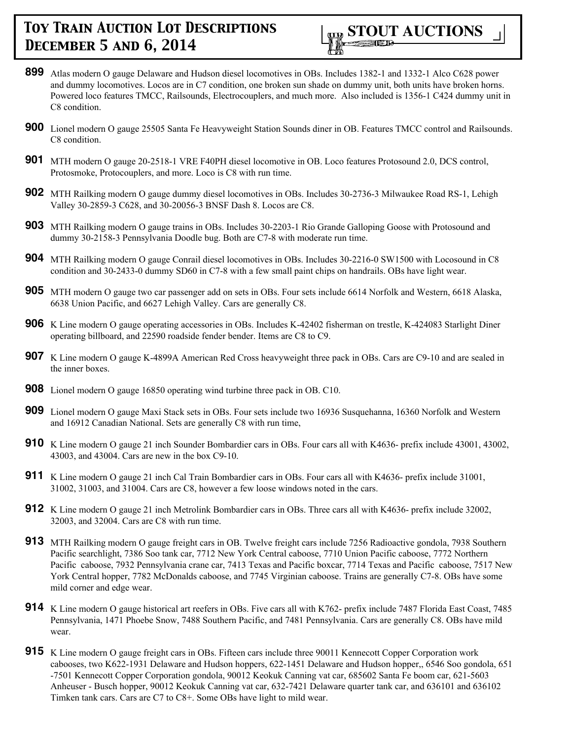**899** Atlas modern O gauge Delaware and Hudson diesel locomotives in OBs. Includes 1382-1 and 1332-1 Alco C628 power and dummy locomotives. Locos are in C7 condition, one broken sun shade on dummy unit, both units have broken horns. Powered loco features TMCC, Railsounds, Electrocouplers, and much more. Also included is 1356-1 C424 dummy unit in C8 condition.

**900** Lionel modern O gauge 25505 Santa Fe Heavyweight Station Sounds diner in OB. Features TMCC control and Railsounds. C8 condition.

**901** MTH modern O gauge 20-2518-1 VRE F40PH diesel locomotive in OB. Loco features Protosound 2.0, DCS control, Protosmoke, Protocouplers, and more. Loco is C8 with run time.

**902** MTH Railking modern O gauge dummy diesel locomotives in OBs. Includes 30-2736-3 Milwaukee Road RS-1, Lehigh Valley 30-2859-3 C628, and 30-20056-3 BNSF Dash 8. Locos are C8.

**903** MTH Railking modern O gauge trains in OBs. Includes 30-2203-1 Rio Grande Galloping Goose with Protosound and dummy 30-2158-3 Pennsylvania Doodle bug. Both are C7-8 with moderate run time.

**904** MTH Railking modern O gauge Conrail diesel locomotives in OBs. Includes 30-2216-0 SW1500 with Locosound in C8 condition and 30-2433-0 dummy SD60 in C7-8 with a few small paint chips on handrails. OBs have light wear.

**905** MTH modern O gauge two car passenger add on sets in OBs. Four sets include 6614 Norfolk and Western, 6618 Alaska, 6638 Union Pacific, and 6627 Lehigh Valley. Cars are generally C8.

**906** K Line modern O gauge operating accessories in OBs. Includes K-42402 fisherman on trestle, K-424083 Starlight Diner operating billboard, and 22590 roadside fender bender. Items are C8 to C9.

**907** K Line modern O gauge K-4899A American Red Cross heavyweight three pack in OBs. Cars are C9-10 and are sealed in the inner boxes.

**908** Lionel modern O gauge 16850 operating wind turbine three pack in OB. C10.

**909** Lionel modern O gauge Maxi Stack sets in OBs. Four sets include two 16936 Susquehanna, 16360 Norfolk and Western and 16912 Canadian National. Sets are generally C8 with run time,

**910** K Line modern O gauge 21 inch Sounder Bombardier cars in OBs. Four cars all with K4636- prefix include 43001, 43002, 43003, and 43004. Cars are new in the box C9-10.

**911** K Line modern O gauge 21 inch Cal Train Bombardier cars in OBs. Four cars all with K4636- prefix include 31001, 31002, 31003, and 31004. Cars are C8, however a few loose windows noted in the cars.

**912** K Line modern O gauge 21 inch Metrolink Bombardier cars in OBs. Three cars all with K4636- prefix include 32002, 32003, and 32004. Cars are C8 with run time.

**913** MTH Railking modern O gauge freight cars in OB. Twelve freight cars include 7256 Radioactive gondola, 7938 Southern Pacific searchlight, 7386 Soo tank car, 7712 New York Central caboose, 7710 Union Pacific caboose, 7772 Northern Pacific caboose, 7932 Pennsylvania crane car, 7413 Texas and Pacific boxcar, 7714 Texas and Pacific caboose, 7517 New York Central hopper, 7782 McDonalds caboose, and 7745 Virginian caboose. Trains are generally C7-8. OBs have some mild corner and edge wear.

**914** K Line modern O gauge historical art reefers in OBs. Five cars all with K762- prefix include 7487 Florida East Coast, 7485 Pennsylvania, 1471 Phoebe Snow, 7488 Southern Pacific, and 7481 Pennsylvania. Cars are generally C8. OBs have mild wear.

**915** K Line modern O gauge freight cars in OBs. Fifteen cars include three 90011 Kennecott Copper Corporation work cabooses, two K622-1931 Delaware and Hudson hoppers, 622-1451 Delaware and Hudson hopper,, 6546 Soo gondola, 651 -7501 Kennecott Copper Corporation gondola, 90012 Keokuk Canning vat car, 685602 Santa Fe boom car, 621-5603 Anheuser - Busch hopper, 90012 Keokuk Canning vat car, 632-7421 Delaware quarter tank car, and 636101 and 636102 Timken tank cars. Cars are C7 to C8+. Some OBs have light to mild wear.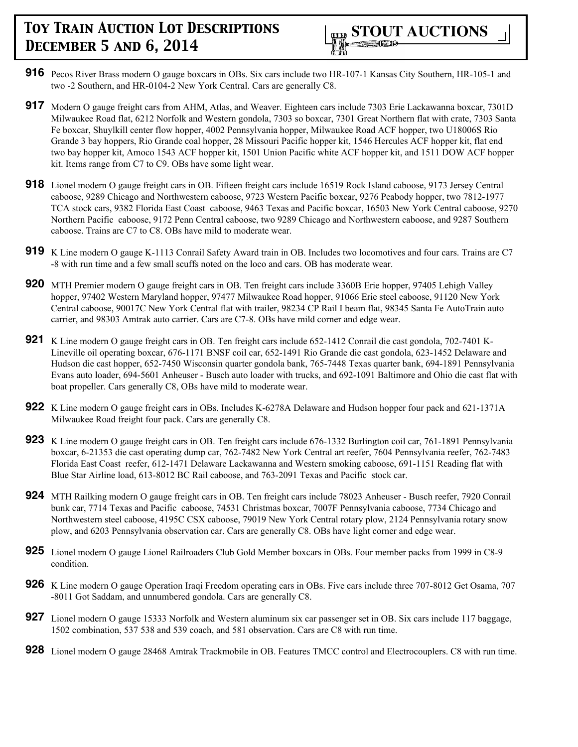**916** Pecos River Brass modern O gauge boxcars in OBs. Six cars include two HR-107-1 Kansas City Southern, HR-105-1 and two -2 Southern, and HR-0104-2 New York Central. Cars are generally C8.

**917** Modern O gauge freight cars from AHM, Atlas, and Weaver. Eighteen cars include 7303 Erie Lackawanna boxcar, 7301D Milwaukee Road flat, 6212 Norfolk and Western gondola, 7303 so boxcar, 7301 Great Northern flat with crate, 7303 Santa Fe boxcar, Shuylkill center flow hopper, 4002 Pennsylvania hopper, Milwaukee Road ACF hopper, two U18006S Rio Grande 3 bay hoppers, Rio Grande coal hopper, 28 Missouri Pacific hopper kit, 1546 Hercules ACF hopper kit, flat end two bay hopper kit, Amoco 1543 ACF hopper kit, 1501 Union Pacific white ACF hopper kit, and 1511 DOW ACF hopper kit. Items range from C7 to C9. OBs have some light wear.

**918** Lionel modern O gauge freight cars in OB. Fifteen freight cars include 16519 Rock Island caboose, 9173 Jersey Central caboose, 9289 Chicago and Northwestern caboose, 9723 Western Pacific boxcar, 9276 Peabody hopper, two 7812-1977 TCA stock cars, 9382 Florida East Coast caboose, 9463 Texas and Pacific boxcar, 16503 New York Central caboose, 9270 Northern Pacific caboose, 9172 Penn Central caboose, two 9289 Chicago and Northwestern caboose, and 9287 Southern caboose. Trains are C7 to C8. OBs have mild to moderate wear.

**919** K Line modern O gauge K-1113 Conrail Safety Award train in OB. Includes two locomotives and four cars. Trains are C7 -8 with run time and a few small scuffs noted on the loco and cars. OB has moderate wear.

**920** MTH Premier modern O gauge freight cars in OB. Ten freight cars include 3360B Erie hopper, 97405 Lehigh Valley hopper, 97402 Western Maryland hopper, 97477 Milwaukee Road hopper, 91066 Erie steel caboose, 91120 New York Central caboose, 90017C New York Central flat with trailer, 98234 CP Rail I beam flat, 98345 Santa Fe AutoTrain auto carrier, and 98303 Amtrak auto carrier. Cars are C7-8. OBs have mild corner and edge wear.

**921** K Line modern O gauge freight cars in OB. Ten freight cars include 652-1412 Conrail die cast gondola, 702-7401 K-Lineville oil operating boxcar, 676-1171 BNSF coil car, 652-1491 Rio Grande die cast gondola, 623-1452 Delaware and Hudson die cast hopper, 652-7450 Wisconsin quarter gondola bank, 765-7448 Texas quarter bank, 694-1891 Pennsylvania Evans auto loader, 694-5601 Anheuser - Busch auto loader with trucks, and 692-1091 Baltimore and Ohio die cast flat with boat propeller. Cars generally C8, OBs have mild to moderate wear.

**922** K Line modern O gauge freight cars in OBs. Includes K-6278A Delaware and Hudson hopper four pack and 621-1371A Milwaukee Road freight four pack. Cars are generally C8.

**923** K Line modern O gauge freight cars in OB. Ten freight cars include 676-1332 Burlington coil car, 761-1891 Pennsylvania boxcar, 6-21353 die cast operating dump car, 762-7482 New York Central art reefer, 7604 Pennsylvania reefer, 762-7483 Florida East Coast reefer, 612-1471 Delaware Lackawanna and Western smoking caboose, 691-1151 Reading flat with Blue Star Airline load, 613-8012 BC Rail caboose, and 763-2091 Texas and Pacific stock car.

**924** MTH Railking modern O gauge freight cars in OB. Ten freight cars include 78023 Anheuser - Busch reefer, 7920 Conrail bunk car, 7714 Texas and Pacific caboose, 74531 Christmas boxcar, 7007F Pennsylvania caboose, 7734 Chicago and Northwestern steel caboose, 4195C CSX caboose, 79019 New York Central rotary plow, 2124 Pennsylvania rotary snow plow, and 6203 Pennsylvania observation car. Cars are generally C8. OBs have light corner and edge wear.

**925** Lionel modern O gauge Lionel Railroaders Club Gold Member boxcars in OBs. Four member packs from 1999 in C8-9 condition.

**926** K Line modern O gauge Operation Iraqi Freedom operating cars in OBs. Five cars include three 707-8012 Get Osama, 707 -8011 Got Saddam, and unnumbered gondola. Cars are generally C8.

**927** Lionel modern O gauge 15333 Norfolk and Western aluminum six car passenger set in OB. Six cars include 117 baggage, 1502 combination, 537 538 and 539 coach, and 581 observation. Cars are C8 with run time.

**928** Lionel modern O gauge 28468 Amtrak Trackmobile in OB. Features TMCC control and Electrocouplers. C8 with run time.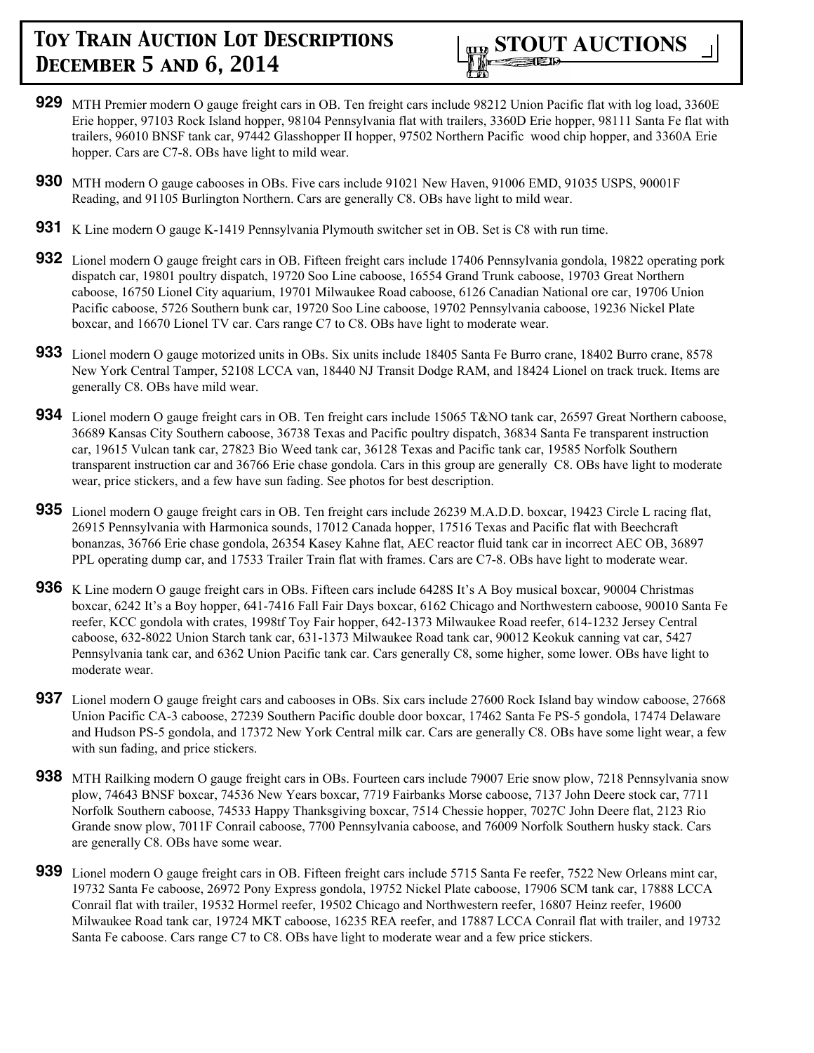**929** MTH Premier modern O gauge freight cars in OB. Ten freight cars include 98212 Union Pacific flat with log load, 3360E Erie hopper, 97103 Rock Island hopper, 98104 Pennsylvania flat with trailers, 3360D Erie hopper, 98111 Santa Fe flat with trailers, 96010 BNSF tank car, 97442 Glasshopper II hopper, 97502 Northern Pacific wood chip hopper, and 3360A Erie hopper. Cars are C7-8. OBs have light to mild wear.

**930** MTH modern O gauge cabooses in OBs. Five cars include 91021 New Haven, 91006 EMD, 91035 USPS, 90001F Reading, and 91105 Burlington Northern. Cars are generally C8. OBs have light to mild wear.

**931** K Line modern O gauge K-1419 Pennsylvania Plymouth switcher set in OB. Set is C8 with run time.

**932** Lionel modern O gauge freight cars in OB. Fifteen freight cars include 17406 Pennsylvania gondola, 19822 operating pork dispatch car, 19801 poultry dispatch, 19720 Soo Line caboose, 16554 Grand Trunk caboose, 19703 Great Northern caboose, 16750 Lionel City aquarium, 19701 Milwaukee Road caboose, 6126 Canadian National ore car, 19706 Union Pacific caboose, 5726 Southern bunk car, 19720 Soo Line caboose, 19702 Pennsylvania caboose, 19236 Nickel Plate boxcar, and 16670 Lionel TV car. Cars range C7 to C8. OBs have light to moderate wear.

**933** Lionel modern O gauge motorized units in OBs. Six units include 18405 Santa Fe Burro crane, 18402 Burro crane, 8578 New York Central Tamper, 52108 LCCA van, 18440 NJ Transit Dodge RAM, and 18424 Lionel on track truck. Items are generally C8. OBs have mild wear.

**934** Lionel modern O gauge freight cars in OB. Ten freight cars include 15065 T&NO tank car, 26597 Great Northern caboose, 36689 Kansas City Southern caboose, 36738 Texas and Pacific poultry dispatch, 36834 Santa Fe transparent instruction car, 19615 Vulcan tank car, 27823 Bio Weed tank car, 36128 Texas and Pacific tank car, 19585 Norfolk Southern transparent instruction car and 36766 Erie chase gondola. Cars in this group are generally C8. OBs have light to moderate wear, price stickers, and a few have sun fading. See photos for best description.

**935** Lionel modern O gauge freight cars in OB. Ten freight cars include 26239 M.A.D.D. boxcar, 19423 Circle L racing flat, 26915 Pennsylvania with Harmonica sounds, 17012 Canada hopper, 17516 Texas and Pacific flat with Beechcraft bonanzas, 36766 Erie chase gondola, 26354 Kasey Kahne flat, AEC reactor fluid tank car in incorrect AEC OB, 36897 PPL operating dump car, and 17533 Trailer Train flat with frames. Cars are C7-8. OBs have light to moderate wear.

**936** K Line modern O gauge freight cars in OBs. Fifteen cars include 6428S It's A Boy musical boxcar, 90004 Christmas boxcar, 6242 It's a Boy hopper, 641-7416 Fall Fair Days boxcar, 6162 Chicago and Northwestern caboose, 90010 Santa Fe reefer, KCC gondola with crates, 1998tf Toy Fair hopper, 642-1373 Milwaukee Road reefer, 614-1232 Jersey Central caboose, 632-8022 Union Starch tank car, 631-1373 Milwaukee Road tank car, 90012 Keokuk canning vat car, 5427 Pennsylvania tank car, and 6362 Union Pacific tank car. Cars generally C8, some higher, some lower. OBs have light to moderate wear.

**937** Lionel modern O gauge freight cars and cabooses in OBs. Six cars include 27600 Rock Island bay window caboose, 27668 Union Pacific CA-3 caboose, 27239 Southern Pacific double door boxcar, 17462 Santa Fe PS-5 gondola, 17474 Delaware and Hudson PS-5 gondola, and 17372 New York Central milk car. Cars are generally C8. OBs have some light wear, a few with sun fading, and price stickers.

**938** MTH Railking modern O gauge freight cars in OBs. Fourteen cars include 79007 Erie snow plow, 7218 Pennsylvania snow plow, 74643 BNSF boxcar, 74536 New Years boxcar, 7719 Fairbanks Morse caboose, 7137 John Deere stock car, 7711 Norfolk Southern caboose, 74533 Happy Thanksgiving boxcar, 7514 Chessie hopper, 7027C John Deere flat, 2123 Rio Grande snow plow, 7011F Conrail caboose, 7700 Pennsylvania caboose, and 76009 Norfolk Southern husky stack. Cars are generally C8. OBs have some wear.

**939** Lionel modern O gauge freight cars in OB. Fifteen freight cars include 5715 Santa Fe reefer, 7522 New Orleans mint car, 19732 Santa Fe caboose, 26972 Pony Express gondola, 19752 Nickel Plate caboose, 17906 SCM tank car, 17888 LCCA Conrail flat with trailer, 19532 Hormel reefer, 19502 Chicago and Northwestern reefer, 16807 Heinz reefer, 19600 Milwaukee Road tank car, 19724 MKT caboose, 16235 REA reefer, and 17887 LCCA Conrail flat with trailer, and 19732 Santa Fe caboose. Cars range C7 to C8. OBs have light to moderate wear and a few price stickers.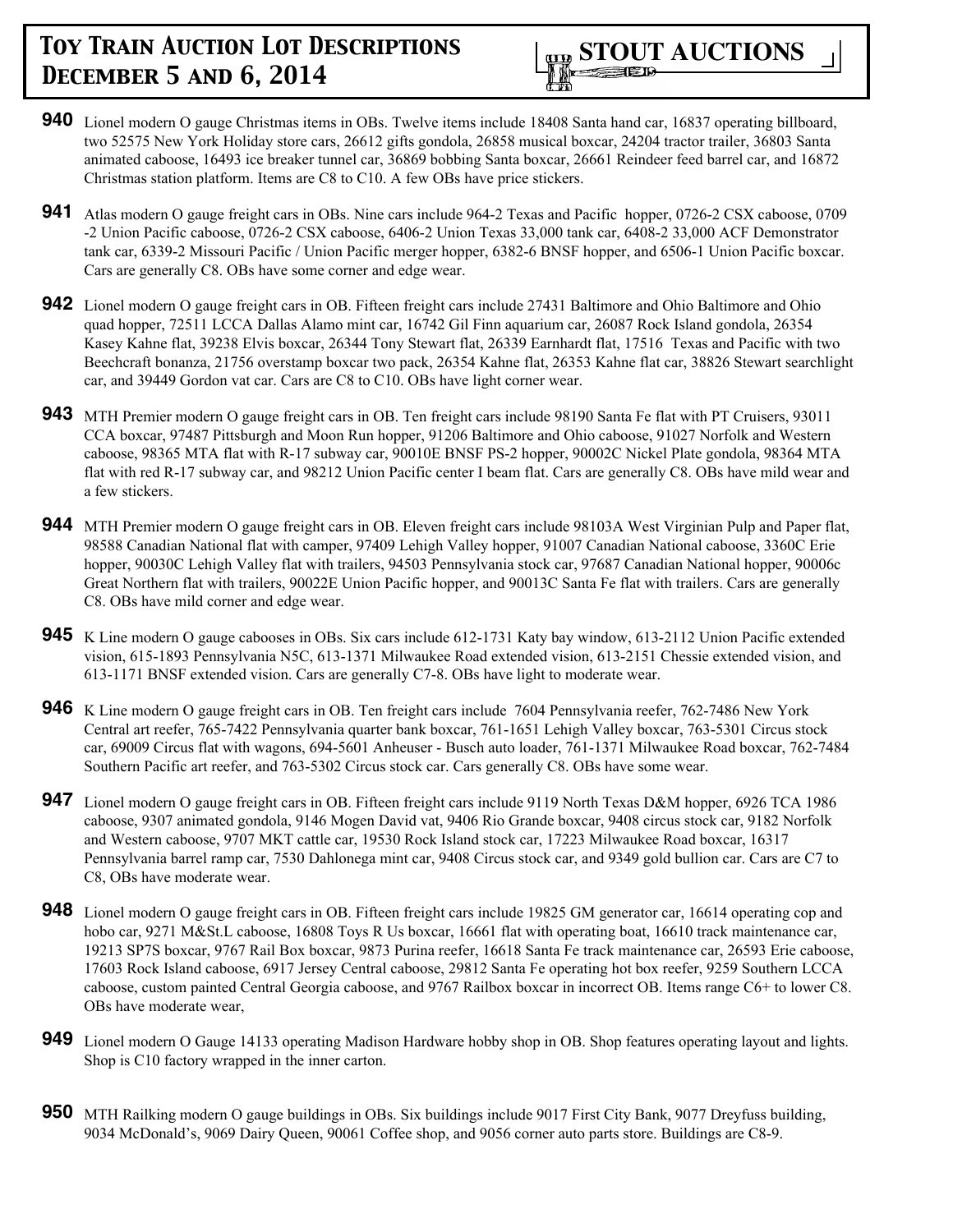**940** Lionel modern O gauge Christmas items in OBs. Twelve items include 18408 Santa hand car, 16837 operating billboard, two 52575 New York Holiday store cars, 26612 gifts gondola, 26858 musical boxcar, 24204 tractor trailer, 36803 Santa animated caboose, 16493 ice breaker tunnel car, 36869 bobbing Santa boxcar, 26661 Reindeer feed barrel car, and 16872 Christmas station platform. Items are C8 to C10. A few OBs have price stickers.

**941** Atlas modern O gauge freight cars in OBs. Nine cars include 964-2 Texas and Pacific hopper, 0726-2 CSX caboose, 0709-2 Union Pacific caboose, 0726-2 CSX caboose, 6406-2 Union Texas 33,000 tank car, 6408-2 33,000 ACF Demonstrator tank car, 6339-2 Missouri Pacific / Union Pacific merger hopper, 6382-6 BNSF hopper, and 6506-1 Union Pacific boxcar. Cars are generally C8. OBs have some corner and edge wear.

**942** Lionel modern O gauge freight cars in OB. Fifteen freight cars include 27431 Baltimore and Ohio Baltimore and Ohio quad hopper, 72511 LCCA Dallas Alamo mint car, 16742 Gil Finn aquarium car, 26087 Rock Island gondola, 26354 Kasey Kahne flat, 39238 Elvis boxcar, 26344 Tony Stewart flat, 26339 Earnhardt flat, 17516 Texas and Pacific with two Beechcraft bonanza, 21756 overstamp boxcar two pack, 26354 Kahne flat, 26353 Kahne flat car, 38826 Stewart searchlight car, and 39449 Gordon vat car. Cars are C8 to C10. OBs have light corner wear.

**943** MTH Premier modern O gauge freight cars in OB. Ten freight cars include 98190 Santa Fe flat with PT Cruisers, 93011 CCA boxcar, 97487 Pittsburgh and Moon Run hopper, 91206 Baltimore and Ohio caboose, 91027 Norfolk and Western caboose, 98365 MTA flat with R-17 subway car, 90010E BNSF PS-2 hopper, 90002C Nickel Plate gondola, 98364 MTA flat with red R-17 subway car, and 98212 Union Pacific center I beam flat. Cars are generally C8. OBs have mild wear and a few stickers.

**944** MTH Premier modern O gauge freight cars in OB. Eleven freight cars include 98103A West Virginian Pulp and Paper flat, 98588 Canadian National flat with camper, 97409 Lehigh Valley hopper, 91007 Canadian National caboose, 3360C Erie hopper, 90030C Lehigh Valley flat with trailers, 94503 Pennsylvania stock car, 97687 Canadian National hopper, 90006c Great Northern flat with trailers, 90022E Union Pacific hopper, and 90013C Santa Fe flat with trailers. Cars are generally C8. OBs have mild corner and edge wear.

**945** K Line modern O gauge cabooses in OBs. Six cars include 612-1731 Katy bay window, 613-2112 Union Pacific extended vision, 615-1893 Pennsylvania N5C, 613-1371 Milwaukee Road extended vision, 613-2151 Chessie extended vision, and 613-1171 BNSF extended vision. Cars are generally C7-8. OBs have light to moderate wear.

**946** K Line modern O gauge freight cars in OB. Ten freight cars include 7604 Pennsylvania reefer, 762-7486 New York Central art reefer, 765-7422 Pennsylvania quarter bank boxcar, 761-1651 Lehigh Valley boxcar, 763-5301 Circus stock car, 69009 Circus flat with wagons, 694-5601 Anheuser - Busch auto loader, 761-1371 Milwaukee Road boxcar, 762-7484 Southern Pacific art reefer, and 763-5302 Circus stock car. Cars generally C8. OBs have some wear.

**947** Lionel modern O gauge freight cars in OB. Fifteen freight cars include 9119 North Texas D&M hopper, 6926 TCA 1986 caboose, 9307 animated gondola, 9146 Mogen David vat, 9406 Rio Grande boxcar, 9408 circus stock car, 9182 Norfolk and Western caboose, 9707 MKT cattle car, 19530 Rock Island stock car, 17223 Milwaukee Road boxcar, 16317 Pennsylvania barrel ramp car, 7530 Dahlonega mint car, 9408 Circus stock car, and 9349 gold bullion car. Cars are C7 to C8, OBs have moderate wear.

**948** Lionel modern O gauge freight cars in OB. Fifteen freight cars include 19825 GM generator car, 16614 operating cop and hobo car, 9271 M&St.L caboose, 16808 Toys R Us boxcar, 16661 flat with operating boat, 16610 track maintenance car, 19213 SP7S boxcar, 9767 Rail Box boxcar, 9873 Purina reefer, 16618 Santa Fe track maintenance car, 26593 Erie caboose, 17603 Rock Island caboose, 6917 Jersey Central caboose, 29812 Santa Fe operating hot box reefer, 9259 Southern LCCA caboose, custom painted Central Georgia caboose, and 9767 Railbox boxcar in incorrect OB. Items range C6+ to lower C8. OBs have moderate wear,

**949** Lionel modern O Gauge 14133 operating Madison Hardware hobby shop in OB. Shop features operating layout and lights. Shop is C10 factory wrapped in the inner carton.

**950** MTH Railking modern O gauge buildings in OBs. Six buildings include 9017 First City Bank, 9077 Dreyfuss building, 9034 McDonald's, 9069 Dairy Queen, 90061 Coffee shop, and 9056 corner auto parts store. Buildings are C8-9.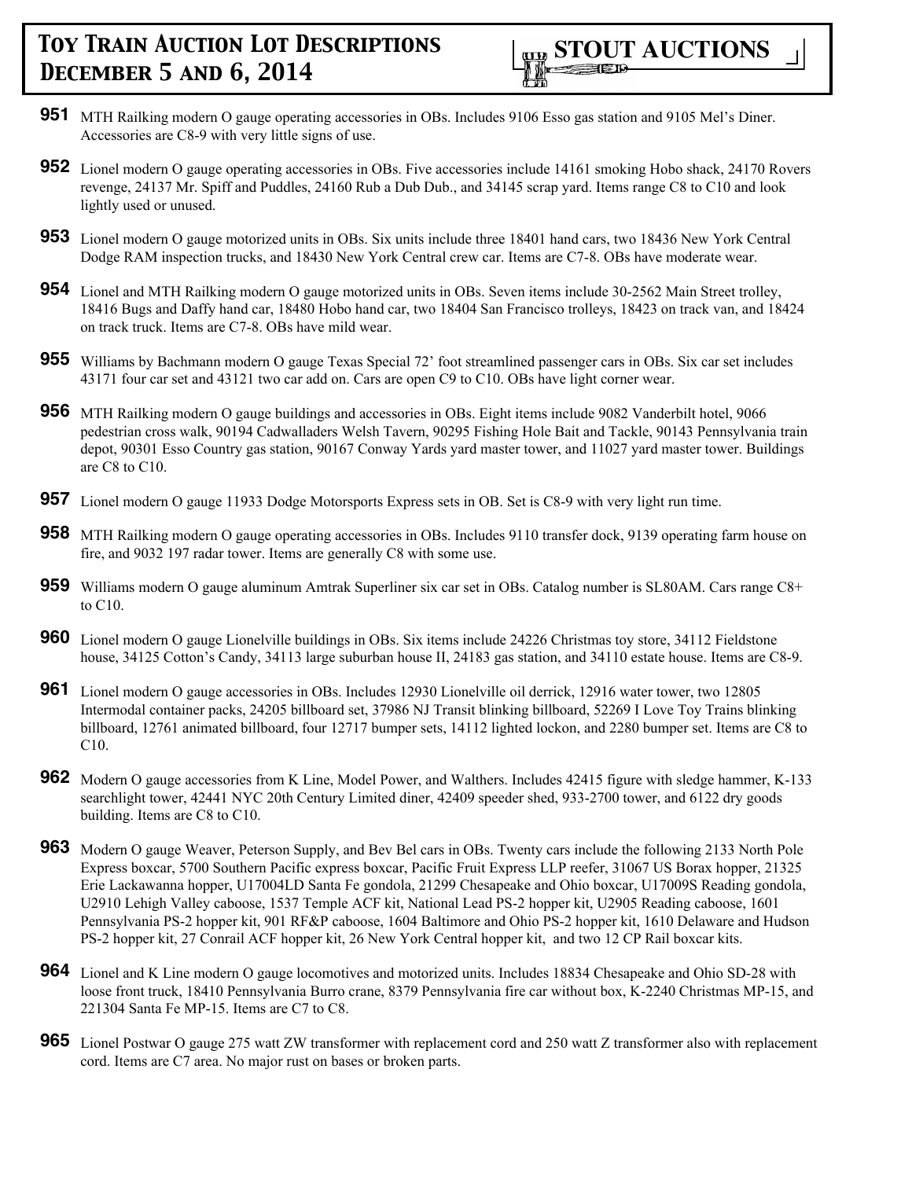**951** MTH Railking modern O gauge operating accessories in OBs. Includes 9106 Esso gas station and 9105 Mel's Diner. Accessories are C8-9 with very little signs of use.

**952** Lionel modern O gauge operating accessories in OBs. Five accessories include 14161 smoking Hobo shack, 24170 Rovers revenge, 24137 Mr. Spiff and Puddles, 24160 Rub a Dub Dub., and 34145 scrap yard. Items range C8 to C10 and look lightly used or unused.

**953** Lionel modern O gauge motorized units in OBs. Six units include three 18401 hand cars, two 18436 New York Central Dodge RAM inspection trucks, and 18430 New York Central crew car. Items are C7-8. OBs have moderate wear.

**954** Lionel and MTH Railking modern O gauge motorized units in OBs. Seven items include 30-2562 Main Street trolley, 18416 Bugs and Daffy hand car, 18480 Hobo hand car, two 18404 San Francisco trolleys, 18423 on track van, and 18424 on track truck. Items are C7-8. OBs have mild wear.

**955** Williams by Bachmann modern O gauge Texas Special 72' foot streamlined passenger cars in OBs. Six car set includes 43171 four car set and 43121 two car add on. Cars are open C9 to C10. OBs have light corner wear.

**956** MTH Railking modern O gauge buildings and accessories in OBs. Eight items include 9082 Vanderbilt hotel, 9066 pedestrian cross walk, 90194 Cadwalladers Welsh Tavern, 90295 Fishing Hole Bait and Tackle, 90143 Pennsylvania train depot, 90301 Esso Country gas station, 90167 Conway Yards yard master tower, and 11027 yard master tower. Buildings are C8 to C10.

**957** Lionel modern O gauge 11933 Dodge Motorsports Express sets in OB. Set is C8-9 with very light run time.

**958** MTH Railking modern O gauge operating accessories in OBs. Includes 9110 transfer dock, 9139 operating farm house on fire, and 9032 197 radar tower. Items are generally C8 with some use.

**959** Williams modern O gauge aluminum Amtrak Superliner six car set in OBs. Catalog number is SL80AM. Cars range C8+ to C10.

**960** Lionel modern O gauge Lionelville buildings in OBs. Six items include 24226 Christmas toy store, 34112 Fieldstone house, 34125 Cotton's Candy, 34113 large suburban house II, 24183 gas station, and 34110 estate house. Items are C8-9.

**961** Lionel modern O gauge accessories in OBs. Includes 12930 Lionelville oil derrick, 12916 water tower, two 12805 Intermodal container packs, 24205 billboard set, 37986 NJ Transit blinking billboard, 52269 I Love Toy Trains blinking billboard, 12761 animated billboard, four 12717 bumper sets, 14112 lighted lockon, and 2280 bumper set. Items are C8 to C10.

**962** Modern O gauge accessories from K Line, Model Power, and Walthers. Includes 42415 figure with sledge hammer, K-133 searchlight tower, 42441 NYC 20th Century Limited diner, 42409 speeder shed, 933-2700 tower, and 6122 dry goods building. Items are C8 to C10.

**963** Modern O gauge Weaver, Peterson Supply, and Bev Bel cars in OBs. Twenty cars include the following 2133 North Pole Express boxcar, 5700 Southern Pacific express boxcar, Pacific Fruit Express LLP reefer, 31067 US Borax hopper, 21325 Erie Lackawanna hopper, U17004LD Santa Fe gondola, 21299 Chesapeake and Ohio boxcar, U17009S Reading gondola, U2910 Lehigh Valley caboose, 1537 Temple ACF kit, National Lead PS-2 hopper kit, U2905 Reading caboose, 1601 Pennsylvania PS-2 hopper kit, 901 RF&P caboose, 1604 Baltimore and Ohio PS-2 hopper kit, 1610 Delaware and Hudson PS-2 hopper kit, 27 Conrail ACF hopper kit, 26 New York Central hopper kit, and two 12 CP Rail boxcar kits.

**964** Lionel and K Line modern O gauge locomotives and motorized units. Includes 18834 Chesapeake and Ohio SD-28 with loose front truck, 18410 Pennsylvania Burro crane, 8379 Pennsylvania fire car without box, K-2240 Christmas MP-15, and 221304 Santa Fe MP-15. Items are C7 to C8.

**965** Lionel Postwar O gauge 275 watt ZW transformer with replacement cord and 250 watt Z transformer also with replacement cord. Items are C7 area. No major rust on bases or broken parts.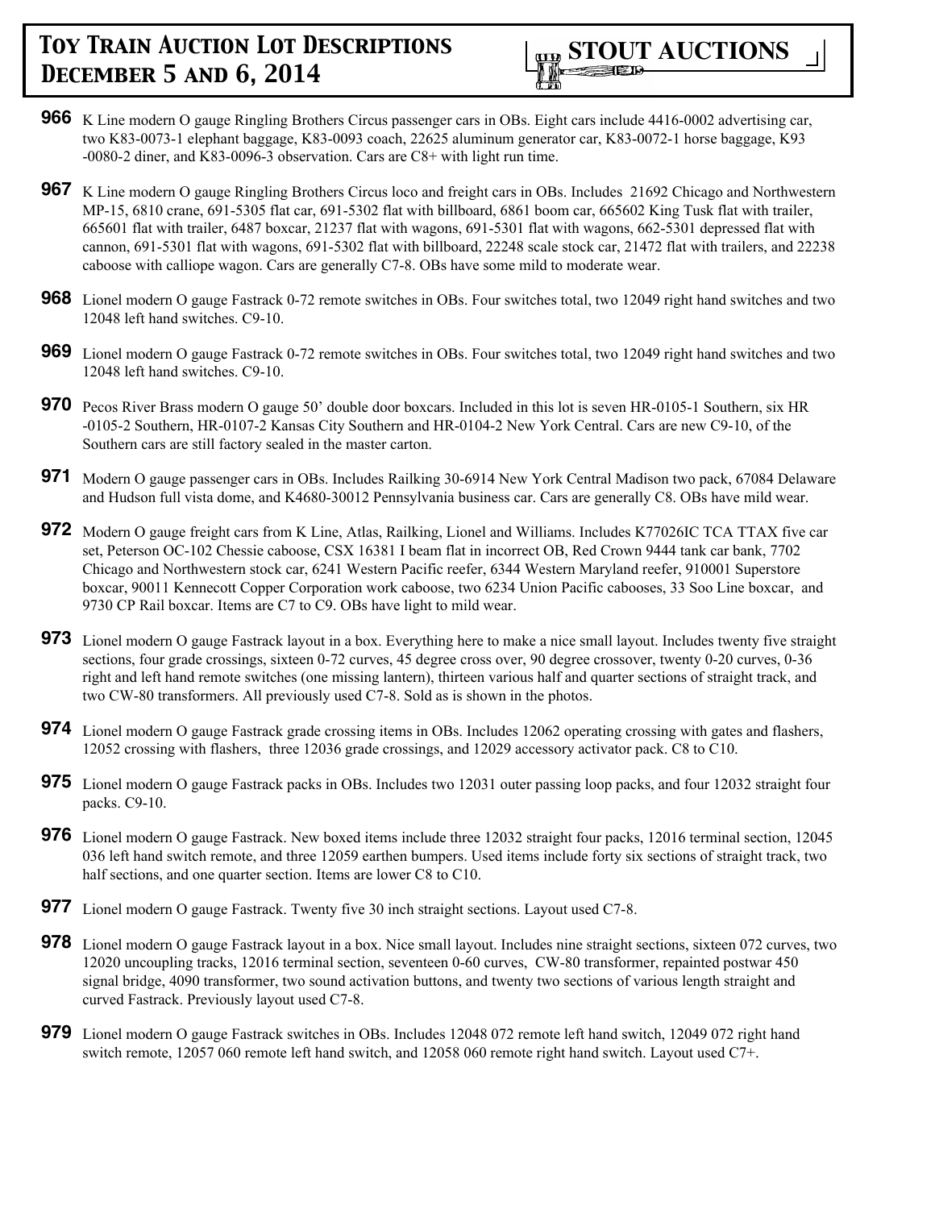**966** K Line modern O gauge Ringling Brothers Circus passenger cars in OBs. Eight cars include 4416-0002 advertising car, two K83-0073-1 elephant baggage, K83-0093 coach, 22625 aluminum generator car, K83-0072-1 horse baggage, K93 -0080-2 diner, and K83-0096-3 observation. Cars are C8+ with light run time.

**967** K Line modern O gauge Ringling Brothers Circus loco and freight cars in OBs. Includes 21692 Chicago and Northwestern MP-15, 6810 crane, 691-5305 flat car, 691-5302 flat with billboard, 6861 boom car, 665602 King Tusk flat with trailer, 665601 flat with trailer, 6487 boxcar, 21237 flat with wagons, 691-5301 flat with wagons, 662-5301 depressed flat with cannon, 691-5301 flat with wagons, 691-5302 flat with billboard, 22248 scale stock car, 21472 flat with trailers, and 22238 caboose with calliope wagon. Cars are generally C7-8. OBs have some mild to moderate wear.

**968** Lionel modern O gauge Fastrack 0-72 remote switches in OBs. Four switches total, two 12049 right hand switches and two 12048 left hand switches. C9-10.

**969** Lionel modern O gauge Fastrack 0-72 remote switches in OBs. Four switches total, two 12049 right hand switches and two 12048 left hand switches. C9-10.

**970** Pecos River Brass modern O gauge 50' double door boxcars. Included in this lot is seven HR-0105-1 Southern, six HR -0105-2 Southern, HR-0107-2 Kansas City Southern and HR-0104-2 New York Central. Cars are new C9-10, of the Southern cars are still factory sealed in the master carton.

**971** Modern O gauge passenger cars in OBs. Includes Railking 30-6914 New York Central Madison two pack, 67084 Delaware and Hudson full vista dome, and K4680-30012 Pennsylvania business car. Cars are generally C8. OBs have mild wear.

**972** Modern O gauge freight cars from K Line, Atlas, Railking, Lionel and Williams. Includes K77026IC TCA TTAX five car set, Peterson OC-102 Chessie caboose, CSX 16381 I beam flat in incorrect OB, Red Crown 9444 tank car bank, 7702 Chicago and Northwestern stock car, 6241 Western Pacific reefer, 6344 Western Maryland reefer, 910001 Superstore boxcar, 90011 Kennecott Copper Corporation work caboose, two 6234 Union Pacific cabooses, 33 Soo Line boxcar, and 9730 CP Rail boxcar. Items are C7 to C9. OBs have light to mild wear.

**973** Lionel modern O gauge Fastrack layout in a box. Everything here to make a nice small layout. Includes twenty five straight sections, four grade crossings, sixteen 0-72 curves, 45 degree cross over, 90 degree crossover, twenty 0-20 curves, 0-36 right and left hand remote switches (one missing lantern), thirteen various half and quarter sections of straight track, and two CW-80 transformers. All previously used C7-8. Sold as is shown in the photos.

**974** Lionel modern O gauge Fastrack grade crossing items in OBs. Includes 12062 operating crossing with gates and flashers, 12052 crossing with flashers, three 12036 grade crossings, and 12029 accessory activator pack. C8 to C10.

**975** Lionel modern O gauge Fastrack packs in OBs. Includes two 12031 outer passing loop packs, and four 12032 straight four packs. C9-10.

**976** Lionel modern O gauge Fastrack. New boxed items include three 12032 straight four packs, 12016 terminal section, 12045 036 left hand switch remote, and three 12059 earthen bumpers. Used items include forty six sections of straight track, two half sections, and one quarter section. Items are lower C8 to C10.

**977** Lionel modern O gauge Fastrack. Twenty five 30 inch straight sections. Layout used C7-8.

**978** Lionel modern O gauge Fastrack layout in a box. Nice small layout. Includes nine straight sections, sixteen 072 curves, two 12020 uncoupling tracks, 12016 terminal section, seventeen 0-60 curves, CW-80 transformer, repainted postwar 450 signal bridge, 4090 transformer, two sound activation buttons, and twenty two sections of various length straight and curved Fastrack. Previously layout used C7-8.

**979** Lionel modern O gauge Fastrack switches in OBs. Includes 12048 072 remote left hand switch, 12049 072 right hand switch remote, 12057 060 remote left hand switch, and 12058 060 remote right hand switch. Layout used C7+.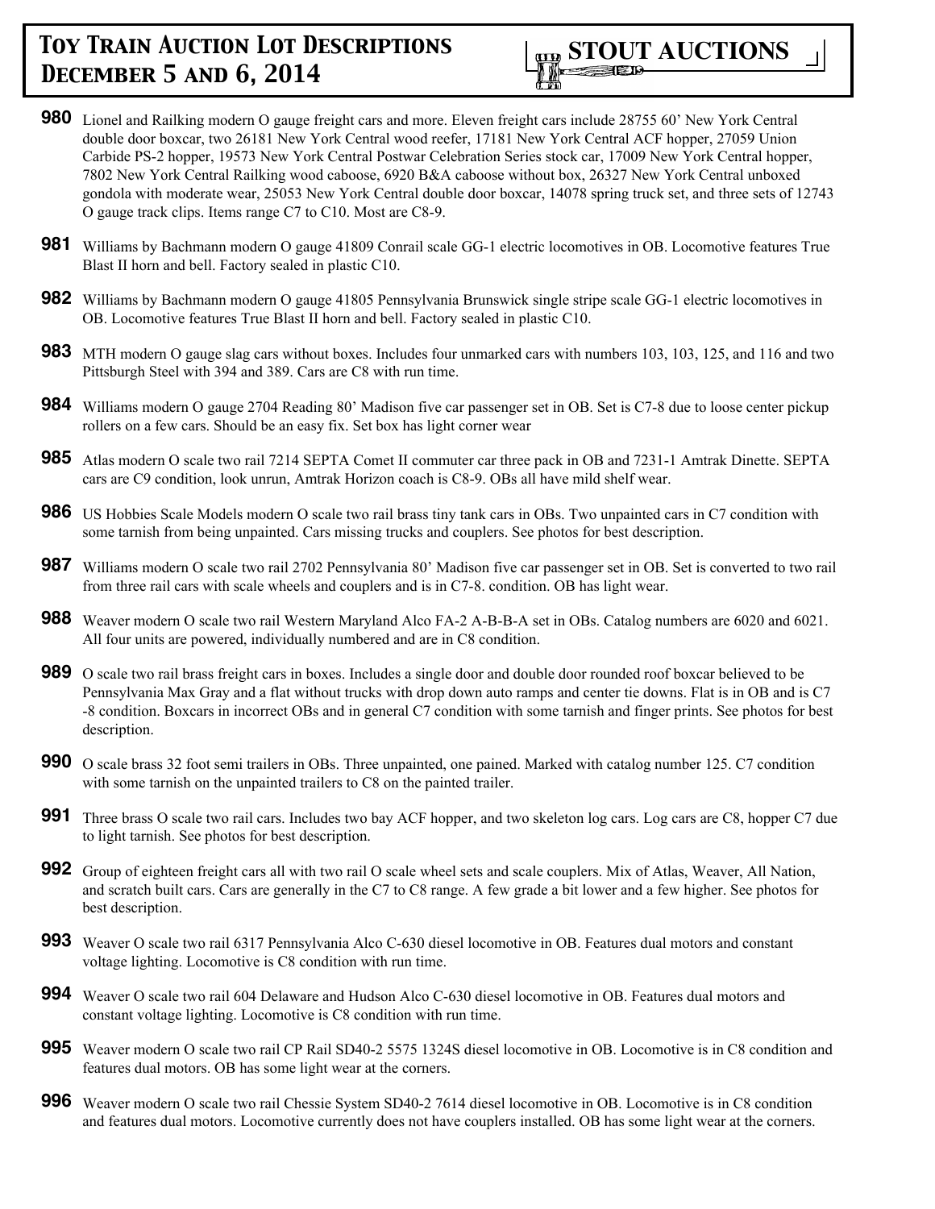**980** Lionel and Railking modern O gauge freight cars and more. Eleven freight cars include 28755 60' New York Central double door boxcar, two 26181 New York Central wood reefer, 17181 New York Central ACF hopper, 27059 Union Carbide PS-2 hopper, 19573 New York Central Postwar Celebration Series stock car, 17009 New York Central hopper, 7802 New York Central Railking wood caboose, 6920 B&A caboose without box, 26327 New York Central unboxed gondola with moderate wear, 25053 New York Central double door boxcar, 14078 spring truck set, and three sets of 12743 O gauge track clips. Items range C7 to C10. Most are C8-9.

**981** Williams by Bachmann modern O gauge 41809 Conrail scale GG-1 electric locomotives in OB. Locomotive features True Blast II horn and bell. Factory sealed in plastic C10.

**982** Williams by Bachmann modern O gauge 41805 Pennsylvania Brunswick single stripe scale GG-1 electric locomotives in OB. Locomotive features True Blast II horn and bell. Factory sealed in plastic C10.

**983** MTH modern O gauge slag cars without boxes. Includes four unmarked cars with numbers 103, 103, 125, and 116 and two Pittsburgh Steel with 394 and 389. Cars are C8 with run time.

**984** Williams modern O gauge 2704 Reading 80' Madison five car passenger set in OB. Set is C7-8 due to loose center pickup rollers on a few cars. Should be an easy fix. Set box has light corner wear

**985** Atlas modern O scale two rail 7214 SEPTA Comet II commuter car three pack in OB and 7231-1 Amtrak Dinette. SEPTA cars are C9 condition, look unrun, Amtrak Horizon coach is C8-9. OBs all have mild shelf wear.

**986** US Hobbies Scale Models modern O scale two rail brass tiny tank cars in OBs. Two unpainted cars in C7 condition with some tarnish from being unpainted. Cars missing trucks and couplers. See photos for best description.

**987** Williams modern O scale two rail 2702 Pennsylvania 80' Madison five car passenger set in OB. Set is converted to two rail from three rail cars with scale wheels and couplers and is in C7-8. condition. OB has light wear.

**988** Weaver modern O scale two rail Western Maryland Alco FA-2 A-B-B-A set in OBs. Catalog numbers are 6020 and 6021. All four units are powered, individually numbered and are in C8 condition.

**989** O scale two rail brass freight cars in boxes. Includes a single door and double door rounded roof boxcar believed to be Pennsylvania Max Gray and a flat without trucks with drop down auto ramps and center tie downs. Flat is in OB and is C7 -8 condition. Boxcars in incorrect OBs and in general C7 condition with some tarnish and finger prints. See photos for best description.

**990** O scale brass 32 foot semi trailers in OBs. Three unpainted, one pained. Marked with catalog number 125. C7 condition with some tarnish on the unpainted trailers to C8 on the painted trailer.

**991** Three brass O scale two rail cars. Includes two bay ACF hopper, and two skeleton log cars. Log cars are C8, hopper C7 due to light tarnish. See photos for best description.

**992** Group of eighteen freight cars all with two rail O scale wheel sets and scale couplers. Mix of Atlas, Weaver, All Nation, and scratch built cars. Cars are generally in the C7 to C8 range. A few grade a bit lower and a few higher. See photos for best description.

**993** Weaver O scale two rail 6317 Pennsylvania Alco C-630 diesel locomotive in OB. Features dual motors and constant voltage lighting. Locomotive is C8 condition with run time.

**994** Weaver O scale two rail 604 Delaware and Hudson Alco C-630 diesel locomotive in OB. Features dual motors and constant voltage lighting. Locomotive is C8 condition with run time.

**995** Weaver modern O scale two rail CP Rail SD40-2 5575 1324S diesel locomotive in OB. Locomotive is in C8 condition and features dual motors. OB has some light wear at the corners.

**996** Weaver modern O scale two rail Chessie System SD40-2 7614 diesel locomotive in OB. Locomotive is in C8 condition and features dual motors. Locomotive currently does not have couplers installed. OB has some light wear at the corners.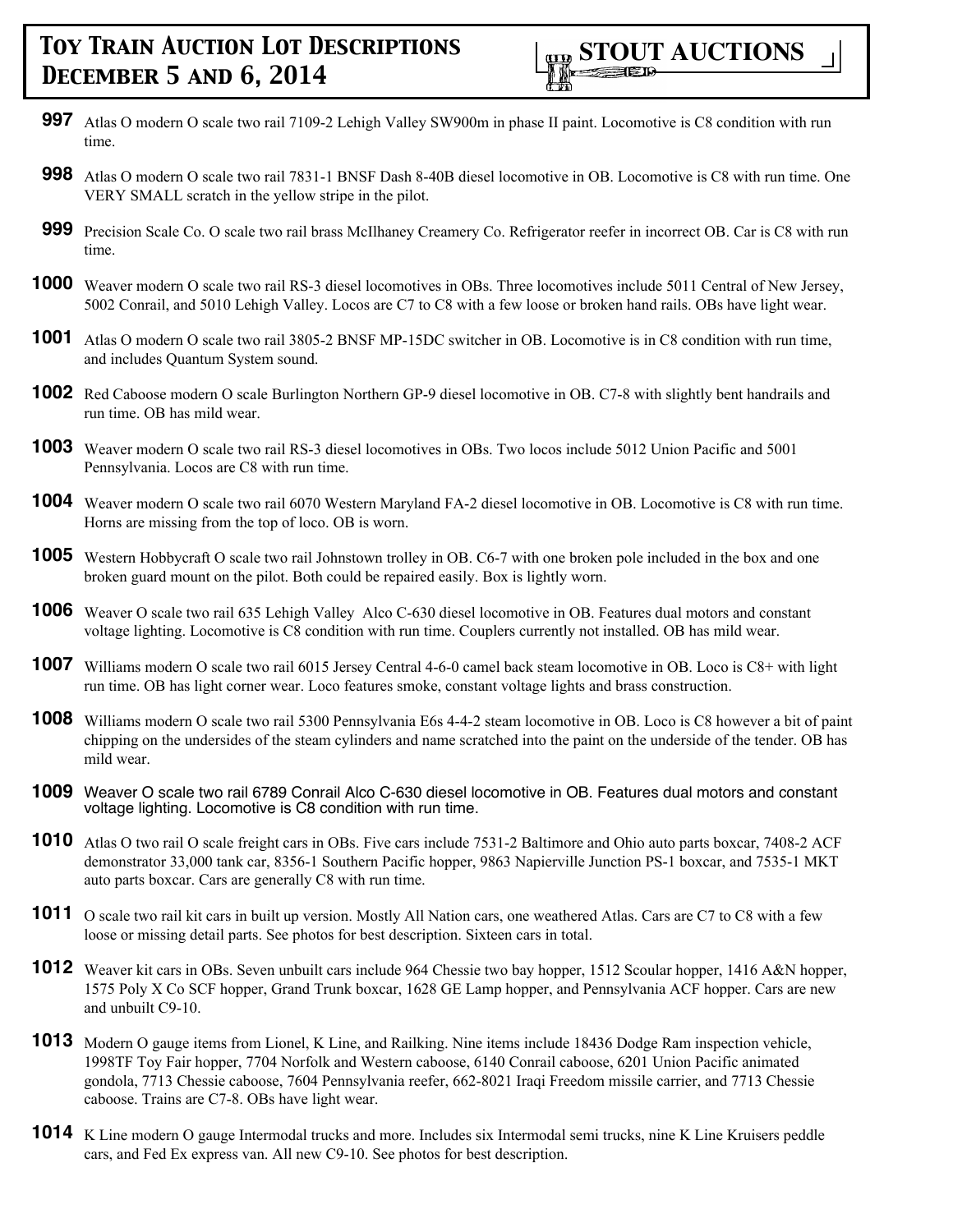**997** Atlas O modern O scale two rail 7109-2 Lehigh Valley SW900m in phase II paint. Locomotive is C8 condition with run time.

**998** Atlas O modern O scale two rail 7831-1 BNSF Dash 8-40B diesel locomotive in OB. Locomotive is C8 with run time. One VERY SMALL scratch in the yellow stripe in the pilot.

**999** Precision Scale Co. O scale two rail brass McIlhaney Creamery Co. Refrigerator reefer in incorrect OB. Car is C8 with run time.

**1000** Weaver modern O scale two rail RS-3 diesel locomotives in OBs. Three locomotives include 5011 Central of New Jersey, 5002 Conrail, and 5010 Lehigh Valley. Locos are C7 to C8 with a few loose or broken hand rails. OBs have light wear.

**1001** Atlas O modern O scale two rail 3805-2 BNSF MP-15DC switcher in OB. Locomotive is in C8 condition with run time, and includes Quantum System sound.

**1002** Red Caboose modern O scale Burlington Northern GP-9 diesel locomotive in OB. C7-8 with slightly bent handrails and run time. OB has mild wear.

**1003** Weaver modern O scale two rail RS-3 diesel locomotives in OBs. Two locos include 5012 Union Pacific and 5001 Pennsylvania. Locos are C8 with run time.

**1004** Weaver modern O scale two rail 6070 Western Maryland FA-2 diesel locomotive in OB. Locomotive is C8 with run time. Horns are missing from the top of loco. OB is worn.

**1005** Western Hobbycraft O scale two rail Johnstown trolley in OB. C6-7 with one broken pole included in the box and one broken guard mount on the pilot. Both could be repaired easily. Box is lightly worn.

**1006** Weaver O scale two rail 635 Lehigh Valley Alco C-630 diesel locomotive in OB. Features dual motors and constant voltage lighting. Locomotive is C8 condition with run time. Couplers currently not installed. OB has mild wear.

**1007** Williams modern O scale two rail 6015 Jersey Central 4-6-0 camel back steam locomotive in OB. Loco is C8+ with light run time. OB has light corner wear. Loco features smoke, constant voltage lights and brass construction.

**1008** Williams modern O scale two rail 5300 Pennsylvania E6s 4-4-2 steam locomotive in OB. Loco is C8 however a bit of paint chipping on the undersides of the steam cylinders and name scratched into the paint on the underside of the tender. OB has mild wear.

**1009** Weaver O scale two rail 6789 Conrail Alco C-630 diesel locomotive in OB. Features dual motors and constant voltage lighting. Locomotive is C8 condition with run time.

**1010** Atlas O two rail O scale freight cars in OBs. Five cars include 7531-2 Baltimore and Ohio auto parts boxcar, 7408-2 ACF demonstrator 33,000 tank car, 8356-1 Southern Pacific hopper, 9863 Napierville Junction PS-1 boxcar, and 7535-1 MKT auto parts boxcar. Cars are generally C8 with run time.

**1011** O scale two rail kit cars in built up version. Mostly All Nation cars, one weathered Atlas. Cars are C7 to C8 with a few loose or missing detail parts. See photos for best description. Sixteen cars in total.

**1012** Weaver kit cars in OBs. Seven unbuilt cars include 964 Chessie two bay hopper, 1512 Scoular hopper, 1416 A&N hopper, 1575 Poly X Co SCF hopper, Grand Trunk boxcar, 1628 GE Lamp hopper, and Pennsylvania ACF hopper. Cars are new and unbuilt C9-10.

**1013** Modern O gauge items from Lionel, K Line, and Railking. Nine items include 18436 Dodge Ram inspection vehicle, 1998TF Toy Fair hopper, 7704 Norfolk and Western caboose, 6140 Conrail caboose, 6201 Union Pacific animated gondola, 7713 Chessie caboose, 7604 Pennsylvania reefer, 662-8021 Iraqi Freedom missile carrier, and 7713 Chessie caboose. Trains are C7-8. OBs have light wear.

**1014** K Line modern O gauge Intermodal trucks and more. Includes six Intermodal semi trucks, nine K Line Kruisers peddle cars, and Fed Ex express van. All new C9-10. See photos for best description.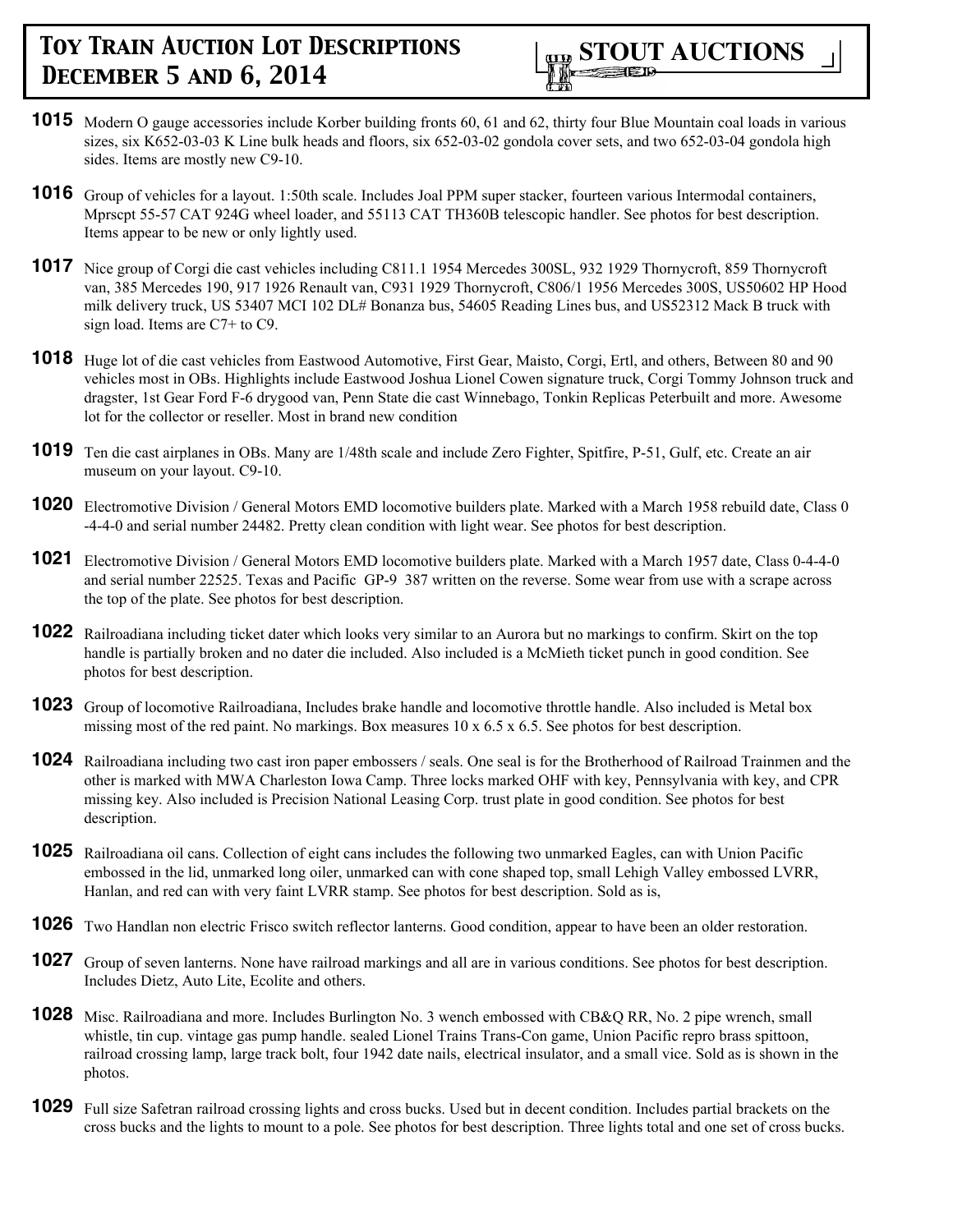**1015** Modern O gauge accessories include Korber building fronts 60, 61 and 62, thirty four Blue Mountain coal loads in various sizes, six K652-03-03 K Line bulk heads and floors, six 652-03-02 gondola cover sets, and two 652-03-04 gondola high sides. Items are mostly new C9-10.

**1016** Group of vehicles for a layout. 1:50th scale. Includes Joal PPM super stacker, fourteen various Intermodal containers, Mprscpt 55-57 CAT 924G wheel loader, and 55113 CAT TH360B telescopic handler. See photos for best description. Items appear to be new or only lightly used.

**1017** Nice group of Corgi die cast vehicles including C811.1 1954 Mercedes 300SL, 932 1929 Thornycroft, 859 Thornycroft van, 385 Mercedes 190, 917 1926 Renault van, C931 1929 Thornycroft, C806/1 1956 Mercedes 300S, US50602 HP Hood milk delivery truck, US 53407 MCI 102 DL# Bonanza bus, 54605 Reading Lines bus, and US52312 Mack B truck with sign load. Items are C7+ to C9.

**1018** Huge lot of die cast vehicles from Eastwood Automotive, First Gear, Maisto, Corgi, Ertl, and others, Between 80 and 90 vehicles most in OBs. Highlights include Eastwood Joshua Lionel Cowen signature truck, Corgi Tommy Johnson truck and dragster, 1st Gear Ford F-6 drygood van, Penn State die cast Winnebago, Tonkin Replicas Peterbuilt and more. Awesome lot for the collector or reseller. Most in brand new condition

**1019** Ten die cast airplanes in OBs. Many are 1/48th scale and include Zero Fighter, Spitfire, P-51, Gulf, etc. Create an air museum on your layout. C9-10.

**1020** Electromotive Division / General Motors EMD locomotive builders plate. Marked with a March 1958 rebuild date, Class 0-4-4-0 and serial number 24482. Pretty clean condition with light wear. See photos for best description.

**1021** Electromotive Division / General Motors EMD locomotive builders plate. Marked with a March 1957 date, Class 0-4-4-0 and serial number 22525. Texas and Pacific GP-9 387 written on the reverse. Some wear from use with a scrape across the top of the plate. See photos for best description.

**1022** Railroadiana including ticket dater which looks very similar to an Aurora but no markings to confirm. Skirt on the top handle is partially broken and no dater die included. Also included is a McMieth ticket punch in good condition. See photos for best description.

**1023** Group of locomotive Railroadiana, Includes brake handle and locomotive throttle handle. Also included is Metal box missing most of the red paint. No markings. Box measures 10 x 6.5 x 6.5. See photos for best description.

**1024** Railroadiana including two cast iron paper embossers / seals. One seal is for the Brotherhood of Railroad Trainmen and the other is marked with MWA Charleston Iowa Camp. Three locks marked OHF with key, Pennsylvania with key, and CPR missing key. Also included is Precision National Leasing Corp. trust plate in good condition. See photos for best description.

**1025** Railroadiana oil cans. Collection of eight cans includes the following two unmarked Eagles, can with Union Pacific embossed in the lid, unmarked long oiler, unmarked can with cone shaped top, small Lehigh Valley embossed LVRR, Hanlan, and red can with very faint LVRR stamp. See photos for best description. Sold as is,

**1026** Two Handlan non electric Frisco switch reflector lanterns. Good condition, appear to have been an older restoration.

**1027** Group of seven lanterns. None have railroad markings and all are in various conditions. See photos for best description. Includes Dietz, Auto Lite, Ecolite and others.

**1028** Misc. Railroadiana and more. Includes Burlington No. 3 wench embossed with CB&Q RR, No. 2 pipe wrench, small whistle, tin cup. vintage gas pump handle. sealed Lionel Trains Trans-Con game, Union Pacific repro brass spittoon, railroad crossing lamp, large track bolt, four 1942 date nails, electrical insulator, and a small vice. Sold as is shown in the photos.

**1029** Full size Safetran railroad crossing lights and cross bucks. Used but in decent condition. Includes partial brackets on the cross bucks and the lights to mount to a pole. See photos for best description. Three lights total and one set of cross bucks.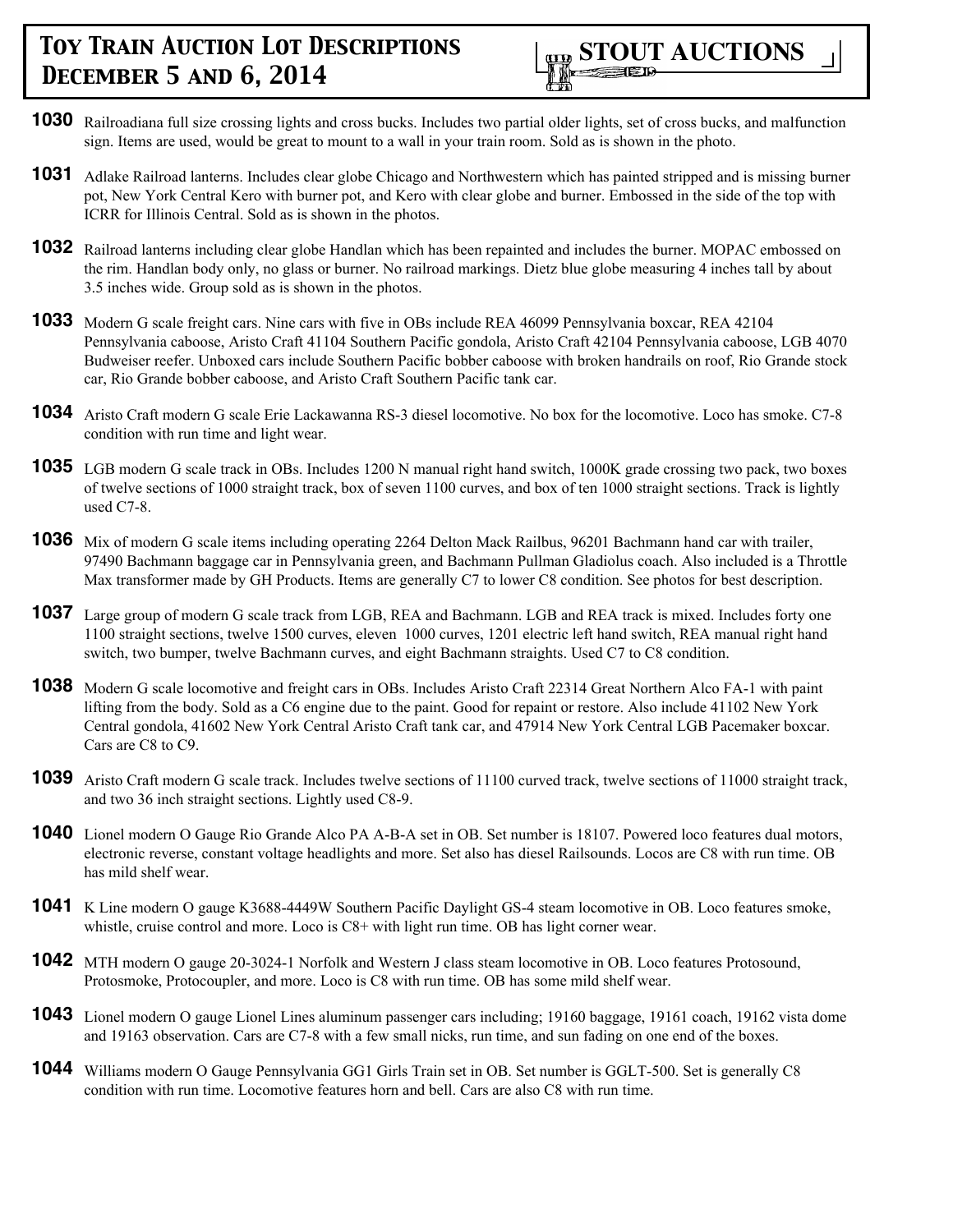**1030** Railroadiana full size crossing lights and cross bucks. Includes two partial older lights, set of cross bucks, and malfunction sign. Items are used, would be great to mount to a wall in your train room. Sold as is shown in the photo.

**1031** Adlake Railroad lanterns. Includes clear globe Chicago and Northwestern which has painted stripped and is missing burner pot, New York Central Kero with burner pot, and Kero with clear globe and burner. Embossed in the side of the top with ICRR for Illinois Central. Sold as is shown in the photos.

**1032** Railroad lanterns including clear globe Handlan which has been repainted and includes the burner. MOPAC embossed on the rim. Handlan body only, no glass or burner. No railroad markings. Dietz blue globe measuring 4 inches tall by about 3.5 inches wide. Group sold as is shown in the photos.

**1033** Modern G scale freight cars. Nine cars with five in OBs include REA 46099 Pennsylvania boxcar, REA 42104 Pennsylvania caboose, Aristo Craft 41104 Southern Pacific gondola, Aristo Craft 42104 Pennsylvania caboose, LGB 4070 Budweiser reefer. Unboxed cars include Southern Pacific bobber caboose with broken handrails on roof, Rio Grande stock car, Rio Grande bobber caboose, and Aristo Craft Southern Pacific tank car.

**1034** Aristo Craft modern G scale Erie Lackawanna RS-3 diesel locomotive. No box for the locomotive. Loco has smoke. C7-8 condition with run time and light wear.

**1035** LGB modern G scale track in OBs. Includes 1200 N manual right hand switch, 1000K grade crossing two pack, two boxes of twelve sections of 1000 straight track, box of seven 1100 curves, and box of ten 1000 straight sections. Track is lightly used C7-8.

**1036** Mix of modern G scale items including operating 2264 Delton Mack Railbus, 96201 Bachmann hand car with trailer, 97490 Bachmann baggage car in Pennsylvania green, and Bachmann Pullman Gladiolus coach. Also included is a Throttle Max transformer made by GH Products. Items are generally C7 to lower C8 condition. See photos for best description.

**1037** Large group of modern G scale track from LGB, REA and Bachmann. LGB and REA track is mixed. Includes forty one 1100 straight sections, twelve 1500 curves, eleven 1000 curves, 1201 electric left hand switch, REA manual right hand switch, two bumper, twelve Bachmann curves, and eight Bachmann straights. Used C7 to C8 condition.

**1038** Modern G scale locomotive and freight cars in OBs. Includes Aristo Craft 22314 Great Northern Alco FA-1 with paint lifting from the body. Sold as a C6 engine due to the paint. Good for repaint or restore. Also include 41102 New York Central gondola, 41602 New York Central Aristo Craft tank car, and 47914 New York Central LGB Pacemaker boxcar. Cars are C8 to C9.

**1039** Aristo Craft modern G scale track. Includes twelve sections of 11100 curved track, twelve sections of 11000 straight track, and two 36 inch straight sections. Lightly used C8-9.

**1040** Lionel modern O Gauge Rio Grande Alco PA A-B-A set in OB. Set number is 18107. Powered loco features dual motors, electronic reverse, constant voltage headlights and more. Set also has diesel Railsounds. Locos are C8 with run time. OB has mild shelf wear.

**1041** K Line modern O gauge K3688-4449W Southern Pacific Daylight GS-4 steam locomotive in OB. Loco features smoke, whistle, cruise control and more. Loco is C8+ with light run time. OB has light corner wear.

**1042** MTH modern O gauge 20-3024-1 Norfolk and Western J class steam locomotive in OB. Loco features Protosound, Protosmoke, Protocoupler, and more. Loco is C8 with run time. OB has some mild shelf wear.

**1043** Lionel modern O gauge Lionel Lines aluminum passenger cars including; 19160 baggage, 19161 coach, 19162 vista dome and 19163 observation. Cars are C7-8 with a few small nicks, run time, and sun fading on one end of the boxes.

**1044** Williams modern O Gauge Pennsylvania GG1 Girls Train set in OB. Set number is GGLT-500. Set is generally C8 condition with run time. Locomotive features horn and bell. Cars are also C8 with run time.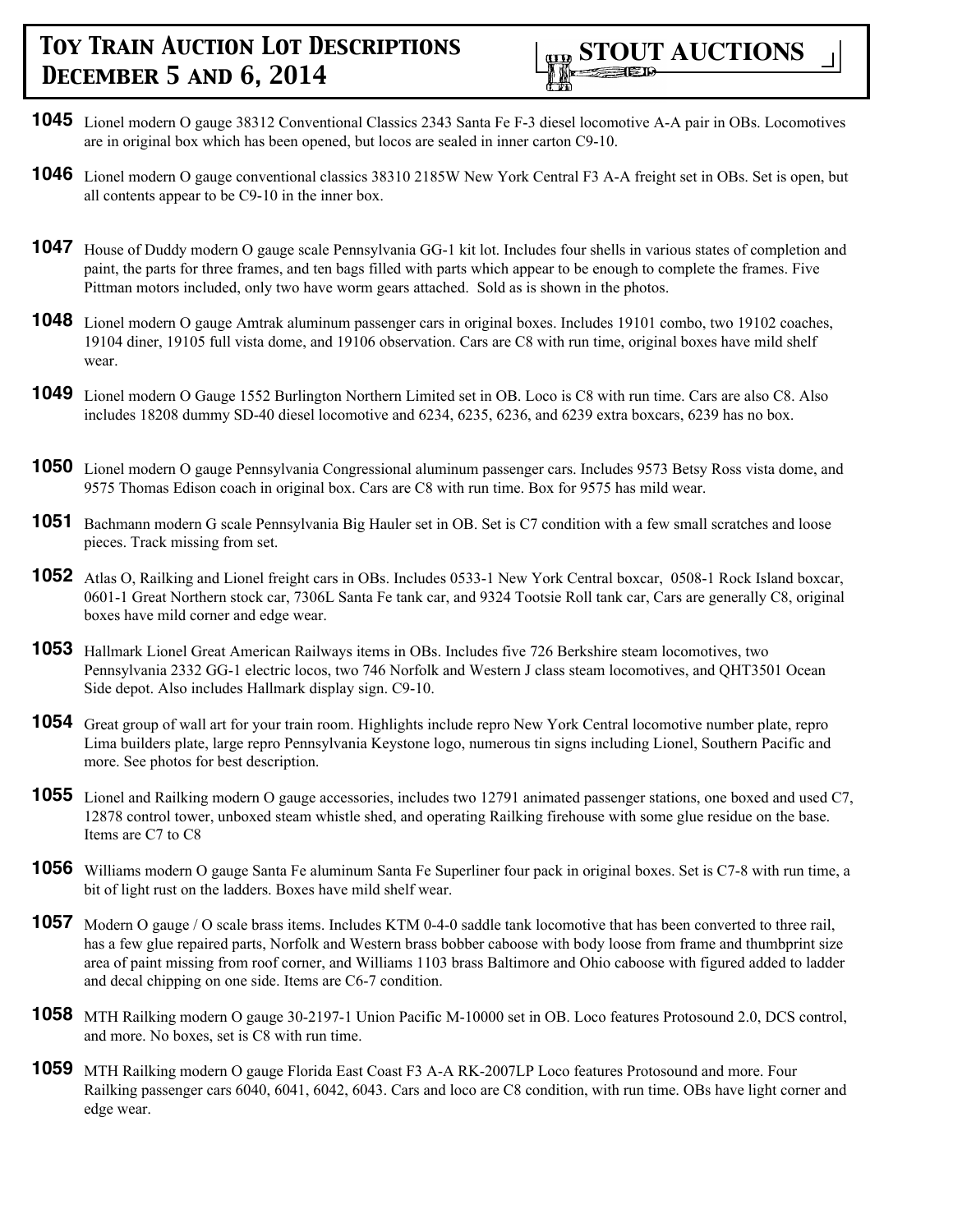**1045** Lionel modern O gauge 38312 Conventional Classics 2343 Santa Fe F-3 diesel locomotive A-A pair in OBs. Locomotives are in original box which has been opened, but locos are sealed in inner carton C9-10.

**1046** Lionel modern O gauge conventional classics 38310 2185W New York Central F3 A-A freight set in OBs. Set is open, but all contents appear to be C9-10 in the inner box.

**1047** House of Duddy modern O gauge scale Pennsylvania GG-1 kit lot. Includes four shells in various states of completion and paint, the parts for three frames, and ten bags filled with parts which appear to be enough to complete the frames. Five Pittman motors included, only two have worm gears attached. Sold as is shown in the photos.

**1048** Lionel modern O gauge Amtrak aluminum passenger cars in original boxes. Includes 19101 combo, two 19102 coaches, 19104 diner, 19105 full vista dome, and 19106 observation. Cars are C8 with run time, original boxes have mild shelf wear.

**1049** Lionel modern O Gauge 1552 Burlington Northern Limited set in OB. Loco is C8 with run time. Cars are also C8. Also includes 18208 dummy SD-40 diesel locomotive and 6234, 6235, 6236, and 6239 extra boxcars, 6239 has no box.

**1050** Lionel modern O gauge Pennsylvania Congressional aluminum passenger cars. Includes 9573 Betsy Ross vista dome, and 9575 Thomas Edison coach in original box. Cars are C8 with run time. Box for 9575 has mild wear.

**1051** Bachmann modern G scale Pennsylvania Big Hauler set in OB. Set is C7 condition with a few small scratches and loose pieces. Track missing from set.

**1052** Atlas O, Railking and Lionel freight cars in OBs. Includes 0533-1 New York Central boxcar, 0508-1 Rock Island boxcar, 0601-1 Great Northern stock car, 7306L Santa Fe tank car, and 9324 Tootsie Roll tank car, Cars are generally C8, original boxes have mild corner and edge wear.

**1053** Hallmark Lionel Great American Railways items in OBs. Includes five 726 Berkshire steam locomotives, two Pennsylvania 2332 GG-1 electric locos, two 746 Norfolk and Western J class steam locomotives, and QHT3501 Ocean Side depot. Also includes Hallmark display sign. C9-10.

**1054** Great group of wall art for your train room. Highlights include repro New York Central locomotive number plate, repro Lima builders plate, large repro Pennsylvania Keystone logo, numerous tin signs including Lionel, Southern Pacific and more. See photos for best description.

**1055** Lionel and Railking modern O gauge accessories, includes two 12791 animated passenger stations, one boxed and used C7, 12878 control tower, unboxed steam whistle shed, and operating Railking firehouse with some glue residue on the base. Items are C7 to C8

**1056** Williams modern O gauge Santa Fe aluminum Santa Fe Superliner four pack in original boxes. Set is C7-8 with run time, a bit of light rust on the ladders. Boxes have mild shelf wear.

**1057** Modern O gauge / O scale brass items. Includes KTM 0-4-0 saddle tank locomotive that has been converted to three rail, has a few glue repaired parts, Norfolk and Western brass bobber caboose with body loose from frame and thumbprint size area of paint missing from roof corner, and Williams 1103 brass Baltimore and Ohio caboose with figured added to ladder and decal chipping on one side. Items are C6-7 condition.

**1058** MTH Railking modern O gauge 30-2197-1 Union Pacific M-10000 set in OB. Loco features Protosound 2.0, DCS control, and more. No boxes, set is C8 with run time.

**1059** MTH Railking modern O gauge Florida East Coast F3 A-A RK-2007LP Loco features Protosound and more. Four Railking passenger cars 6040, 6041, 6042, 6043. Cars and loco are C8 condition, with run time. OBs have light corner and edge wear.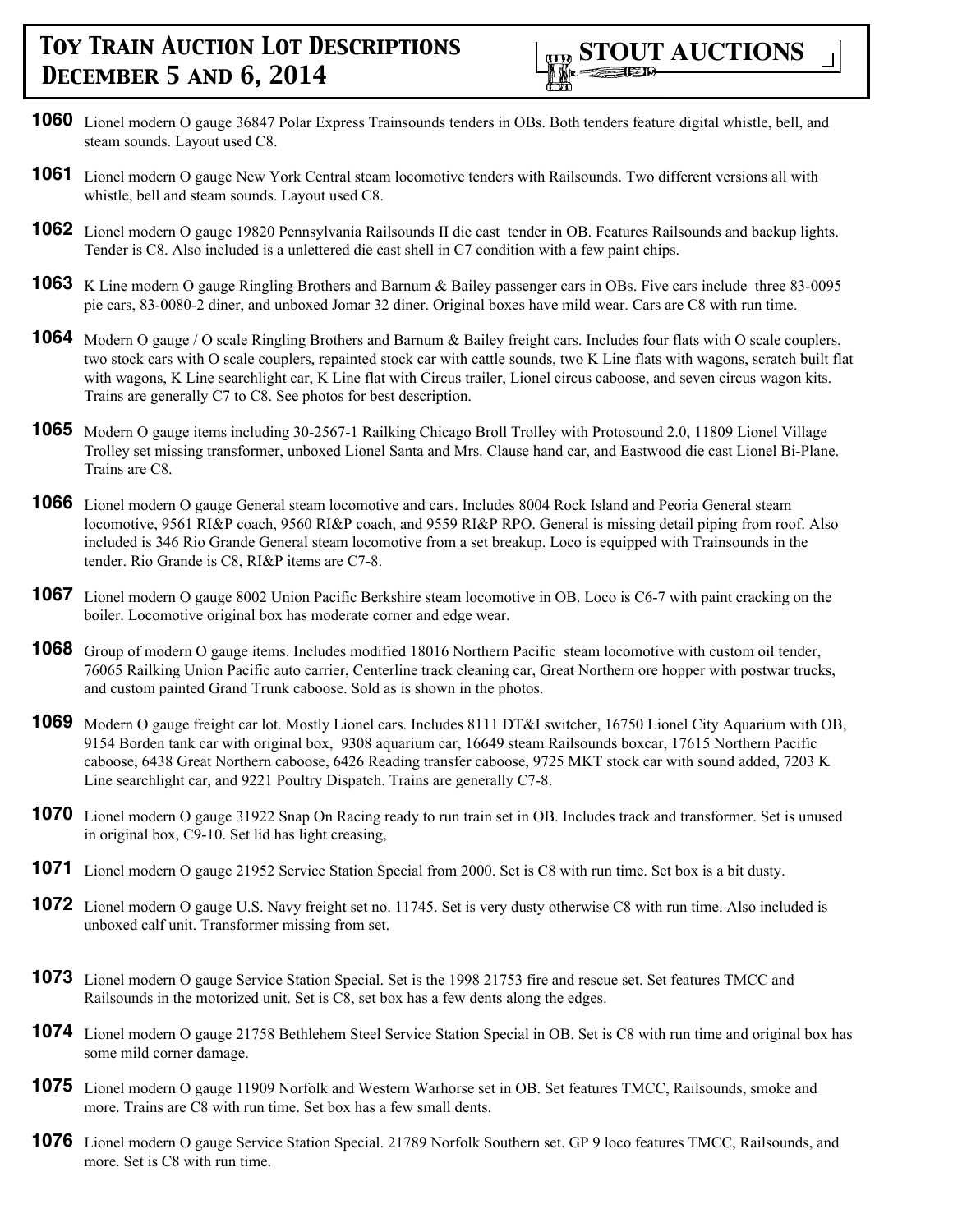**1060** Lionel modern O gauge 36847 Polar Express Trainsounds tenders in OBs. Both tenders feature digital whistle, bell, and steam sounds. Layout used C8.

**1061** Lionel modern O gauge New York Central steam locomotive tenders with Railsounds. Two different versions all with whistle, bell and steam sounds. Layout used C8.

**1062** Lionel modern O gauge 19820 Pennsylvania Railsounds II die cast tender in OB. Features Railsounds and backup lights. Tender is C8. Also included is a unlettered die cast shell in C7 condition with a few paint chips.

**1063** K Line modern O gauge Ringling Brothers and Barnum & Bailey passenger cars in OBs. Five cars include three 83-0095 pie cars, 83-0080-2 diner, and unboxed Jomar 32 diner. Original boxes have mild wear. Cars are C8 with run time.

**1064** Modern O gauge / O scale Ringling Brothers and Barnum & Bailey freight cars. Includes four flats with O scale couplers, two stock cars with O scale couplers, repainted stock car with cattle sounds, two K Line flats with wagons, scratch built flat with wagons, K Line searchlight car, K Line flat with Circus trailer, Lionel circus caboose, and seven circus wagon kits. Trains are generally C7 to C8. See photos for best description.

**1065** Modern O gauge items including 30-2567-1 Railking Chicago Broll Trolley with Protosound 2.0, 11809 Lionel Village Trolley set missing transformer, unboxed Lionel Santa and Mrs. Clause hand car, and Eastwood die cast Lionel Bi-Plane. Trains are C8.

**1066** Lionel modern O gauge General steam locomotive and cars. Includes 8004 Rock Island and Peoria General steam locomotive, 9561 RI&P coach, 9560 RI&P coach, and 9559 RI&P RPO. General is missing detail piping from roof. Also included is 346 Rio Grande General steam locomotive from a set breakup. Loco is equipped with Trainsounds in the tender. Rio Grande is C8, RI&P items are C7-8.

**1067** Lionel modern O gauge 8002 Union Pacific Berkshire steam locomotive in OB. Loco is C6-7 with paint cracking on the boiler. Locomotive original box has moderate corner and edge wear.

**1068** Group of modern O gauge items. Includes modified 18016 Northern Pacific steam locomotive with custom oil tender, 76065 Railking Union Pacific auto carrier, Centerline track cleaning car, Great Northern ore hopper with postwar trucks, and custom painted Grand Trunk caboose. Sold as is shown in the photos.

**1069** Modern O gauge freight car lot. Mostly Lionel cars. Includes 8111 DT&I switcher, 16750 Lionel City Aquarium with OB, 9154 Borden tank car with original box, 9308 aquarium car, 16649 steam Railsounds boxcar, 17615 Northern Pacific caboose, 6438 Great Northern caboose, 6426 Reading transfer caboose, 9725 MKT stock car with sound added, 7203 K Line searchlight car, and 9221 Poultry Dispatch. Trains are generally C7-8.

**1070** Lionel modern O gauge 31922 Snap On Racing ready to run train set in OB. Includes track and transformer. Set is unused in original box, C9-10. Set lid has light creasing,

**1071** Lionel modern O gauge 21952 Service Station Special from 2000. Set is C8 with run time. Set box is a bit dusty.

**1072** Lionel modern O gauge U.S. Navy freight set no. 11745. Set is very dusty otherwise C8 with run time. Also included is unboxed calf unit. Transformer missing from set.

**1073** Lionel modern O gauge Service Station Special. Set is the 1998 21753 fire and rescue set. Set features TMCC and Railsounds in the motorized unit. Set is C8, set box has a few dents along the edges.

**1074** Lionel modern O gauge 21758 Bethlehem Steel Service Station Special in OB. Set is C8 with run time and original box has some mild corner damage.

**1075** Lionel modern O gauge 11909 Norfolk and Western Warhorse set in OB. Set features TMCC, Railsounds, smoke and more. Trains are C8 with run time. Set box has a few small dents.

**1076** Lionel modern O gauge Service Station Special. 21789 Norfolk Southern set. GP 9 loco features TMCC, Railsounds, and more. Set is C8 with run time.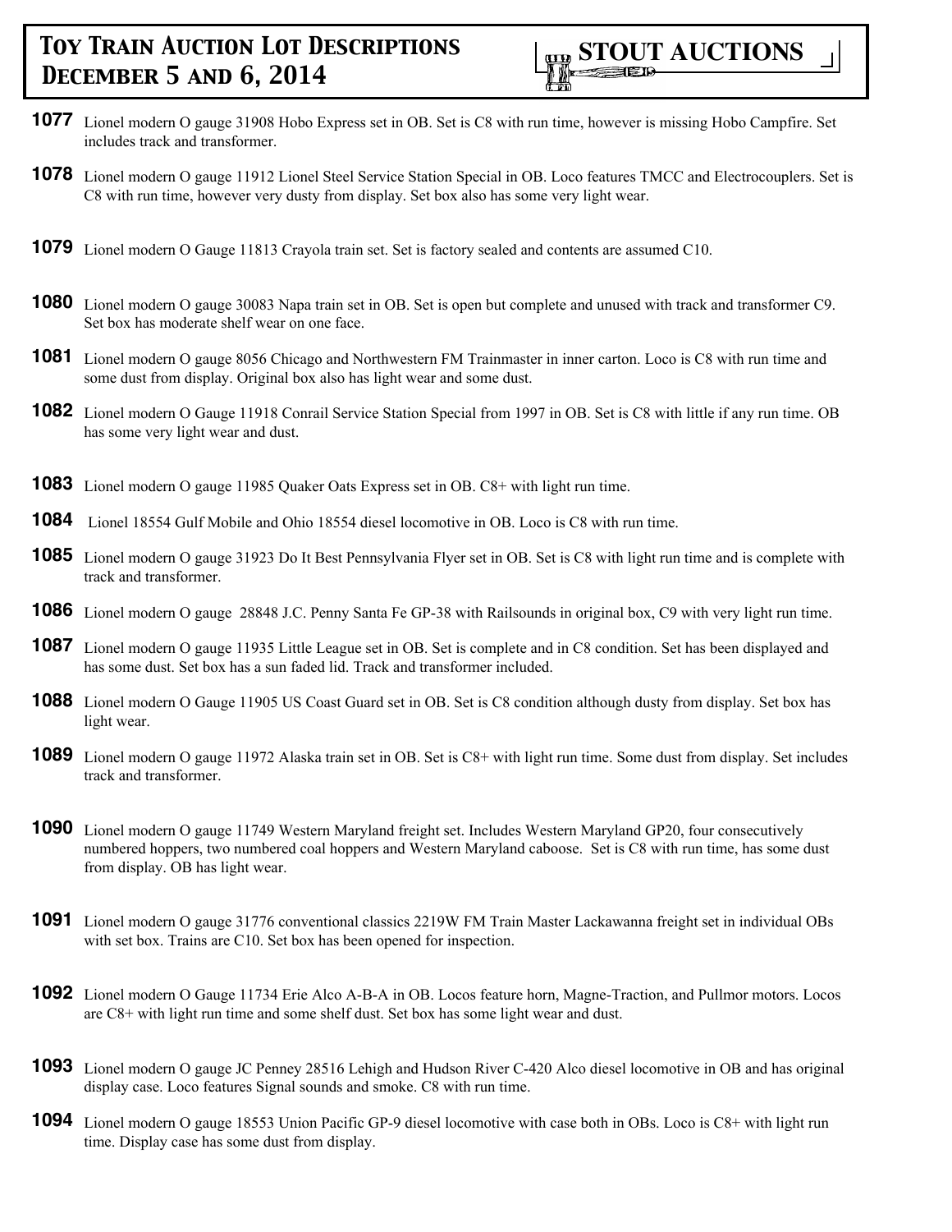**1077** Lionel modern O gauge 31908 Hobo Express set in OB. Set is C8 with run time, however is missing Hobo Campfire. Set includes track and transformer.

**1078** Lionel modern O gauge 11912 Lionel Steel Service Station Special in OB. Loco features TMCC and Electrocouplers. Set is C8 with run time, however very dusty from display. Set box also has some very light wear.

**1079** Lionel modern O Gauge 11813 Crayola train set. Set is factory sealed and contents are assumed C10.

**1080** Lionel modern O gauge 30083 Napa train set in OB. Set is open but complete and unused with track and transformer C9. Set box has moderate shelf wear on one face.

**1081** Lionel modern O gauge 8056 Chicago and Northwestern FM Trainmaster in inner carton. Loco is C8 with run time and some dust from display. Original box also has light wear and some dust.

**1082** Lionel modern O Gauge 11918 Conrail Service Station Special from 1997 in OB. Set is C8 with little if any run time. OB has some very light wear and dust.

**1083** Lionel modern O gauge 11985 Quaker Oats Express set in OB. C8+ with light run time.

**1084** Lionel 18554 Gulf Mobile and Ohio 18554 diesel locomotive in OB. Loco is C8 with run time.

**1085** Lionel modern O gauge 31923 Do It Best Pennsylvania Flyer set in OB. Set is C8 with light run time and is complete with track and transformer.

**1086** Lionel modern O gauge 28848 J.C. Penny Santa Fe GP-38 with Railsounds in original box, C9 with very light run time.

**1087** Lionel modern O gauge 11935 Little League set in OB. Set is complete and in C8 condition. Set has been displayed and has some dust. Set box has a sun faded lid. Track and transformer included.

**1088** Lionel modern O Gauge 11905 US Coast Guard set in OB. Set is C8 condition although dusty from display. Set box has light wear.

**1089** Lionel modern O gauge 11972 Alaska train set in OB. Set is C8+ with light run time. Some dust from display. Set includes track and transformer.

**1090** Lionel modern O gauge 11749 Western Maryland freight set. Includes Western Maryland GP20, four consecutively numbered hoppers, two numbered coal hoppers and Western Maryland caboose. Set is C8 with run time, has some dust from display. OB has light wear.

**1091** Lionel modern O gauge 31776 conventional classics 2219W FM Train Master Lackawanna freight set in individual OBs with set box. Trains are C10. Set box has been opened for inspection.

**1092** Lionel modern O Gauge 11734 Erie Alco A-B-A in OB. Locos feature horn, Magne-Traction, and Pullmor motors. Locos are C8+ with light run time and some shelf dust. Set box has some light wear and dust.

**1093** Lionel modern O gauge JC Penney 28516 Lehigh and Hudson River C-420 Alco diesel locomotive in OB and has original display case. Loco features Signal sounds and smoke. C8 with run time.

**1094** Lionel modern O gauge 18553 Union Pacific GP-9 diesel locomotive with case both in OBs. Loco is C8+ with light run time. Display case has some dust from display.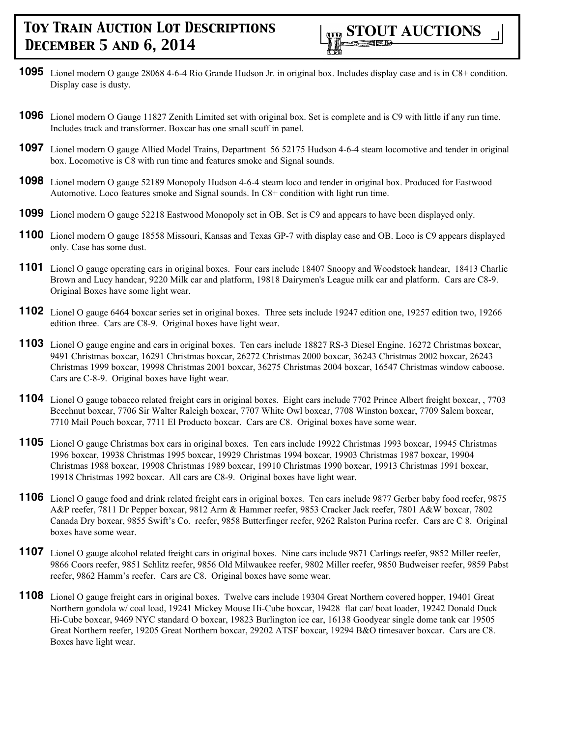**1095** Lionel modern O gauge 28068 4-6-4 Rio Grande Hudson Jr. in original box. Includes display case and is in C8+ condition. Display case is dusty.

**1096** Lionel modern O Gauge 11827 Zenith Limited set with original box. Set is complete and is C9 with little if any run time. Includes track and transformer. Boxcar has one small scuff in panel.

**1097** Lionel modern O gauge Allied Model Trains, Department 56 52175 Hudson 4-6-4 steam locomotive and tender in original box. Locomotive is C8 with run time and features smoke and Signal sounds.

**1098** Lionel modern O gauge 52189 Monopoly Hudson 4-6-4 steam loco and tender in original box. Produced for Eastwood Automotive. Loco features smoke and Signal sounds. In C8+ condition with light run time.

**1099** Lionel modern O gauge 52218 Eastwood Monopoly set in OB. Set is C9 and appears to have been displayed only.

**1100** Lionel modern O gauge 18558 Missouri, Kansas and Texas GP-7 with display case and OB. Loco is C9 appears displayed only. Case has some dust.

**1101** Lionel O gauge operating cars in original boxes. Four cars include 18407 Snoopy and Woodstock handcar, 18413 Charlie Brown and Lucy handcar, 9220 Milk car and platform, 19818 Dairymen's League milk car and platform. Cars are C8-9. Original Boxes have some light wear.

**1102** Lionel O gauge 6464 boxcar series set in original boxes. Three sets include 19247 edition one, 19257 edition two, 19266 edition three. Cars are C8-9. Original boxes have light wear.

**1103** Lionel O gauge engine and cars in original boxes. Ten cars include 18827 RS-3 Diesel Engine. 16272 Christmas boxcar, 9491 Christmas boxcar, 16291 Christmas boxcar, 26272 Christmas 2000 boxcar, 36243 Christmas 2002 boxcar, 26243 Christmas 1999 boxcar, 19998 Christmas 2001 boxcar, 36275 Christmas 2004 boxcar, 16547 Christmas window caboose. Cars are C-8-9. Original boxes have light wear.

**1104** Lionel O gauge tobacco related freight cars in original boxes. Eight cars include 7702 Prince Albert freight boxcar, , 7703 Beechnut boxcar, 7706 Sir Walter Raleigh boxcar, 7707 White Owl boxcar, 7708 Winston boxcar, 7709 Salem boxcar, 7710 Mail Pouch boxcar, 7711 El Producto boxcar. Cars are C8. Original boxes have some wear.

**1105** Lionel O gauge Christmas box cars in original boxes. Ten cars include 19922 Christmas 1993 boxcar, 19945 Christmas 1996 boxcar, 19938 Christmas 1995 boxcar, 19929 Christmas 1994 boxcar, 19903 Christmas 1987 boxcar, 19904 Christmas 1988 boxcar, 19908 Christmas 1989 boxcar, 19910 Christmas 1990 boxcar, 19913 Christmas 1991 boxcar, 19918 Christmas 1992 boxcar. All cars are C8-9. Original boxes have light wear.

**1106** Lionel O gauge food and drink related freight cars in original boxes. Ten cars include 9877 Gerber baby food reefer, 9875 A&P reefer, 7811 Dr Pepper boxcar, 9812 Arm & Hammer reefer, 9853 Cracker Jack reefer, 7801 A&W boxcar, 7802 Canada Dry boxcar, 9855 Swift's Co. reefer, 9858 Butterfinger reefer, 9262 Ralston Purina reefer. Cars are C 8. Original boxes have some wear.

**1107** Lionel O gauge alcohol related freight cars in original boxes. Nine cars include 9871 Carlings reefer, 9852 Miller reefer, 9866 Coors reefer, 9851 Schlitz reefer, 9856 Old Milwaukee reefer, 9802 Miller reefer, 9850 Budweiser reefer, 9859 Pabst reefer, 9862 Hamm's reefer. Cars are C8. Original boxes have some wear.

**1108** Lionel O gauge freight cars in original boxes. Twelve cars include 19304 Great Northern covered hopper, 19401 Great Northern gondola w/ coal load, 19241 Mickey Mouse Hi-Cube boxcar, 19428 flat car/ boat loader, 19242 Donald Duck Hi-Cube boxcar, 9469 NYC standard O boxcar, 19823 Burlington ice car, 16138 Goodyear single dome tank car 19505 Great Northern reefer, 19205 Great Northern boxcar, 29202 ATSF boxcar, 19294 B&O timesaver boxcar. Cars are C8. Boxes have light wear.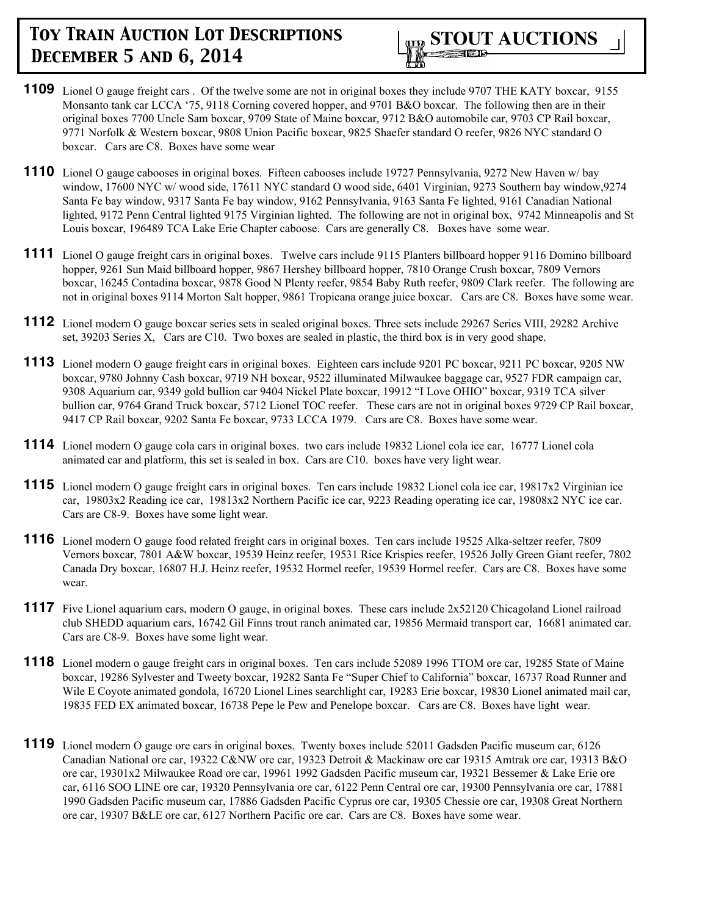**1109** Lionel O gauge freight cars . Of the twelve some are not in original boxes they include 9707 THE KATY boxcar, 9155 Monsanto tank car LCCA '75, 9118 Corning covered hopper, and 9701 B&O boxcar. The following then are in their original boxes 7700 Uncle Sam boxcar, 9709 State of Maine boxcar, 9712 B&O automobile car, 9703 CP Rail boxcar, 9771 Norfolk & Western boxcar, 9808 Union Pacific boxcar, 9825 Shaefer standard O reefer, 9826 NYC standard O boxcar. Cars are C8. Boxes have some wear

**1110** Lionel O gauge cabooses in original boxes. Fifteen cabooses include 19727 Pennsylvania, 9272 New Haven w/ bay window, 17600 NYC w/ wood side, 17611 NYC standard O wood side, 6401 Virginian, 9273 Southern bay window,9274 Santa Fe bay window, 9317 Santa Fe bay window, 9162 Pennsylvania, 9163 Santa Fe lighted, 9161 Canadian National lighted, 9172 Penn Central lighted 9175 Virginian lighted. The following are not in original box, 9742 Minneapolis and St Louis boxcar, 196489 TCA Lake Erie Chapter caboose. Cars are generally C8. Boxes have some wear.

**1111** Lionel O gauge freight cars in original boxes. Twelve cars include 9115 Planters billboard hopper 9116 Domino billboard hopper, 9261 Sun Maid billboard hopper, 9867 Hershey billboard hopper, 7810 Orange Crush boxcar, 7809 Vernors boxcar, 16245 Contadina boxcar, 9878 Good N Plenty reefer, 9854 Baby Ruth reefer, 9809 Clark reefer. The following are not in original boxes 9114 Morton Salt hopper, 9861 Tropicana orange juice boxcar. Cars are C8. Boxes have some wear.

**1112** Lionel modern O gauge boxcar series sets in sealed original boxes. Three sets include 29267 Series VIII, 29282 Archive set, 39203 Series X, Cars are C10. Two boxes are sealed in plastic, the third box is in very good shape.

**1113** Lionel modern O gauge freight cars in original boxes. Eighteen cars include 9201 PC boxcar, 9211 PC boxcar, 9205 NW boxcar, 9780 Johnny Cash boxcar, 9719 NH boxcar, 9522 illuminated Milwaukee baggage car, 9527 FDR campaign car, 9308 Aquarium car, 9349 gold bullion car 9404 Nickel Plate boxcar, 19912 "I Love OHIO" boxcar, 9319 TCA silver bullion car, 9764 Grand Truck boxcar, 5712 Lionel TOC reefer. These cars are not in original boxes 9729 CP Rail boxcar, 9417 CP Rail boxcar, 9202 Santa Fe boxcar, 9733 LCCA 1979. Cars are C8. Boxes have some wear.

**1114** Lionel modern O gauge cola cars in original boxes. two cars include 19832 Lionel cola ice car, 16777 Lionel cola animated car and platform, this set is sealed in box. Cars are C10. boxes have very light wear.

**1115** Lionel modern O gauge freight cars in original boxes. Ten cars include 19832 Lionel cola ice car, 19817x2 Virginian ice car, 19803x2 Reading ice car, 19813x2 Northern Pacific ice car, 9223 Reading operating ice car, 19808x2 NYC ice car. Cars are C8-9. Boxes have some light wear.

**1116** Lionel modern O gauge food related freight cars in original boxes. Ten cars include 19525 Alka-seltzer reefer, 7809 Vernors boxcar, 7801 A&W boxcar, 19539 Heinz reefer, 19531 Rice Krispies reefer, 19526 Jolly Green Giant reefer, 7802 Canada Dry boxcar, 16807 H.J. Heinz reefer, 19532 Hormel reefer, 19539 Hormel reefer. Cars are C8. Boxes have some wear.

**1117** Five Lionel aquarium cars, modern O gauge, in original boxes. These cars include 2x52120 Chicagoland Lionel railroad club SHEDD aquarium cars, 16742 Gil Finns trout ranch animated car, 19856 Mermaid transport car, 16681 animated car. Cars are C8-9. Boxes have some light wear.

**1118** Lionel modern o gauge freight cars in original boxes. Ten cars include 52089 1996 TTOM ore car, 19285 State of Maine boxcar, 19286 Sylvester and Tweety boxcar, 19282 Santa Fe "Super Chief to California" boxcar, 16737 Road Runner and Wile E Coyote animated gondola, 16720 Lionel Lines searchlight car, 19283 Erie boxcar, 19830 Lionel animated mail car, 19835 FED EX animated boxcar, 16738 Pepe le Pew and Penelope boxcar. Cars are C8. Boxes have light wear.

**1119** Lionel modern O gauge ore cars in original boxes. Twenty boxes include 52011 Gadsden Pacific museum car, 6126 Canadian National ore car, 19322 C&NW ore car, 19323 Detroit & Mackinaw ore car 19315 Amtrak ore car, 19313 B&O ore car, 19301x2 Milwaukee Road ore car, 19961 1992 Gadsden Pacific museum car, 19321 Bessemer & Lake Erie ore car, 6116 SOO LINE ore car, 19320 Pennsylvania ore car, 6122 Penn Central ore car, 19300 Pennsylvania ore car, 17881 1990 Gadsden Pacific museum car, 17886 Gadsden Pacific Cyprus ore car, 19305 Chessie ore car, 19308 Great Northern ore car, 19307 B&LE ore car, 6127 Northern Pacific ore car. Cars are C8. Boxes have some wear.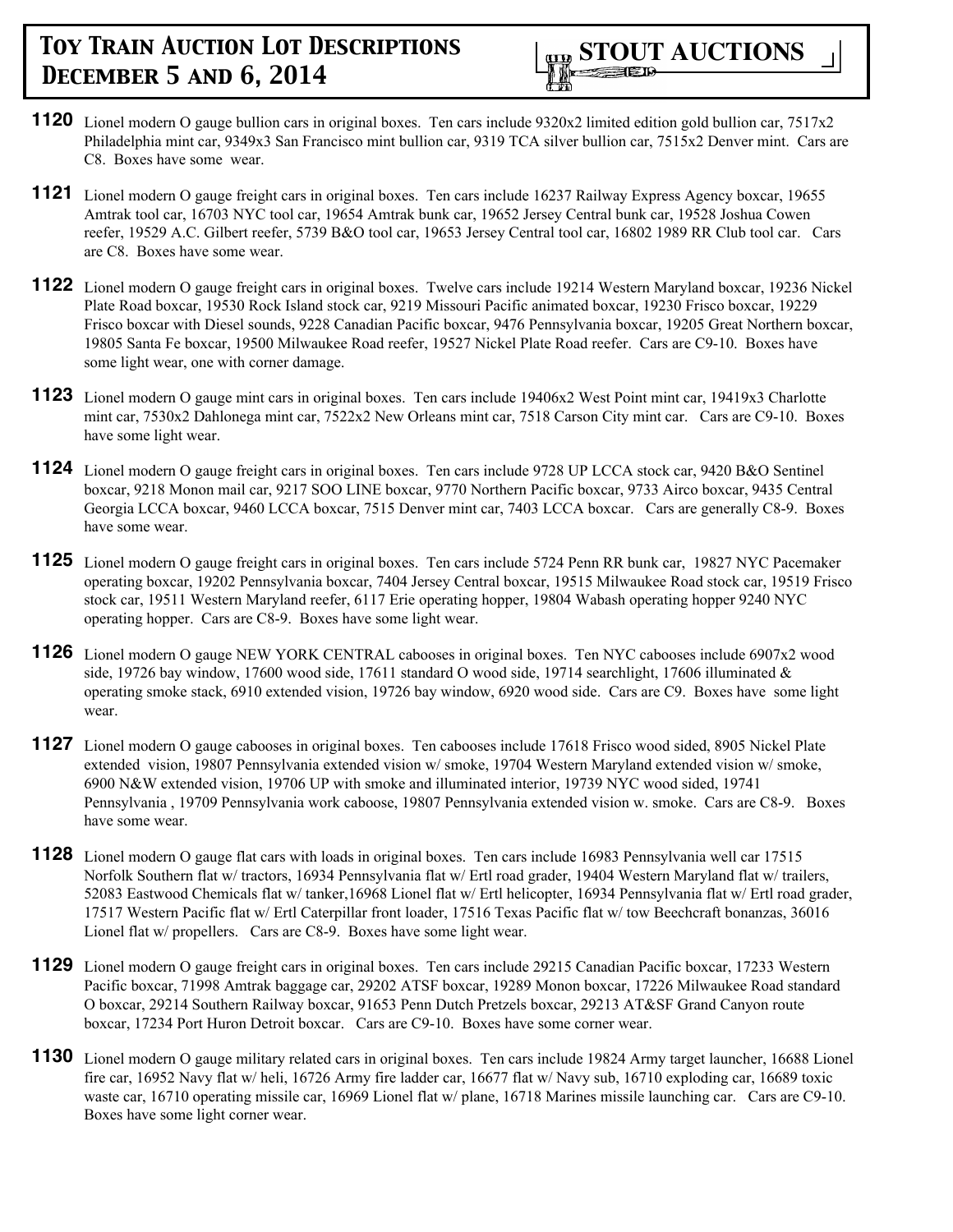**1120** Lionel modern O gauge bullion cars in original boxes. Ten cars include 9320x2 limited edition gold bullion car, 7517x2 Philadelphia mint car, 9349x3 San Francisco mint bullion car, 9319 TCA silver bullion car, 7515x2 Denver mint. Cars are C8. Boxes have some wear.

**1121** Lionel modern O gauge freight cars in original boxes. Ten cars include 16237 Railway Express Agency boxcar, 19655 Amtrak tool car, 16703 NYC tool car, 19654 Amtrak bunk car, 19652 Jersey Central bunk car, 19528 Joshua Cowen reefer, 19529 A.C. Gilbert reefer, 5739 B&O tool car, 19653 Jersey Central tool car, 16802 1989 RR Club tool car. Cars are C8. Boxes have some wear.

**1122** Lionel modern O gauge freight cars in original boxes. Twelve cars include 19214 Western Maryland boxcar, 19236 Nickel Plate Road boxcar, 19530 Rock Island stock car, 9219 Missouri Pacific animated boxcar, 19230 Frisco boxcar, 19229 Frisco boxcar with Diesel sounds, 9228 Canadian Pacific boxcar, 9476 Pennsylvania boxcar, 19205 Great Northern boxcar, 19805 Santa Fe boxcar, 19500 Milwaukee Road reefer, 19527 Nickel Plate Road reefer. Cars are C9-10. Boxes have some light wear, one with corner damage.

**1123** Lionel modern O gauge mint cars in original boxes. Ten cars include 19406x2 West Point mint car, 19419x3 Charlotte mint car, 7530x2 Dahlonega mint car, 7522x2 New Orleans mint car, 7518 Carson City mint car. Cars are C9-10. Boxes have some light wear.

**1124** Lionel modern O gauge freight cars in original boxes. Ten cars include 9728 UP LCCA stock car, 9420 B&O Sentinel boxcar, 9218 Monon mail car, 9217 SOO LINE boxcar, 9770 Northern Pacific boxcar, 9733 Airco boxcar, 9435 Central Georgia LCCA boxcar, 9460 LCCA boxcar, 7515 Denver mint car, 7403 LCCA boxcar. Cars are generally C8-9. Boxes have some wear.

**1125** Lionel modern O gauge freight cars in original boxes. Ten cars include 5724 Penn RR bunk car, 19827 NYC Pacemaker operating boxcar, 19202 Pennsylvania boxcar, 7404 Jersey Central boxcar, 19515 Milwaukee Road stock car, 19519 Frisco stock car, 19511 Western Maryland reefer, 6117 Erie operating hopper, 19804 Wabash operating hopper 9240 NYC operating hopper. Cars are C8-9. Boxes have some light wear.

**1126** Lionel modern O gauge NEW YORK CENTRAL cabooses in original boxes. Ten NYC cabooses include 6907x2 wood side, 19726 bay window, 17600 wood side, 17611 standard O wood side, 19714 searchlight, 17606 illuminated & operating smoke stack, 6910 extended vision, 19726 bay window, 6920 wood side. Cars are C9. Boxes have some light wear.

**1127** Lionel modern O gauge cabooses in original boxes. Ten cabooses include 17618 Frisco wood sided, 8905 Nickel Plate extended vision, 19807 Pennsylvania extended vision w/ smoke, 19704 Western Maryland extended vision w/ smoke, 6900 N&W extended vision, 19706 UP with smoke and illuminated interior, 19739 NYC wood sided, 19741 Pennsylvania , 19709 Pennsylvania work caboose, 19807 Pennsylvania extended vision w. smoke. Cars are C8-9. Boxes have some wear.

**1128** Lionel modern O gauge flat cars with loads in original boxes. Ten cars include 16983 Pennsylvania well car 17515 Norfolk Southern flat w/ tractors, 16934 Pennsylvania flat w/ Ertl road grader, 19404 Western Maryland flat w/ trailers, 52083 Eastwood Chemicals flat w/ tanker,16968 Lionel flat w/ Ertl helicopter, 16934 Pennsylvania flat w/ Ertl road grader, 17517 Western Pacific flat w/ Ertl Caterpillar front loader, 17516 Texas Pacific flat w/ tow Beechcraft bonanzas, 36016 Lionel flat w/ propellers. Cars are C8-9. Boxes have some light wear.

**1129** Lionel modern O gauge freight cars in original boxes. Ten cars include 29215 Canadian Pacific boxcar, 17233 Western Pacific boxcar, 71998 Amtrak baggage car, 29202 ATSF boxcar, 19289 Monon boxcar, 17226 Milwaukee Road standard O boxcar, 29214 Southern Railway boxcar, 91653 Penn Dutch Pretzels boxcar, 29213 AT&SF Grand Canyon route boxcar, 17234 Port Huron Detroit boxcar. Cars are C9-10. Boxes have some corner wear.

**1130** Lionel modern O gauge military related cars in original boxes. Ten cars include 19824 Army target launcher, 16688 Lionel fire car, 16952 Navy flat w/ heli, 16726 Army fire ladder car, 16677 flat w/ Navy sub, 16710 exploding car, 16689 toxic waste car, 16710 operating missile car, 16969 Lionel flat w/ plane, 16718 Marines missile launching car. Cars are C9-10. Boxes have some light corner wear.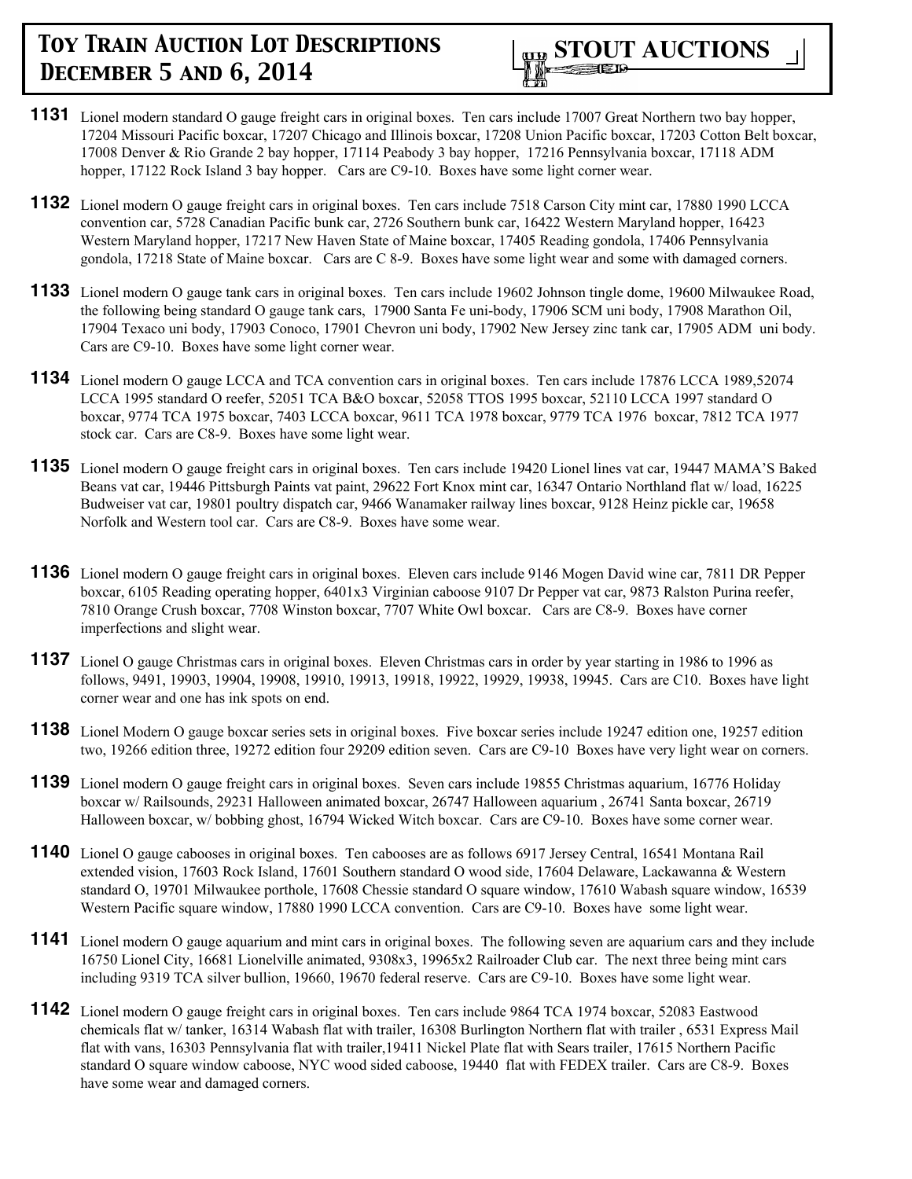**1131** Lionel modern standard O gauge freight cars in original boxes. Ten cars include 17007 Great Northern two bay hopper, 17204 Missouri Pacific boxcar, 17207 Chicago and Illinois boxcar, 17208 Union Pacific boxcar, 17203 Cotton Belt boxcar, 17008 Denver & Rio Grande 2 bay hopper, 17114 Peabody 3 bay hopper, 17216 Pennsylvania boxcar, 17118 ADM hopper, 17122 Rock Island 3 bay hopper. Cars are C9-10. Boxes have some light corner wear.

**1132** Lionel modern O gauge freight cars in original boxes. Ten cars include 7518 Carson City mint car, 17880 1990 LCCA convention car, 5728 Canadian Pacific bunk car, 2726 Southern bunk car, 16422 Western Maryland hopper, 16423 Western Maryland hopper, 17217 New Haven State of Maine boxcar, 17405 Reading gondola, 17406 Pennsylvania gondola, 17218 State of Maine boxcar. Cars are C 8-9. Boxes have some light wear and some with damaged corners.

**1133** Lionel modern O gauge tank cars in original boxes. Ten cars include 19602 Johnson tingle dome, 19600 Milwaukee Road, the following being standard O gauge tank cars, 17900 Santa Fe uni-body, 17906 SCM uni body, 17908 Marathon Oil, 17904 Texaco uni body, 17903 Conoco, 17901 Chevron uni body, 17902 New Jersey zinc tank car, 17905 ADM uni body. Cars are C9-10. Boxes have some light corner wear.

**1134** Lionel modern O gauge LCCA and TCA convention cars in original boxes. Ten cars include 17876 LCCA 1989,52074 LCCA 1995 standard O reefer, 52051 TCA B&O boxcar, 52058 TTOS 1995 boxcar, 52110 LCCA 1997 standard O boxcar, 9774 TCA 1975 boxcar, 7403 LCCA boxcar, 9611 TCA 1978 boxcar, 9779 TCA 1976 boxcar, 7812 TCA 1977 stock car. Cars are C8-9. Boxes have some light wear.

**1135** Lionel modern O gauge freight cars in original boxes. Ten cars include 19420 Lionel lines vat car, 19447 MAMA'S Baked Beans vat car, 19446 Pittsburgh Paints vat paint, 29622 Fort Knox mint car, 16347 Ontario Northland flat w/ load, 16225 Budweiser vat car, 19801 poultry dispatch car, 9466 Wanamaker railway lines boxcar, 9128 Heinz pickle car, 19658 Norfolk and Western tool car. Cars are C8-9. Boxes have some wear.

**1136** Lionel modern O gauge freight cars in original boxes. Eleven cars include 9146 Mogen David wine car, 7811 DR Pepper boxcar, 6105 Reading operating hopper, 6401x3 Virginian caboose 9107 Dr Pepper vat car, 9873 Ralston Purina reefer, 7810 Orange Crush boxcar, 7708 Winston boxcar, 7707 White Owl boxcar. Cars are C8-9. Boxes have corner imperfections and slight wear.

**1137** Lionel O gauge Christmas cars in original boxes. Eleven Christmas cars in order by year starting in 1986 to 1996 as follows, 9491, 19903, 19904, 19908, 19910, 19913, 19918, 19922, 19929, 19938, 19945. Cars are C10. Boxes have light corner wear and one has ink spots on end.

**1138** Lionel Modern O gauge boxcar series sets in original boxes. Five boxcar series include 19247 edition one, 19257 edition two, 19266 edition three, 19272 edition four 29209 edition seven. Cars are C9-10 Boxes have very light wear on corners.

**1139** Lionel modern O gauge freight cars in original boxes. Seven cars include 19855 Christmas aquarium, 16776 Holiday boxcar w/ Railsounds, 29231 Halloween animated boxcar, 26747 Halloween aquarium , 26741 Santa boxcar, 26719 Halloween boxcar, w/ bobbing ghost, 16794 Wicked Witch boxcar. Cars are C9-10. Boxes have some corner wear.

**1140** Lionel O gauge cabooses in original boxes. Ten cabooses are as follows 6917 Jersey Central, 16541 Montana Rail extended vision, 17603 Rock Island, 17601 Southern standard O wood side, 17604 Delaware, Lackawanna & Western standard O, 19701 Milwaukee porthole, 17608 Chessie standard O square window, 17610 Wabash square window, 16539 Western Pacific square window, 17880 1990 LCCA convention. Cars are C9-10. Boxes have some light wear.

**1141** Lionel modern O gauge aquarium and mint cars in original boxes. The following seven are aquarium cars and they include 16750 Lionel City, 16681 Lionelville animated, 9308x3, 19965x2 Railroader Club car. The next three being mint cars including 9319 TCA silver bullion, 19660, 19670 federal reserve. Cars are C9-10. Boxes have some light wear.

**1142** Lionel modern O gauge freight cars in original boxes. Ten cars include 9864 TCA 1974 boxcar, 52083 Eastwood chemicals flat w/ tanker, 16314 Wabash flat with trailer, 16308 Burlington Northern flat with trailer , 6531 Express Mail flat with vans, 16303 Pennsylvania flat with trailer,19411 Nickel Plate flat with Sears trailer, 17615 Northern Pacific standard O square window caboose, NYC wood sided caboose, 19440 flat with FEDEX trailer. Cars are C8-9. Boxes have some wear and damaged corners.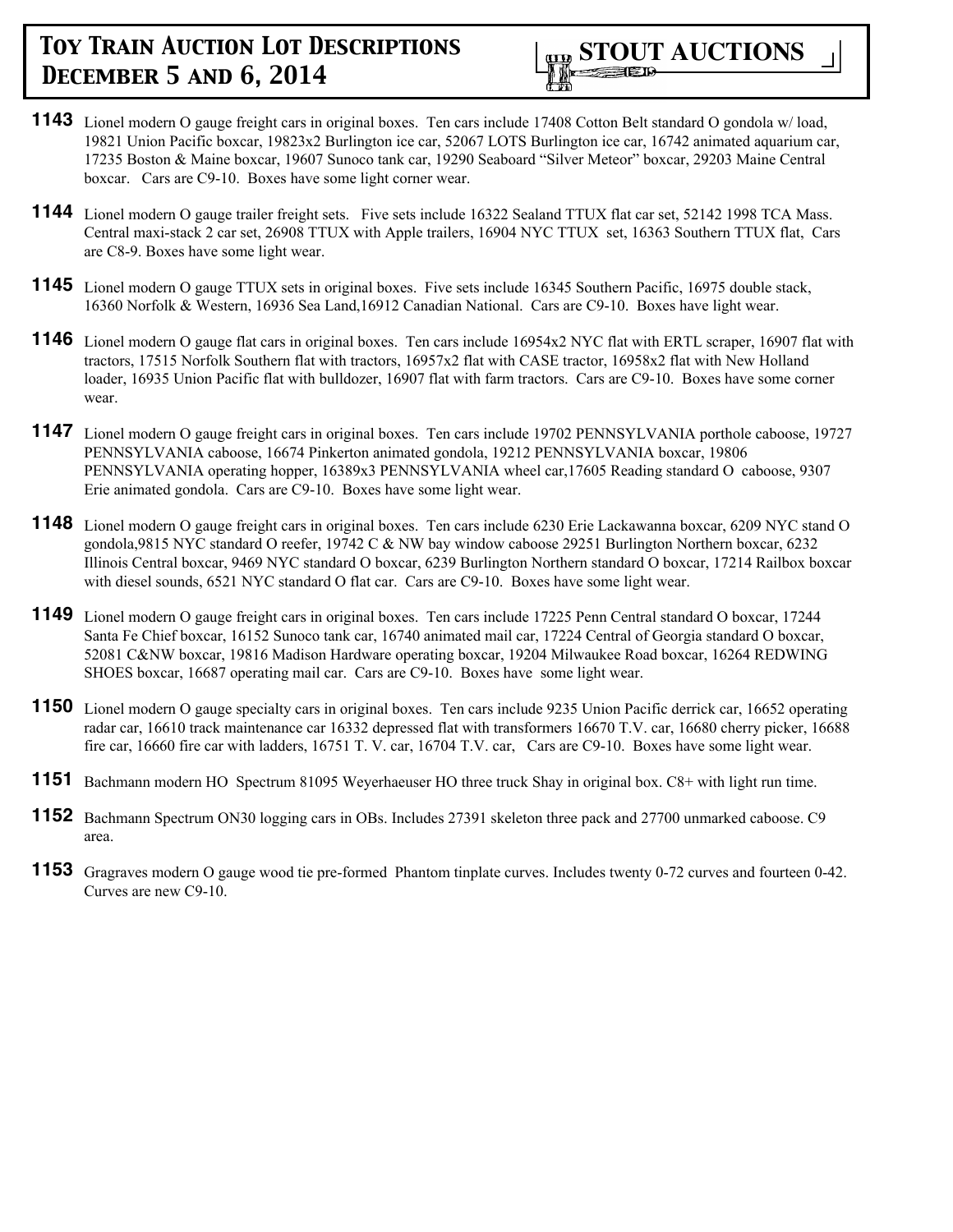**1143** Lionel modern O gauge freight cars in original boxes. Ten cars include 17408 Cotton Belt standard O gondola w/ load, 19821 Union Pacific boxcar, 19823x2 Burlington ice car, 52067 LOTS Burlington ice car, 16742 animated aquarium car, 17235 Boston & Maine boxcar, 19607 Sunoco tank car, 19290 Seaboard "Silver Meteor" boxcar, 29203 Maine Central boxcar. Cars are C9-10. Boxes have some light corner wear.

**1144** Lionel modern O gauge trailer freight sets. Five sets include 16322 Sealand TTUX flat car set, 52142 1998 TCA Mass. Central maxi-stack 2 car set, 26908 TTUX with Apple trailers, 16904 NYC TTUX set, 16363 Southern TTUX flat, Cars are C8-9. Boxes have some light wear.

**1145** Lionel modern O gauge TTUX sets in original boxes. Five sets include 16345 Southern Pacific, 16975 double stack, 16360 Norfolk & Western, 16936 Sea Land,16912 Canadian National. Cars are C9-10. Boxes have light wear.

**1146** Lionel modern O gauge flat cars in original boxes. Ten cars include 16954x2 NYC flat with ERTL scraper, 16907 flat with tractors, 17515 Norfolk Southern flat with tractors, 16957x2 flat with CASE tractor, 16958x2 flat with New Holland loader, 16935 Union Pacific flat with bulldozer, 16907 flat with farm tractors. Cars are C9-10. Boxes have some corner wear.

**1147** Lionel modern O gauge freight cars in original boxes. Ten cars include 19702 PENNSYLVANIA porthole caboose, 19727 PENNSYLVANIA caboose, 16674 Pinkerton animated gondola, 19212 PENNSYLVANIA boxcar, 19806 PENNSYLVANIA operating hopper, 16389x3 PENNSYLVANIA wheel car,17605 Reading standard O caboose, 9307 Erie animated gondola. Cars are C9-10. Boxes have some light wear.

**1148** Lionel modern O gauge freight cars in original boxes. Ten cars include 6230 Erie Lackawanna boxcar, 6209 NYC stand O gondola,9815 NYC standard O reefer, 19742 C & NW bay window caboose 29251 Burlington Northern boxcar, 6232 Illinois Central boxcar, 9469 NYC standard O boxcar, 6239 Burlington Northern standard O boxcar, 17214 Railbox boxcar with diesel sounds, 6521 NYC standard O flat car. Cars are C9-10. Boxes have some light wear.

**1149** Lionel modern O gauge freight cars in original boxes. Ten cars include 17225 Penn Central standard O boxcar, 17244 Santa Fe Chief boxcar, 16152 Sunoco tank car, 16740 animated mail car, 17224 Central of Georgia standard O boxcar, 52081 C&NW boxcar, 19816 Madison Hardware operating boxcar, 19204 Milwaukee Road boxcar, 16264 REDWING SHOES boxcar, 16687 operating mail car. Cars are C9-10. Boxes have some light wear.

**1150** Lionel modern O gauge specialty cars in original boxes. Ten cars include 9235 Union Pacific derrick car, 16652 operating radar car, 16610 track maintenance car 16332 depressed flat with transformers 16670 T.V. car, 16680 cherry picker, 16688 fire car, 16660 fire car with ladders, 16751 T. V. car, 16704 T.V. car, Cars are C9-10. Boxes have some light wear.

**1151** Bachmann modern HO Spectrum 81095 Weyerhaeuser HO three truck Shay in original box. C8+ with light run time.

**1152** Bachmann Spectrum ON30 logging cars in OBs. Includes 27391 skeleton three pack and 27700 unmarked caboose. C9 area.

**1153** Gragraves modern O gauge wood tie pre-formed Phantom tinplate curves. Includes twenty 0-72 curves and fourteen 0-42. Curves are new C9-10.